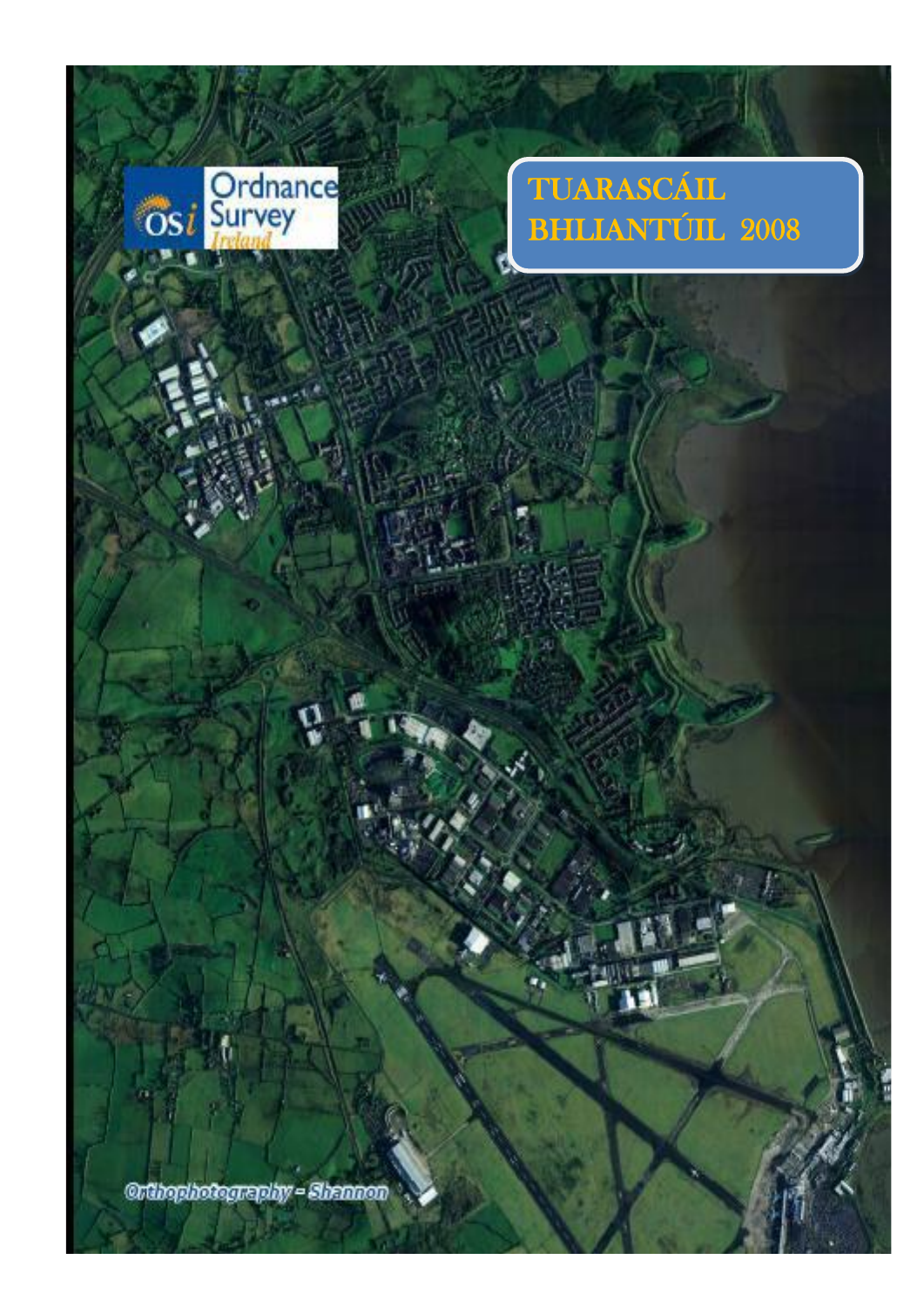Ordnance Survey Ireland

# TUARASCÁIL BHLIANTÚIL 2008

Orthophotography - Shannon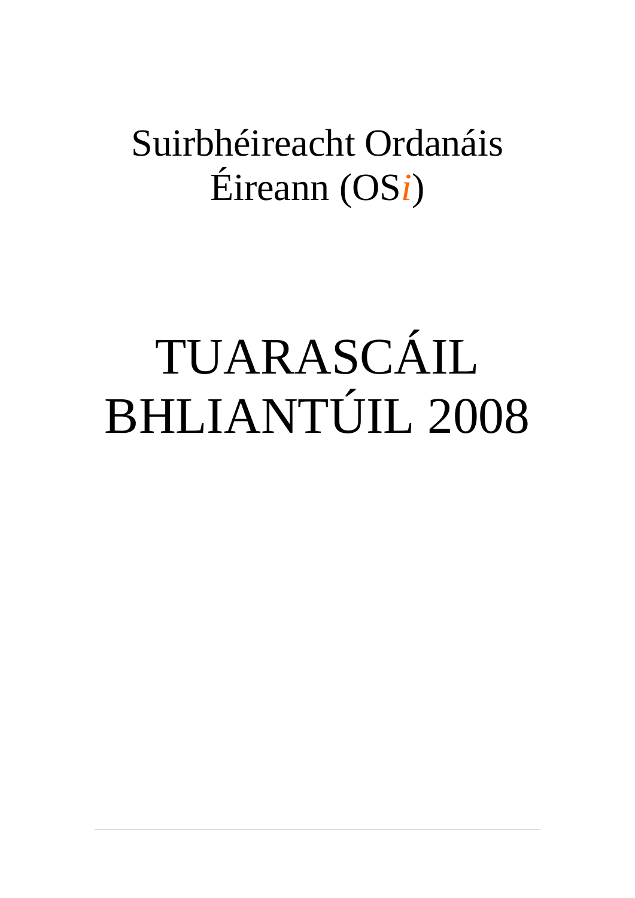Suirbhéireacht Ordanáis Éireann (OS*i*)

# TUARASCÁIL BHLIANTÚIL 2008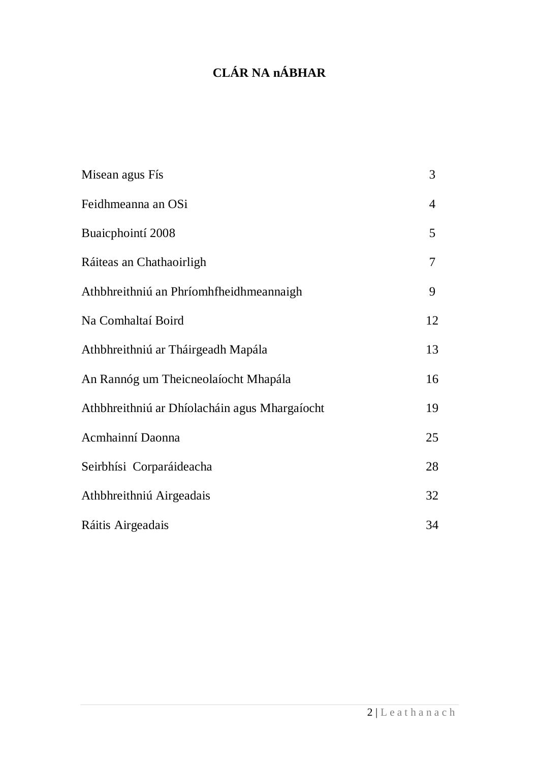# CLÁR NA nÁBHAR

| | |
|---|---|
| Misean agus Fís | 3 |
| Feidhmeanna an OSi | 4 |
| Buaicphointí 2008 | 5 |
| Ráiteas an Chathaoirligh | 7 |
| Athbhreithniú an Phríomhfheidhmeannaigh | 9 |
| Na Comhaltaí Boird | 12 |
| Athbhreithniú ar Tháirgeadh Mapála | 13 |
| An Rannóg um Theicneolaíocht Mhapála | 16 |
| Athbhreithniú ar Dhíolacháin agus Mhargaíocht | 19 |
| Acmhainní Daonna | 25 |
| Seirbhísi Corparáideacha | 28 |
| Athbhreithniú Airgeadais | 32 |
| Ráitis Airgeadais | 34 |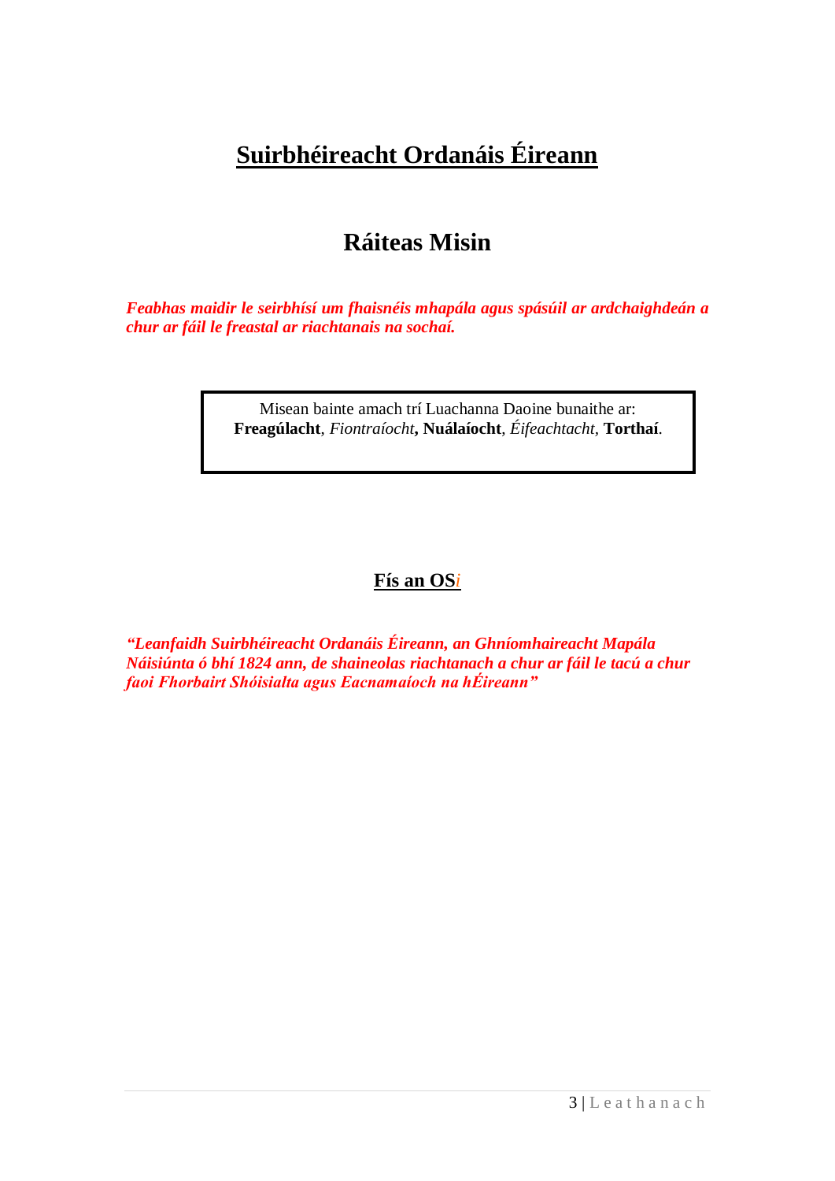# Suirbhéireacht Ordanáis Éireann

## Ráiteas Misin

***Feabhas maidir le seirbhísí um fhaisnéis mhapála agus spásúil ar ardchaighdeán a chur ar fáil le freastal ar riachtanais na sochaí.***

Misean bainte amach trí Luachanna Daoine bunaithe ar: **Freagúlacht**, *Fiontraíocht*, **Nuálaíocht**, *Éifeachtacht*, **Torthaí**.

## Fís an OS*i*

***"Leanfaidh Suirbhéireacht Ordanáis Éireann, an Ghníomhaireacht Mapála Náisiúnta ó bhí 1824 ann, de shaineolas riachtanach a chur ar fáil le tacú a chur faoi Fhorbairt Shóisialta agus Eacnamaíoch na hÉireann"***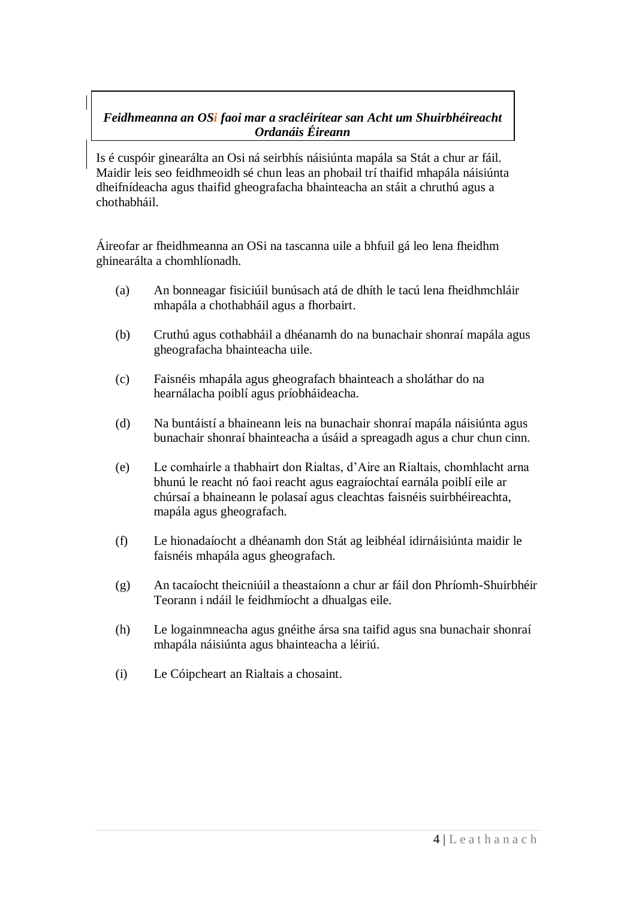***Feidhmeanna an OSi faoi mar a sracléirítear san Acht um Shuirbhéireacht Ordanáis Éireann***

Is é cuspóir ginearálta an Osi ná seirbhís náisiúnta mapála sa Stát a chur ar fáil. Maidir leis seo feidhmeoidh sé chun leas an phobail trí thaifid mhapála náisiúnta dheifnídeacha agus thaifid gheografacha bhainteacha an stáit a chruthú agus a chothabháil.

Áireofar ar fheidhmeanna an OSi na tascanna uile a bhfuil gá leo lena fheidhm ghinearálta a chomhlíonadh.

(a) An bonneagar fisiciúil bunúsach atá de dhíth le tacú lena fheidhmchláir mhapála a chothabháil agus a fhorbairt.

(b) Cruthú agus cothabháil a dhéanamh do na bunachair shonraí mapála agus gheografacha bhainteacha uile.

(c) Faisnéis mhapála agus gheografach bhainteach a sholáthar do na hearnálacha poiblí agus príobháideacha.

(d) Na buntáistí a bhaineann leis na bunachair shonraí mapála náisiúnta agus bunachair shonraí bhainteacha a úsáid a spreagadh agus a chur chun cinn.

(e) Le comhairle a thabhairt don Rialtas, d'Aire an Rialtais, chomhlacht arna bhunú le reacht nó faoi reacht agus eagraíochtaí earnála poiblí eile ar chúrsaí a bhaineann le polasaí agus cleachtas faisnéis suirbhéireachta, mapála agus gheografach.

(f) Le hionadaíocht a dhéanamh don Stát ag leibhéal idirnáisiúnta maidir le faisnéis mhapála agus gheografach.

(g) An tacaíocht theicniúil a theastaíonn a chur ar fáil don Phríomh-Shuirbhéir Teorann i ndáil le feidhmíocht a dhualgas eile.

(h) Le logainmneacha agus gnéithe ársa sna taifid agus sna bunachair shonraí mhapála náisiúnta agus bhainteacha a léiriú.

(i) Le Cóipcheart an Rialtais a chosaint.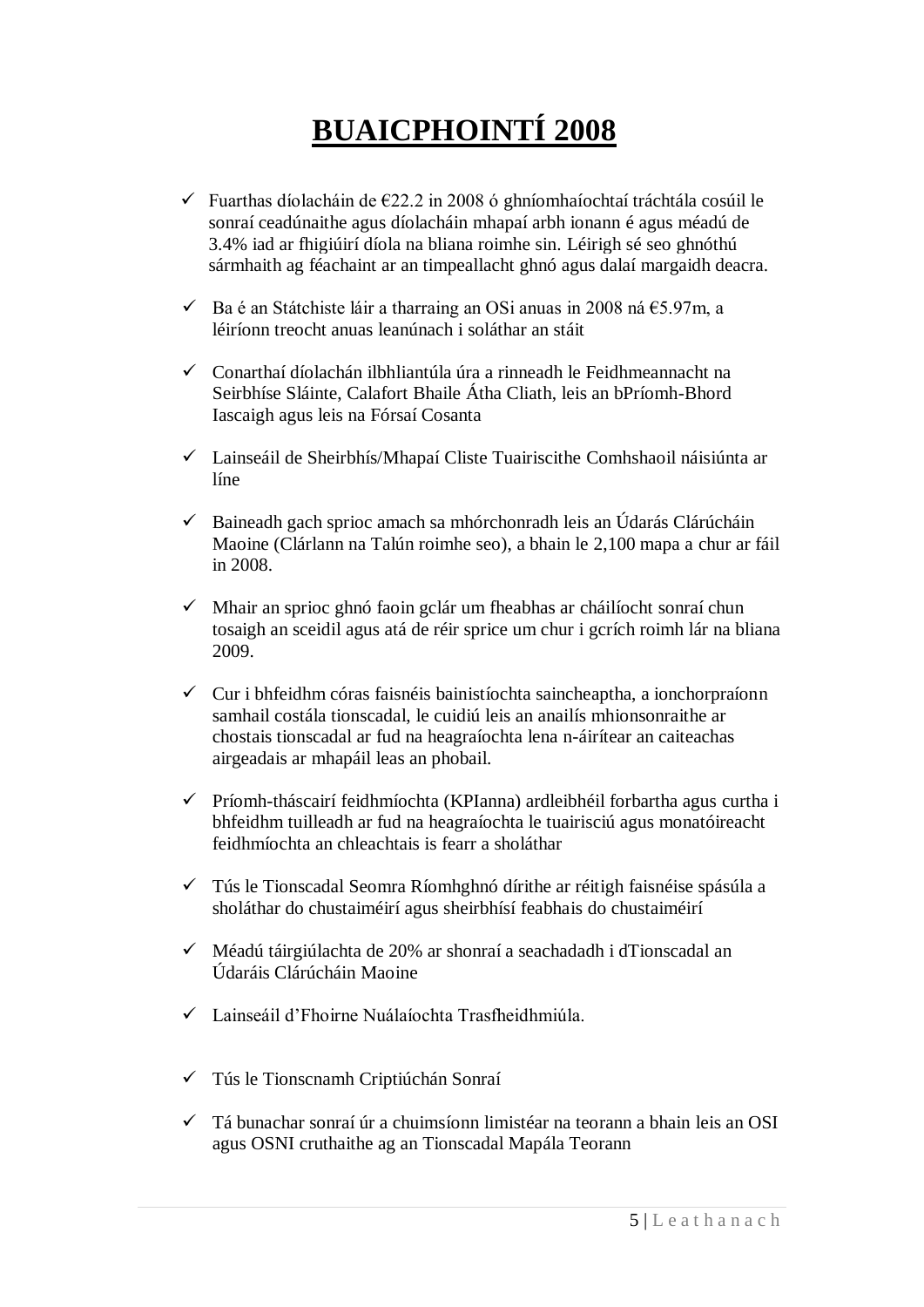# BUAICPHOINTÍ 2008

- ✓ Fuarthas díolacháin de €22.2 in 2008 ó ghníomhaíochtaí tráchtála cosúil le sonraí ceadúnaithe agus díolacháin mhapaí arbh ionann é agus méadú de 3.4% iad ar fhigiúirí díola na bliana roimhe sin. Léirigh sé seo ghnóthú sármhaith ag féachaint ar an timpeallacht ghnó agus dalaí margaidh deacra.
- ✓ Ba é an Státchiste láir a tharraing an OSi anuas in 2008 ná €5.97m, a léiríonn treocht anuas leanúnach i soláthar an stáit
- ✓ Conarthaí díolachán ilbhliantúla úra a rinneadh le Feidhmeannacht na Seirbhíse Sláinte, Calafort Bhaile Átha Cliath, leis an bPríomh-Bhord Iascaigh agus leis na Fórsaí Cosanta
- ✓ Lainseáil de Sheirbhís/Mhapaí Cliste Tuairiscithe Comhshaoil náisiúnta ar líne
- ✓ Baineadh gach sprioc amach sa mhórchonradh leis an Údarás Clárúcháin Maoine (Clárlann na Talún roimhe seo), a bhain le 2,100 mapa a chur ar fáil in 2008.
- ✓ Mhair an sprioc ghnó faoin gclár um fheabhas ar cháilíocht sonraí chun tosaigh an sceidil agus atá de réir sprice um chur i gcrích roimh lár na bliana 2009.
- ✓ Cur i bhfeidhm córas faisnéis bainistíochta saincheaptha, a ionchorpraíonn samhail costála tionscadal, le cuidiú leis an anailís mhionsonraithe ar chostais tionscadal ar fud na heagraíochta lena n-áirítear an caiteachas airgeadais ar mhapáil leas an phobail.
- ✓ Príomh-tháscairí feidhmíochta (KPIanna) ardleibhéil forbartha agus curtha i bhfeidhm tuilleadh ar fud na heagraíochta le tuairisciú agus monatóireacht feidhmíochta an chleachtais is fearr a sholáthar
- ✓ Tús le Tionscadal Seomra Ríomhghnó dírithe ar réitigh faisnéise spásúla a sholáthar do chustaiméirí agus sheirbhísí feabhais do chustaiméirí
- ✓ Méadú táirgiúlachta de 20% ar shonraí a seachadadh i dTionscadal an Údaráis Clárúcháin Maoine
- ✓ Lainseáil d'Fhoirne Nuálaíochta Trasfheidhmiúla.
- ✓ Tús le Tionscnamh Criptiúchán Sonraí
- ✓ Tá bunachar sonraí úr a chuimsíonn limistéar na teorann a bhain leis an OSI agus OSNI cruthaithe ag an Tionscadal Mapála Teorann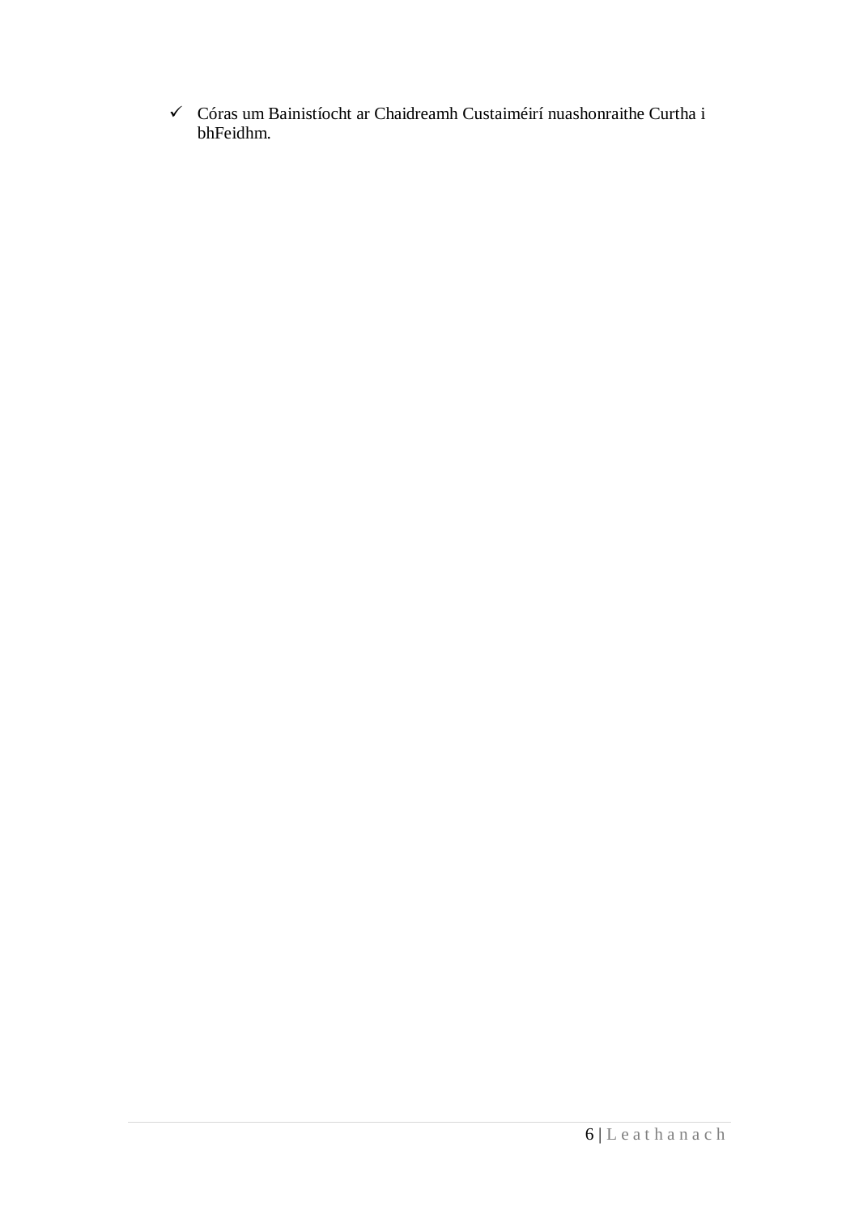- ✓ Córas um Bainistíocht ar Chaidreamh Custaiméirí nuashonraithe Curtha i bhFeidhm.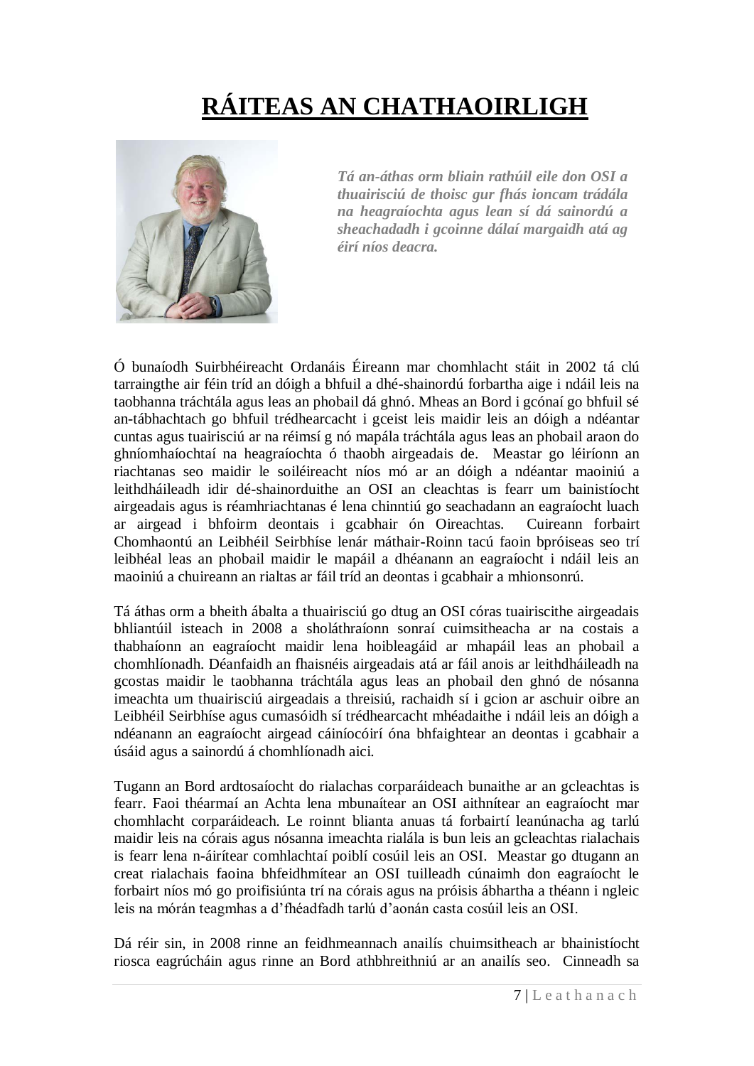# RÁITEAS AN CHATHAOIRLIGH

***Tá an-áthas orm bliain rathúil eile don OSI a thuairisciú de thoisc gur fhás ioncam trádála na heagraíochta agus lean sí dá sainordú a sheachadadh i gcoinne dálaí margaidh atá ag éirí níos deacra.***

Ó bunaíodh Suirbhéireacht Ordanáis Éireann mar chomhlacht stáit in 2002 tá clú tarraingthe air féin tríd an dóigh a bhfuil a dhé-shainordú forbartha aige i ndáil leis na taobhanna tráchtála agus leas an phobail dá ghnó. Mheas an Bord i gcónaí go bhfuil sé an-tábhachtach go bhfuil trédhearcacht i gceist leis maidir leis an dóigh a ndéantar cuntas agus tuairisciú ar na réimsí g nó mapála tráchtála agus leas an phobail araon do ghníomhaíochtaí na heagraíochta ó thaobh airgeadais de. Meastar go léiríonn an riachtanas seo maidir le soiléireacht níos mó ar an dóigh a ndéantar maoiniú a leithdháileadh idir dé-shainorduithe an OSI an cleachtas is fearr um bainistíocht airgeadais agus is réamhriachtanas é lena chinntiú go seachadann an eagraíocht luach ar airgead i bhfoirm deontais i gcabhair ón Oireachtas. Cuireann forbairt Chomhaontú an Leibhéil Seirbhíse lenár máthair-Roinn tacú faoin bpróiseas seo trí leibhéal leas an phobail maidir le mapáil a dhéanann an eagraíocht i ndáil leis an maoiniú a chuireann an rialtas ar fáil tríd an deontas i gcabhair a mhionsonrú.

Tá áthas orm a bheith ábalta a thuairisciú go dtug an OSI córas tuairiscithe airgeadais bhliantúil isteach in 2008 a sholáthraíonn sonraí cuimsitheacha ar na costais a thabhaíonn an eagraíocht maidir lena hoibleagáid ar mhapáil leas an phobail a chomhlíonadh. Déanfaidh an fhaisnéis airgeadais atá ar fáil anois ar leithdháileadh na gcostas maidir le taobhanna tráchtála agus leas an phobail den ghnó de nósanna imeachta um thuairisciú airgeadais a threisiú, rachaidh sí i gcion ar aschuir oibre an Leibhéil Seirbhíse agus cumasóidh sí trédhearcacht mhéadaithe i ndáil leis an dóigh a ndéanann an eagraíocht airgead cáiníocóirí óna bhfaightear an deontas i gcabhair a úsáid agus a sainordú á chomhlíonadh aici.

Tugann an Bord ardtosaíocht do rialachas corparáideach bunaithe ar an gcleachtas is fearr. Faoi théarmaí an Achta lena mbunaítear an OSI aithnítear an eagraíocht mar chomhlacht corparáideach. Le roinnt blianta anuas tá forbairtí leanúnacha ag tarlú maidir leis na córais agus nósanna imeachta rialála is bun leis an gcleachtas rialachais is fearr lena n-áirítear comhlachtaí poiblí cosúil leis an OSI. Meastar go dtugann an creat rialachais faoina bhfeidhmítear an OSI tuilleadh cúnaimh don eagraíocht le forbairt níos mó go proifisiúnta trí na córais agus na próisis ábhartha a théann i ngleic leis na mórán teagmhas a d'fhéadfadh tarlú d'aonán casta cosúil leis an OSI.

Dá réir sin, in 2008 rinne an feidhmeannach anailís chuimsitheach ar bhainistíocht riosca eagrúcháin agus rinne an Bord athbhreithniú ar an anailís seo. Cinneadh sa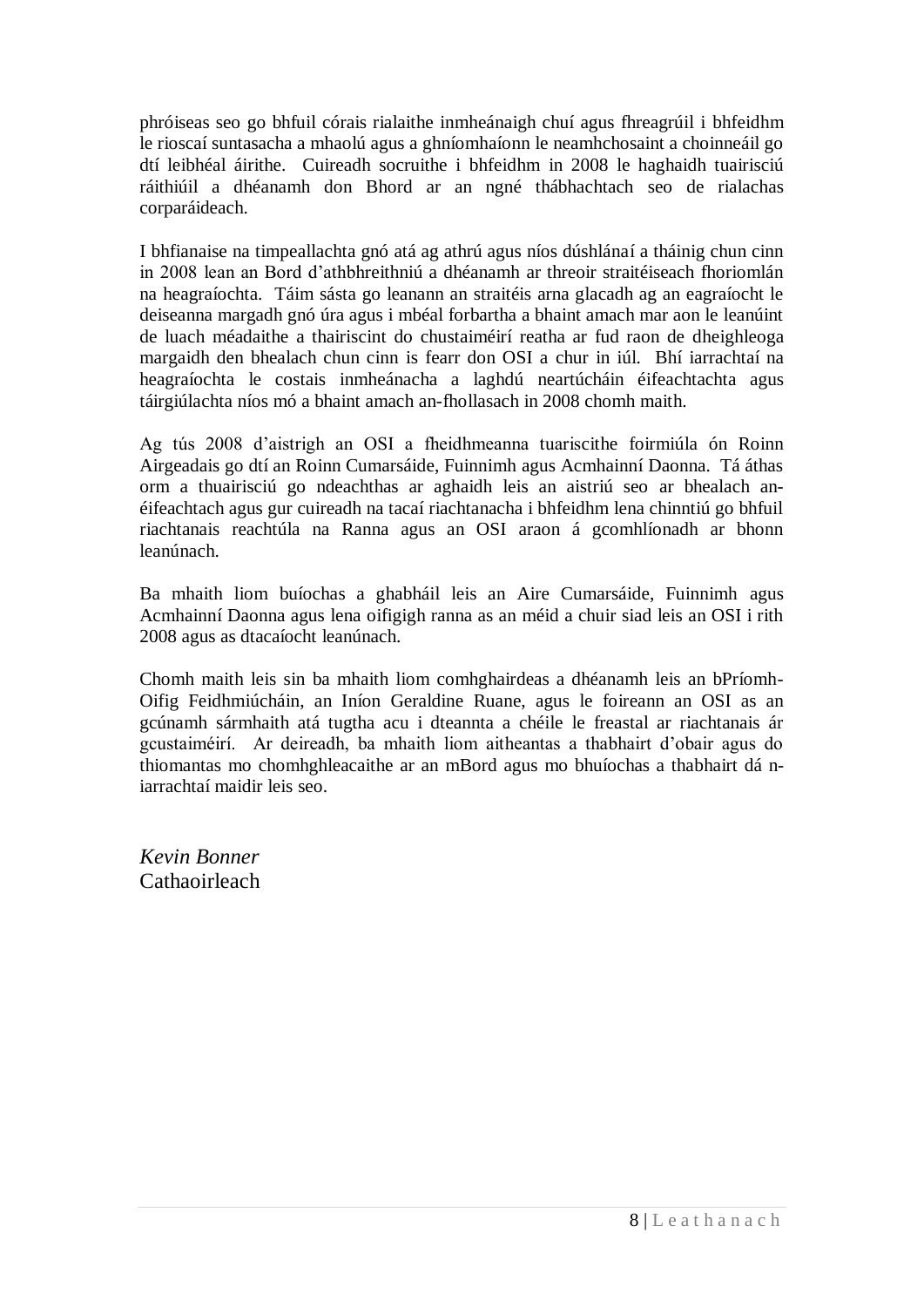phróiseas seo go bhfuil córais rialaithe inmheánaigh chuí agus fhreagrúil i bhfeidhm le rioscaí suntasacha a mhaolú agus a ghníomhaíonn le neamhchosaint a choinneáil go dtí leibhéal áirithe. Cuireadh socruithe i bhfeidhm in 2008 le haghaidh tuairisciú ráithiúil a dhéanamh don Bhord ar an ngné thábhachtach seo de rialachas corparáideach.

I bhfianaise na timpeallachta gnó atá ag athrú agus níos dúshlánaí a tháinig chun cinn in 2008 lean an Bord d'athbhreithniú a dhéanamh ar threoir straitéiseach fhoriomlán na heagraíochta. Táim sásta go leanann an straitéis arna glacadh ag an eagraíocht le deiseanna margadh gnó úra agus i mbéal forbartha a bhaint amach mar aon le leanúint de luach méadaithe a thairiscint do chustaiméirí reatha ar fud raon de dheighleoga margaidh den bhealach chun cinn is fearr don OSI a chur in iúl. Bhí iarrachtaí na heagraíochta le costais inmheánacha a laghdú neartúcháin éifeachtachta agus táirgiúlachta níos mó a bhaint amach an-fhollasach in 2008 chomh maith.

Ag tús 2008 d'aistrigh an OSI a fheidhmeanna tuairiscithe foirmiúla ón Roinn Airgeadais go dtí an Roinn Cumarsáide, Fuinnimh agus Acmhainní Daonna. Tá áthas orm a thuairisciú go ndeachthas ar aghaidh leis an aistriú seo ar bhealach an-éifeachtach agus gur cuireadh na tacaí riachtanacha i bhfeidhm lena chinntiú go bhfuil riachtanais reachtúla na Ranna agus an OSI araon á gcomhlíonadh ar bhonn leanúnach.

Ba mhaith liom buíochas a ghabháil leis an Aire Cumarsáide, Fuinnimh agus Acmhainní Daonna agus lena oifigigh ranna as an méid a chuir siad leis an OSI i rith 2008 agus as dtacaíocht leanúnach.

Chomh maith leis sin ba mhaith liom comhghairdeas a dhéanamh leis an bPríomh-Oifig Feidhmiúcháin, an Iníon Geraldine Ruane, agus le foireann an OSI as an gcúnamh sármhaith atá tugtha acu i dteannta a chéile le freastal ar riachtanais ár gcustaiméirí. Ar deireadh, ba mhaith liom aitheantas a thabhairt d'obair agus do thiomantas mo chomhghleacaithe ar an mBord agus mo bhuíochas a thabhairt dá n-iarrachtaí maidir leis seo.

*Kevin Bonner*
Cathaoirleach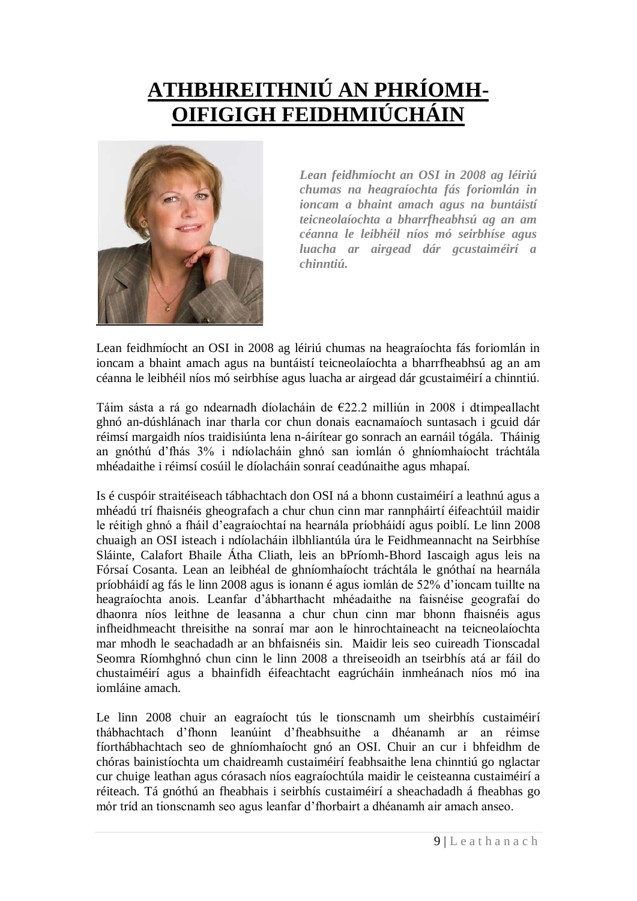# ATHBHREITHNIÚ AN PHRÍOMH-OIFIGIGH FEIDHMIÚCHÁIN

***Lean feidhmíocht an OSI in 2008 ag léiriú chumas na heagraíochta fás foriomlán in ioncam a bhaint amach agus na buntáistí teicneolaíochta a bharrfheabhsú ag an am céanna le leibhéil níos mó seirbhíse agus luacha ar airgead dár gcustaiméirí a chinntiú.***

Lean feidhmíocht an OSI in 2008 ag léiriú chumas na heagraíochta fás foriomlán in ioncam a bhaint amach agus na buntáistí teicneolaíochta a bharrfheabhsú ag an am céanna le leibhéil níos mó seirbhíse agus luacha ar airgead dár gcustaiméirí a chinntiú.

Táim sásta a rá go ndearnadh díolacháin de €22.2 milliún in 2008 i dtimpeallacht ghnó an-dúshlánach inar tharla cor chun donais eacnamaíoch suntasach i gcuid dár réimsí margaidh níos traidisiúnta lena n-áirítear go sonrach an earnáil tógála. Tháinig an gnóthú d'fhás 3% i ndíolacháin ghnó san iomlán ó ghníomhaíocht tráchtála mhéadaithe i réimsí cosúil le díolacháin sonraí ceadúnaithe agus mhapaí.

Is é cuspóir straitéiseach tábhachtach don OSI ná a bhonn custaiméirí a leathnú agus a mhéadú trí fhaisnéis gheografach a chur chun cinn mar rannpháirtí éifeachtúil maidir le réitigh ghnó a fháil d'eagraíochtaí na hearnála príobháidí agus poiblí. Le linn 2008 chuaigh an OSI isteach i ndíolacháin ilbhliantúla úra le Feidhmeannacht na Seirbhíse Sláinte, Calafort Bhaile Átha Cliath, leis an bPríomh-Bhord Iascaigh agus leis na Fórsaí Cosanta. Lean an leibhéal de ghníomhaíocht tráchtála le gnóthaí na hearnála príobháidí ag fás le linn 2008 agus is ionann é agus iomlán de 52% d'ioncam tuillte na heagraíochta anois. Leanfar d'ábharthacht mhéadaithe na faisnéise geografaí do dhaonra níos leithne de leasanna a chur chun cinn mar bhonn fhaisnéis agus infheidhmeacht threisithe na sonraí mar aon le hinrochtaineacht na teicneolaíochta mar mhodh le seachadadh ar an bhfaisnéis sin. Maidir leis seo cuireadh Tionscadal Seomra Ríomhghnó chun cinn le linn 2008 a threiseoidh an tseirbhís atá ar fáil do chustaiméirí agus a bhainfidh éifeachtacht eagrúcháin inmheánach níos mó ina iomláine amach.

Le linn 2008 chuir an eagraíocht tús le tionscnamh um sheirbhís custaiméirí thábhachtach d'fhonn leanúint d'fheabhsuithe a dhéanamh ar an réimse fíorthábhachtach seo de ghníomhaíocht gnó an OSI. Chuir an cur i bhfeidhm de chóras bainistíochta um chaidreamh custaiméirí feabhsaithe lena chinntiú go nglactar cur chuige leathan agus córasach níos eagraíochtúla maidir le ceisteanna custaiméirí a réiteach. Tá gnóthú an fheabhais i seirbhís custaiméirí a sheachadadh á fheabhas go mór tríd an tionscnamh seo agus leanfar d'fhorbairt a dhéanamh air amach anseo.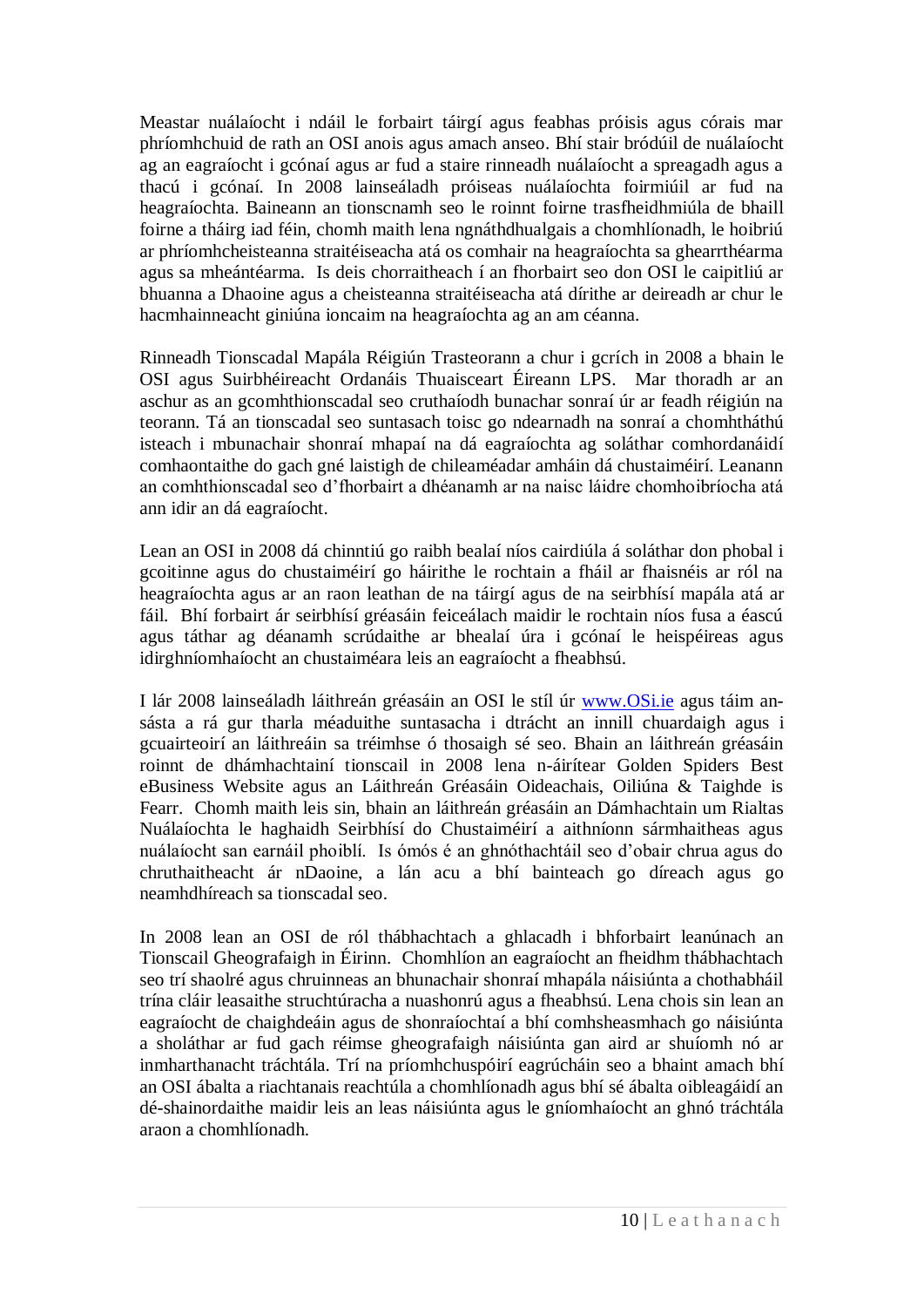Meastar nuálaíocht i ndáil le forbairt táirgí agus feabhas próisis agus córais mar phríomhchuid de rath an OSI anois agus amach anseo. Bhí stair bródúil de nuálaíocht ag an eagraíocht i gcónaí agus ar fud a staire rinneadh nuálaíocht a spreagadh agus a thacú i gcónaí. In 2008 lainseáladh próiseas nuálaíochta foirmiúil ar fud na heagraíochta. Baineann an tionscnamh seo le roinnt foirne trasfheidhmiúla de bhaill foirne a tháirg iad féin, chomh maith lena ngnáthdhualgais a chomhlíonadh, le hoibriú ar phríomhcheisteanna straitéiseacha atá os comhair na heagraíochta sa ghearrthéarma agus sa mheántéarma. Is deis chorraitheach í an fhorbairt seo don OSI le caipitliú ar bhuanna a Dhaoine agus a cheisteanna straitéiseacha atá dírithe ar deireadh ar chur le hacmhainneacht giniúna ioncaim na heagraíochta ag an am céanna.

Rinneadh Tionscadal Mapála Réigiún Trasteorann a chur i gcrích in 2008 a bhain le OSI agus Suirbhéireacht Ordanáis Thuaisceart Éireann LPS. Mar thoradh ar an aschur as an gcomhthionscadal seo cruthaíodh bunachar sonraí úr ar feadh réigiún na teorann. Tá an tionscadal seo suntasach toisc go ndearnadh na sonraí a chomhtháthú isteach i mbunachair shonraí mhapaí na dá eagraíochta ag soláthar comhordanáidí comhaontaithe do gach gné laistigh de chileaméadar amháin dá chustaiméirí. Leanann an comhthionscadal seo d’fhorbairt a dhéanamh ar na naisc láidre chomhoibríocha atá ann idir an dá eagraíocht.

Lean an OSI in 2008 dá chinntiú go raibh bealaí níos cairdiúla á soláthar don phobal i gcoitinne agus do chustaiméirí go háirithe le rochtain a fháil ar fhaisnéis ar ról na heagraíochta agus ar an raon leathan de na táirgí agus de na seirbhísí mapála atá ar fáil. Bhí forbairt ár seirbhísí gréasáin feiceálach maidir le rochtain níos fusa a éascú agus táthar ag déanamh scrúdaithe ar bhealaí úra i gcónaí le heispéireas agus idirghníomhaíocht an chustaiméara leis an eagraíocht a fheabhsú.

I lár 2008 lainseáladh láithreán gréasáin an OSI le stíl úr [www.OSi.ie](http://www.OSi.ie) agus táim an-sásta a rá gur tharla méaduithe suntasacha i dtrácht an innill chuardaigh agus i gcuairteoirí an láithreáin sa tréimhse ó thosaigh sé seo. Bhain an láithreán gréasáin roinnt de dhámhachtainí tionscail in 2008 lena n-áirítear Golden Spiders Best eBusiness Website agus an Láithreán Gréasáin Oideachais, Oiliúna & Taighde is Fearr. Chomh maith leis sin, bhain an láithreán gréasáin an Dámhachtain um Rialtas Nuálaíochta le haghaidh Seirbhísí do Chustaiméirí a aithníonn sármhaitheas agus nuálaíocht san earnáil phoiblí. Is ómós é an ghnóthachtáil seo d’obair chrua agus do chruthaitheacht ár nDaoine, a lán acu a bhí bainteach go díreach agus go neamhdhíreach sa tionscadal seo.

In 2008 lean an OSI de ról thábhachtach a ghlacadh i bhforbairt leanúnach an Tionscail Gheografaigh in Éirinn. Chomhlíon an eagraíocht an fheidhm thábhachtach seo trí shaolré agus chruinneas an bhunachair shonraí mhapála náisiúnta a chothabháil trína cláir leasaithe struchtúracha a nuashonrú agus a fheabhsú. Lena chois sin lean an eagraíocht de chaighdeáin agus de shonraíochtaí a bhí comhsheasmhach go náisiúnta a sholáthar ar fud gach réimse gheografaigh náisiúnta gan aird ar shuíomh nó ar inmharthanacht tráchtála. Trí na príomhchuspóirí eagrúcháin seo a bhaint amach bhí an OSI ábalta a riachtanais reachtúla a chomhlíonadh agus bhí sé ábalta oibleagáidí an dé-shainordaithe maidir leis an leas náisiúnta agus le gníomhaíocht an ghnó tráchtála araon a chomhlíonadh.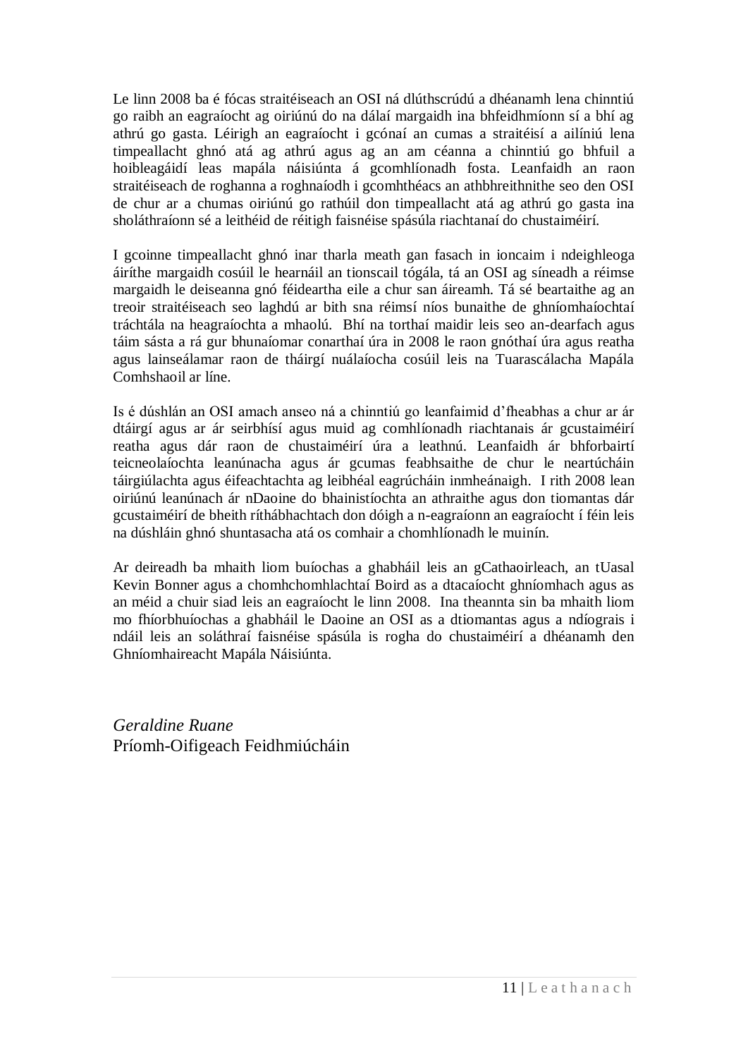Le linn 2008 ba é fócas straitéiseach an OSI ná dlúthscrúdú a dhéanamh lena chinntiú go raibh an eagraíocht ag oiriúnú do na dálaí margaidh ina bhfeidhmíonn sí a bhí ag athrú go gasta. Léirigh an eagraíocht i gcónaí an cumas a straitéisí a ailíniú lena timpeallacht ghnó atá ag athrú agus ag an am céanna a chinntiú go bhfuil a hoibleagáidí leas mapála náisiúnta á gcomhlíonadh fosta. Leanfaidh an raon straitéiseach de roghanna a roghnaíodh i gcomhthéacs an athbhreithnithe seo den OSI de chur ar a chumas oiriúnú go rathúil don timpeallacht atá ag athrú go gasta ina sholáthraíonn sé a leithéid de réitigh faisnéise spásúla riachtanaí do chustaiméirí.

I gcoinne timpeallacht ghnó inar tharla meath gan fasach in ioncaim i ndeighleoga áiríthe margaidh cosúil le hearnáil an tionscail tógála, tá an OSI ag síneadh a réimse margaidh le deiseanna gnó féideartha eile a chur san áireamh. Tá sé beartaithe ag an treoir straitéiseach seo laghdú ar bith sna réimsí níos bunaithe de ghníomhaíochtaí tráchtála na heagraíochta a mhaolú. Bhí na torthaí maidir leis seo an-dearfach agus táim sásta a rá gur bhunaíomar conarthaí úra in 2008 le raon gnóthaí úra agus reatha agus lainseálamar raon de tháirgí nuálaíocha cosúil leis na Tuarascálacha Mapála Comhshaoil ar líne.

Is é dúshlán an OSI amach anseo ná a chinntiú go leanfaimid d'fheabhas a chur ar ár dtáirgí agus ar ár seirbhísí agus muid ag comhlíonadh riachtanais ár gcustaiméirí reatha agus dár raon de chustaiméirí úra a leathnú. Leanfaidh ár bhforbairtí teicneolaíochta leanúnacha agus ár gcumas feabhsaithe de chur le neartúcháin táirgiúlachta agus éifeachtachta ag leibhéal eagrúcháin inmheánaigh. I rith 2008 lean oiriúnú leanúnach ár nDaoine do bhainistíochta an athraithe agus don tiomantas dár gcustaiméirí de bheith ríthábhachtach don dóigh a n-eagraíonn an eagraíocht í féin leis na dúshláin ghnó shuntasacha atá os comhair a chomhlíonadh le muinín.

Ar deireadh ba mhaith liom buíochas a ghabháil leis an gCathaoirleach, an tUasal Kevin Bonner agus a chomhchomhlachtaí Boird as a dtacaíocht ghníomhach agus as an méid a chuir siad leis an eagraíocht le linn 2008. Ina theannta sin ba mhaith liom mo fhíorbhuíochas a ghabháil le Daoine an OSI as a dtiomantas agus a ndíograis i ndáil leis an soláthraí faisnéise spásúla is rogha do chustaiméirí a dhéanamh den Ghníomhaireacht Mapála Náisiúnta.

*Geraldine Ruane*
Príomh-Oifigeach Feidhmiúcháin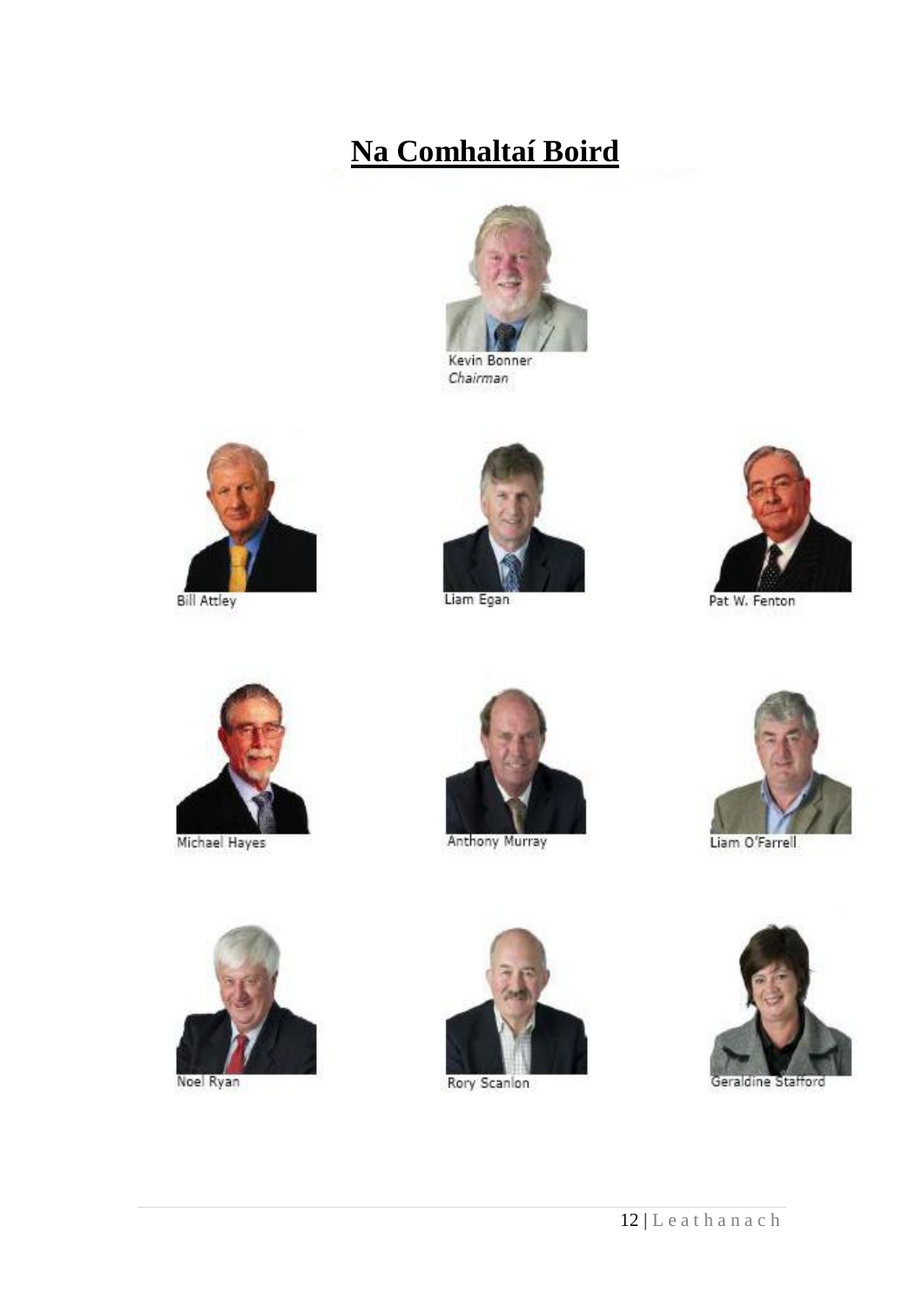# Na Comhaltaí Boird

Kevin Bonner
*Chairman*

Bill Attley

Liam Egan

Pat W. Fenton

Michael Hayes

Anthony Murray

Liam O'Farrell

Noel Ryan

Rory Scanlon

Geraldine Stafford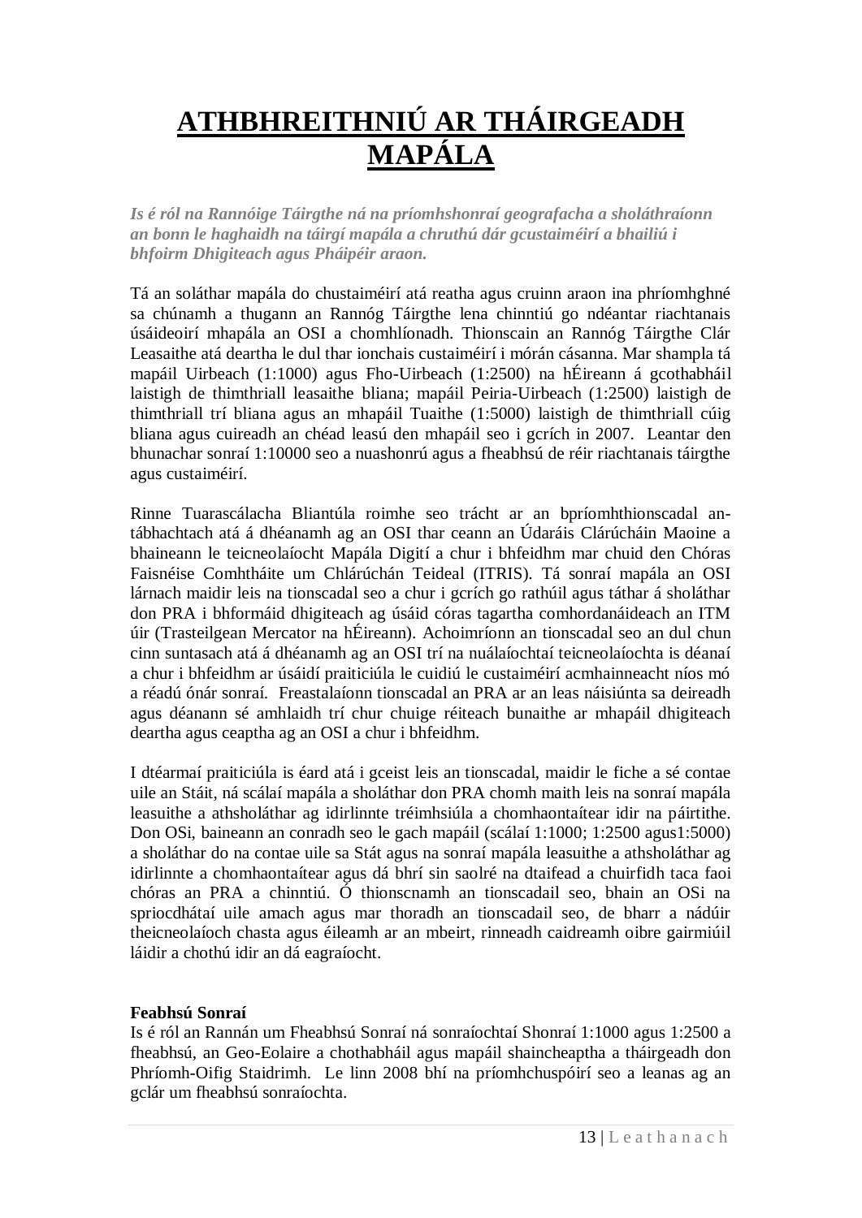# ATHBHREITHNIÚ AR THÁIRGEADH MAPÁLA

***Is é ról na Rannóige Táirgthe ná na príomhshonraí geografacha a sholáthraíonn an bonn le haghaidh na táirgí mapála a chruthú dár gcustaiméirí a bhailiú i bhfoirm Dhigiteach agus Pháipéir araon.***

Tá an soláthar mapála do chustaiméirí atá reatha agus cruinn araon ina phríomhghné sa chúnamh a thugann an Rannóg Táirgthe lena chinntiú go ndéantar riachtanais úsáideoirí mhapála an OSI a chomhlíonadh. Thionscain an Rannóg Táirgthe Clár Leasaithe atá deartha le dul thar ionchais custaiméirí i mórán cásanna. Mar shampla tá mapáil Uirbeach (1:1000) agus Fho-Uirbeach (1:2500) na hÉireann á gcothabháil laistigh de thimthriall leasaithe bliana; mapáil Peiria-Uirbeach (1:2500) laistigh de thimthriall trí bliana agus an mhapáil Tuaithe (1:5000) laistigh de thimthriall cúig bliana agus cuireadh an chéad leasú den mhapáil seo i gcrích in 2007. Leantar den bhunachar sonraí 1:10000 seo a nuashonrú agus a fheabhsú de réir riachtanais táirgthe agus custaiméirí.

Rinne Tuarascálacha Bliantúla roimhe seo trácht ar an bpríomhthionscadal an-tábhachtach atá á dhéanamh ag an OSI thar ceann an Údaráis Clárúcháin Maoine a bhaineann le teicneolaíocht Mapála Digití a chur i bhfeidhm mar chuid den Chóras Faisnéise Comhtháite um Chlárúchán Teideal (ITRIS). Tá sonraí mapála an OSI lárnach maidir leis na tionscadal seo a chur i gcrích go rathúil agus táthar á sholáthar don PRA i bhformáid dhigiteach ag úsáid córas tagartha comhordanáideach an ITM úir (Trasteilgean Mercator na hÉireann). Achoimríonn an tionscadal seo an dul chun cinn suntasach atá á dhéanamh ag an OSI trí na nuálaíochtaí teicneolaíochta is déanaí a chur i bhfeidhm ar úsáidí praiticiúla le cuidiú le custaiméirí acmhainneacht níos mó a réadú ónár sonraí. Freastalaíonn tionscadal an PRA ar an leas náisiúnta sa deireadh agus déanann sé amhlaidh trí chur chuige réiteach bunaithe ar mhapáil dhigiteach deartha agus ceaptha ag an OSI a chur i bhfeidhm.

I dtéarmaí praiticiúla is éard atá i gceist leis an tionscadal, maidir le fiche a sé contae uile an Stáit, ná scálaí mapála a sholáthar don PRA chomh maith leis na sonraí mapála leasuithe a athsholáthar ag idirlinnte tréimhsiúla a chomhaontaítear idir na páirtithe. Don OSi, baineann an conradh seo le gach mapáil (scálaí 1:1000; 1:2500 agus1:5000) a sholáthar do na contae uile sa Stát agus na sonraí mapála leasuithe a athsholáthar ag idirlinnte a chomhaontaítear agus dá bhrí sin saolré na dtaifead a chuirfidh taca faoi chóras an PRA a chinntiú. Ó thionscnamh an tionscadail seo, bhain an OSi na spriocdhátaí uile amach agus mar thoradh an tionscadail seo, de bharr a nádúir theicneolaíoch chasta agus éileamh ar an mbeirt, rinneadh caidreamh oibre gairmiúil láidir a chothú idir an dá eagraíocht.

**Feabhsú Sonraí**

Is é ról an Rannán um Fheabhsú Sonraí ná sonraíochtaí Shonraí 1:1000 agus 1:2500 a fheabhsú, an Geo-Eolaire a chothabháil agus mapáil shaincheaptha a tháirgeadh don Phríomh-Oifig Staidrimh. Le linn 2008 bhí na príomhchuspóirí seo a leanas ag an gclár um fheabhsú sonraíochta.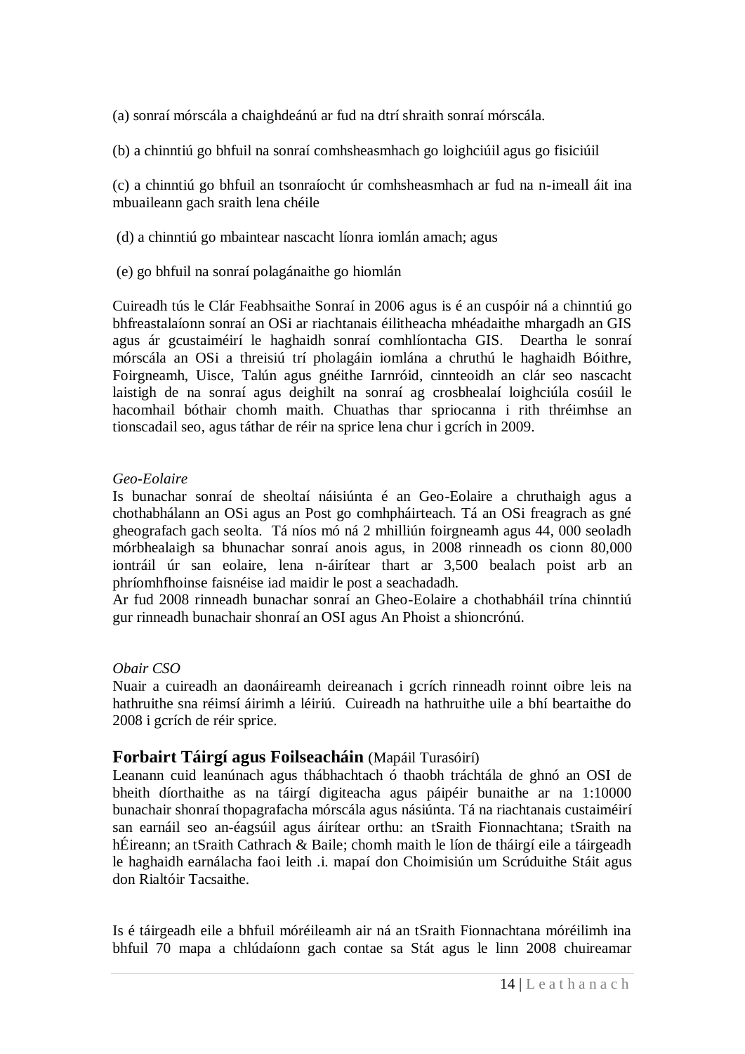(a) sonraí mórscála a chaighdeánú ar fud na dtrí shraith sonraí mórscála.

(b) a chinntiú go bhfuil na sonraí comhsheasmhach go loighciúil agus go fisiciúil

(c) a chinntiú go bhfuil an tsonraíocht úr comhsheasmhach ar fud na n-imeall áit ina mbuaileann gach sraith lena chéile

(d) a chinntiú go mbaintear nascacht líonra iomlán amach; agus

(e) go bhfuil na sonraí polagánaithe go hiomlán

Cuireadh tús le Clár Feabhsaithe Sonraí in 2006 agus is é an cuspóir ná a chinntiú go bhfreastalaíonn sonraí an OSi ar riachtanais éilitheacha mhéadaithe mhargadh an GIS agus ár gcustaiméirí le haghaidh sonraí comhlíontacha GIS. Deartha le sonraí mórscála an OSi a threisiú trí pholagáin iomlána a chruthú le haghaidh Bóithre, Foirgneamh, Uisce, Talún agus gnéithe Iarnróid, cinnteoidh an clár seo nascacht laistigh de na sonraí agus deighilt na sonraí ag crosbhealaí loighciúla cosúil le hacomhail bóthair chomh maith. Chuathas thar spriocanna i rith thréimhse an tionscadail seo, agus táthar de réir na sprice lena chur i gcrích in 2009.

*Geo-Eolaire*

Is bunachar sonraí de sheoltaí náisiúnta é an Geo-Eolaire a chruthaigh agus a chothabhálann an OSi agus an Post go comhpháirteach. Tá an OSi freagrach as gné gheografach gach seolta. Tá níos mó ná 2 mhilliún foirgneamh agus 44, 000 seoladh mórbhealaigh sa bhunachar sonraí anois agus, in 2008 rinneadh os cionn 80,000 iontráil úr san eolaire, lena n-áirítear thart ar 3,500 bealach poist arb an phríomhfhoinse faisnéise iad maidir le post a seachadadh.

Ar fud 2008 rinneadh bunachar sonraí an Gheo-Eolaire a chothabháil trína chinntiú gur rinneadh bunachair shonraí an OSI agus An Phoist a shioncrónú.

*Obair CSO*

Nuair a cuireadh an daonáireamh deireanach i gcrích rinneadh roinnt oibre leis na hathruithe sna réimsí áirimh a léiriú. Cuireadh na hathruithe uile a bhí beartaithe do 2008 i gcrích de réir sprice.

## Forbairt Táirgí agus Foilseacháin (Mapáil Turasóirí)

Leanann cuid leanúnach agus thábhachtach ó thaobh tráchtála de ghnó an OSI de bheith díorthaithe as na táirgí digiteacha agus páipéir bunaithe ar na 1:10000 bunachair shonraí thopagrafacha mórscála agus násiúnta. Tá na riachtanais custaiméirí san earnáil seo an-éagsúil agus áirítear orthu: an tSraith Fionnachtana; tSraith na hÉireann; an tSraith Cathrach & Baile; chomh maith le líon de tháirgí eile a táirgeadh le haghaidh earnálacha faoi leith .i. mapaí don Choimisiún um Scrúduithe Stáit agus don Rialtóir Tacsaithe.

Is é táirgeadh eile a bhfuil móréileamh air ná an tSraith Fionnachtana móréilimh ina bhfuil 70 mapa a chlúdaíonn gach contae sa Stát agus le linn 2008 chuireamar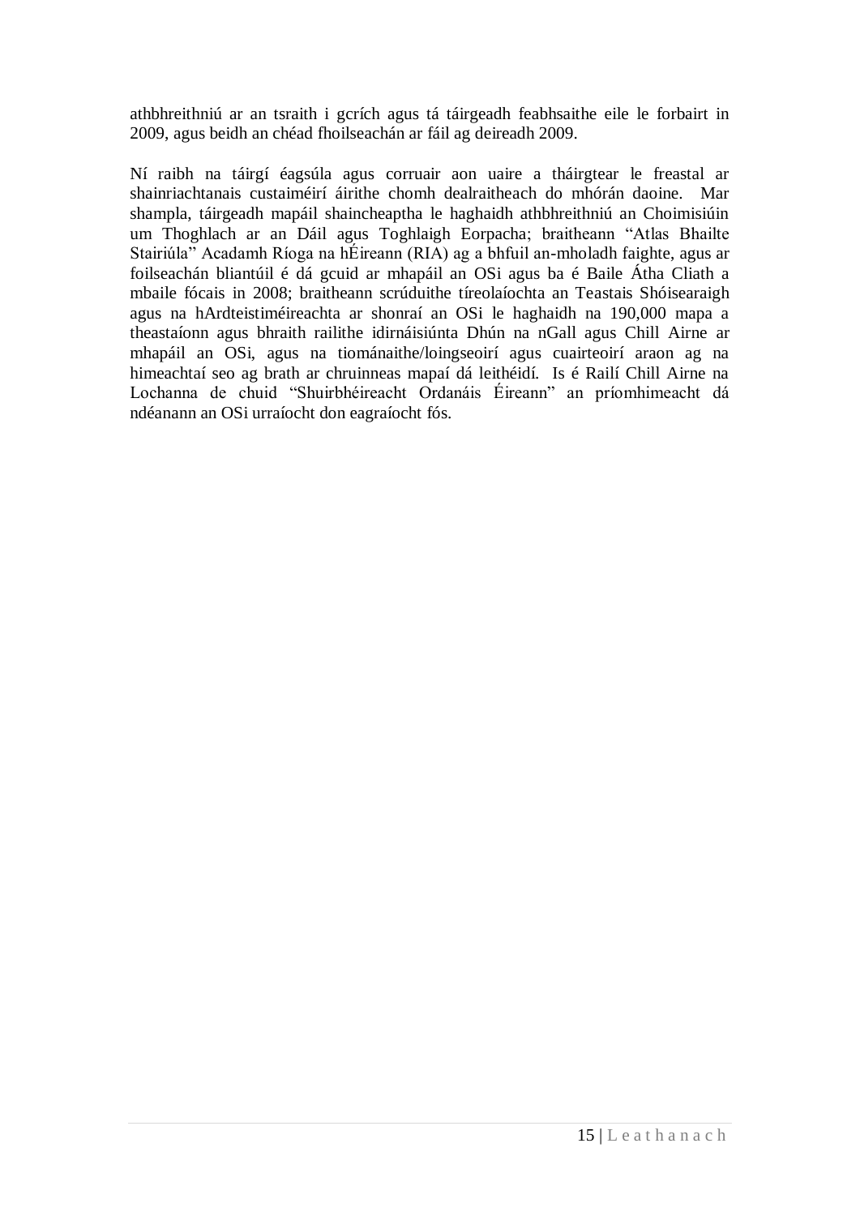athbhreithniú ar an tsraith i gcrích agus tá táirgeadh feabhsaithe eile le forbairt in 2009, agus beidh an chéad fhoilseachán ar fáil ag deireadh 2009.

Ní raibh na táirgí éagsúla agus corruair aon uaire a tháirgtear le freastal ar shainriachtanais custaiméirí áirithe chomh dealraitheach do mhórán daoine. Mar shampla, táirgeadh mapáil shaincheaptha le haghaidh athbhreithniú an Choimisiúin um Thoghlach ar an Dáil agus Toghlaigh Eorpacha; braitheann "Atlas Bhailte Stairiúla" Acadamh Ríoga na hÉireann (RIA) ag a bhfuil an-mholadh faighte, agus ar foilseachán bliantúil é dá gcuid ar mhapáil an OSi agus ba é Baile Átha Cliath a mbaile fócais in 2008; braitheann scrúduithe tíreolaíochta an Teastais Shóisearaigh agus na hArdteistiméireachta ar shonraí an OSi le haghaidh na 190,000 mapa a theastaíonn agus bhraith railithe idirnáisiúnta Dhún na nGall agus Chill Airne ar mhapáil an OSi, agus na tiománaithe/loingseoirí agus cuairteoirí araon ag na himeachtaí seo ag brath ar chruinneas mapaí dá leithéidí. Is é Railí Chill Airne na Lochanna de chuid "Shuirbhéireacht Ordanáis Éireann" an príomhimeacht dá ndéanann an OSi urraíocht don eagraíocht fós.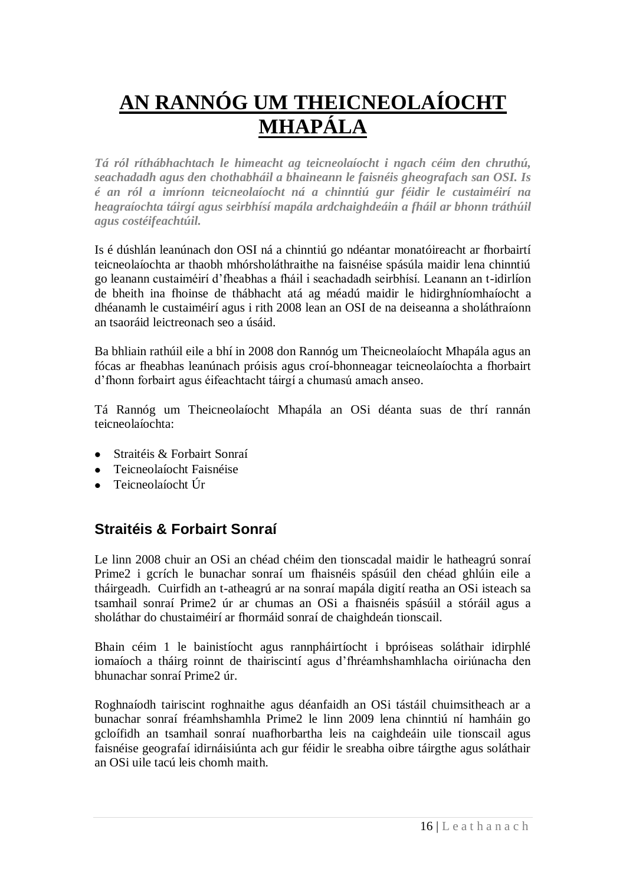# AN RANNÓG UM THEICNEOLAÍOCHT MHAPÁLA

***Tá ról ríthábhachtach le himeacht ag teicneolaíocht i ngach céim den chruthú, seachadadh agus den chothabháil a bhaineann le faisnéis gheografach san OSI. Is é an ról a imríonn teicneolaíocht ná a chinntiú gur féidir le custaiméirí na heagraíochta táirgí agus seirbhísí mapála ardchaighdeáin a fháil ar bhonn tráthúil agus costéifeachtúil.***

Is é dúshlán leanúnach don OSI ná a chinntiú go ndéantar monatóireacht ar fhorbairtí teicneolaíochta ar thaobh mhórsholáthraithe na faisnéise spásúla maidir lena chinntiú go leanann custaiméirí d'fheabhas a fháil i seachadadh seirbhísí. Leanann an t-idirlíon de bheith ina fhoinse de thábhacht atá ag méadú maidir le hidirghníomhaíocht a dhéanamh le custaiméirí agus i rith 2008 lean an OSI de na deiseanna a sholáthraíonn an tsaoráid leictreonach seo a úsáid.

Ba bhliain rathúil eile a bhí in 2008 don Rannóg um Theicneolaíocht Mhapála agus an fócas ar fheabhas leanúnach próisis agus croí-bhonneagar teicneolaíochta a fhorbairt d'fhonn forbairt agus éifeachtacht táirgí a chumasú amach anseo.

Tá Rannóg um Theicneolaíocht Mhapála an OSi déanta suas de thrí rannán teicneolaíochta:

- Straitéis & Forbairt Sonraí
- Teicneolaíocht Faisnéise
- Teicneolaíocht Úr

## Straitéis & Forbairt Sonraí

Le linn 2008 chuir an OSi an chéad chéim den tionscadal maidir le hatheagrú sonraí Prime2 i gcrích le bunachar sonraí um fhaisnéis spásúil den chéad ghlúin eile a tháirgeadh. Cuirfidh an t-atheagrú ar na sonraí mapála digití reatha an OSi isteach sa tsamhail sonraí Prime2 úr ar chumas an OSi a fhaisnéis spásúil a stóráil agus a sholáthar do chustaiméirí ar fhormáid sonraí de chaighdeán tionscail.

Bhain céim 1 le bainistíocht agus rannpháirtíocht i bpróiseas soláthair idirphlé iomaíoch a tháirg roinnt de thairiscintí agus d'fhréamhshamhlacha oiriúnacha den bhunachar sonraí Prime2 úr.

Roghnaíodh tairiscint roghnaithe agus déanfaidh an OSi tástáil chuimsitheach ar a bunachar sonraí fréamhshamhla Prime2 le linn 2009 lena chinntiú ní hamháin go gcloífidh an tsamhail sonraí nuafhorbartha leis na caighdeáin uile tionscail agus faisnéise geografaí idirnáisiúnta ach gur féidir le sreabha oibre táirgthe agus soláthair an OSi uile tacú leis chomh maith.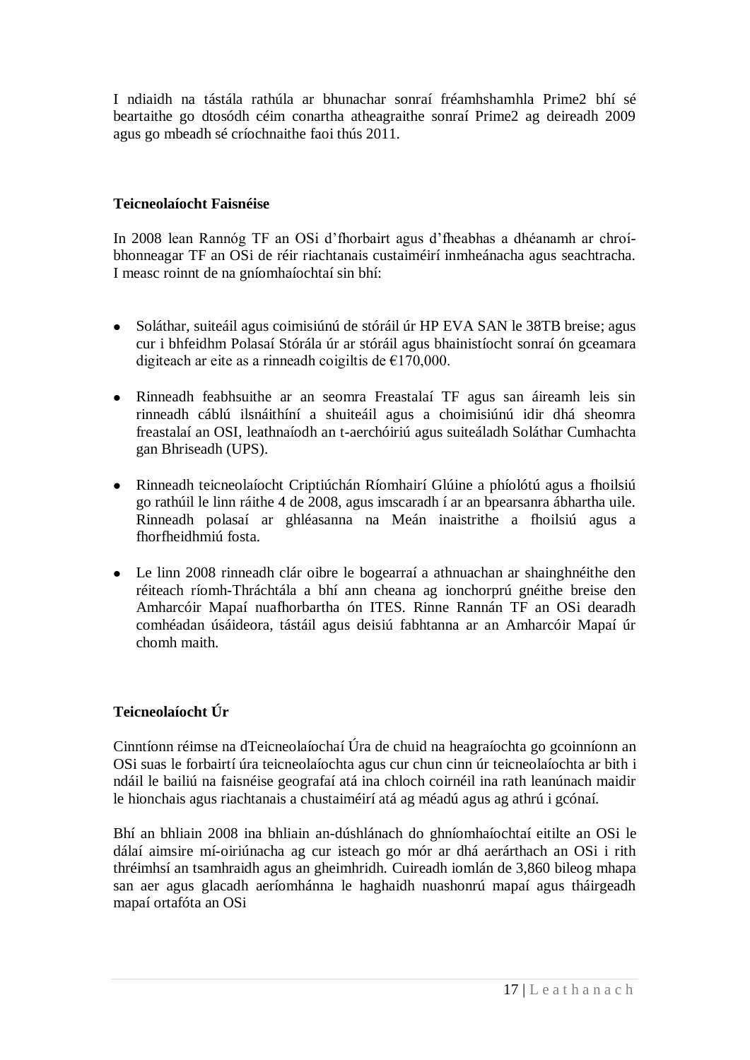I ndiaidh na tástála rathúla ar bhunachar sonraí fréamhshamhla Prime2 bhí sé beartaithe go dtosódh céim conartha atheagraithe sonraí Prime2 ag deireadh 2009 agus go mbeadh sé críochnaithe faoi thús 2011.

**Teicneolaíocht Faisnéise**

In 2008 lean Rannóg TF an OSi d'fhorbairt agus d'fheabhas a dhéanamh ar chroí-bhonneagar TF an OSi de réir riachtanais custaiméirí inmheánacha agus seachtracha. I measc roinnt de na gníomhaíochtaí sin bhí:

- Soláthar, suiteáil agus coimisiúnú de stóráil úr HP EVA SAN le 38TB breise; agus cur i bhfeidhm Polasaí Stórála úr ar stóráil agus bhainistíocht sonraí ón gceamara digiteach ar eite as a rinneadh coigiltis de €170,000.
- Rinneadh feabhsuithe ar an seomra Freastalaí TF agus san áireamh leis sin rinneadh cáblú ilsnáithíní a shuiteáil agus a choimisiúnú idir dhá sheomra freastalaí an OSI, leathnaíodh an t-aerchóiriú agus suiteáladh Soláthar Cumhachta gan Bhriseadh (UPS).
- Rinneadh teicneolaíocht Criptiúchán Ríomhairí Glúine a phíolótú agus a fhoilsiú go rathúil le linn ráithe 4 de 2008, agus imscaradh í ar an bpearsanra ábhartha uile. Rinneadh polasaí ar ghléasanna na Meán inaistrithe a fhoilsiú agus a fhorfheidhmiú fosta.
- Le linn 2008 rinneadh clár oibre le bogearraí a athnuachan ar shainghnéithe den réiteach ríomh-Thráchtála a bhí ann cheana ag ionchorprú gnéithe breise den Amharcóir Mapaí nuafhorbartha ón ITES. Rinne Rannán TF an OSi dearadh comhéadan úsáideora, tástáil agus deisiú fabhtanna ar an Amharcóir Mapaí úr chomh maith.

**Teicneolaíocht Úr**

Cinntíonn réimse na dTeicneolaíochaí Úra de chuid na heagraíochta go gcoinníonn an OSi suas le forbairtí úra teicneolaíochta agus cur chun cinn úr teicneolaíochta ar bith i ndáil le bailiú na faisnéise geografaí atá ina chloch coirnéil ina rath leanúnach maidir le hionchais agus riachtanais a chustaiméirí atá ag méadú agus ag athrú i gcónaí.

Bhí an bhliain 2008 ina bhliain an-dúshlánach do ghníomhaíochtaí eitilte an OSi le dálaí aimsire mí-oiriúnacha ag cur isteach go mór ar dhá aerárthach an OSi i rith thréimhsí an tsamhraidh agus an gheimhridh. Cuireadh iomlán de 3,860 bileog mhapa san aer agus glacadh aeríomhánna le haghaidh nuashonrú mapaí agus tháirgeadh mapaí ortafóta an OSi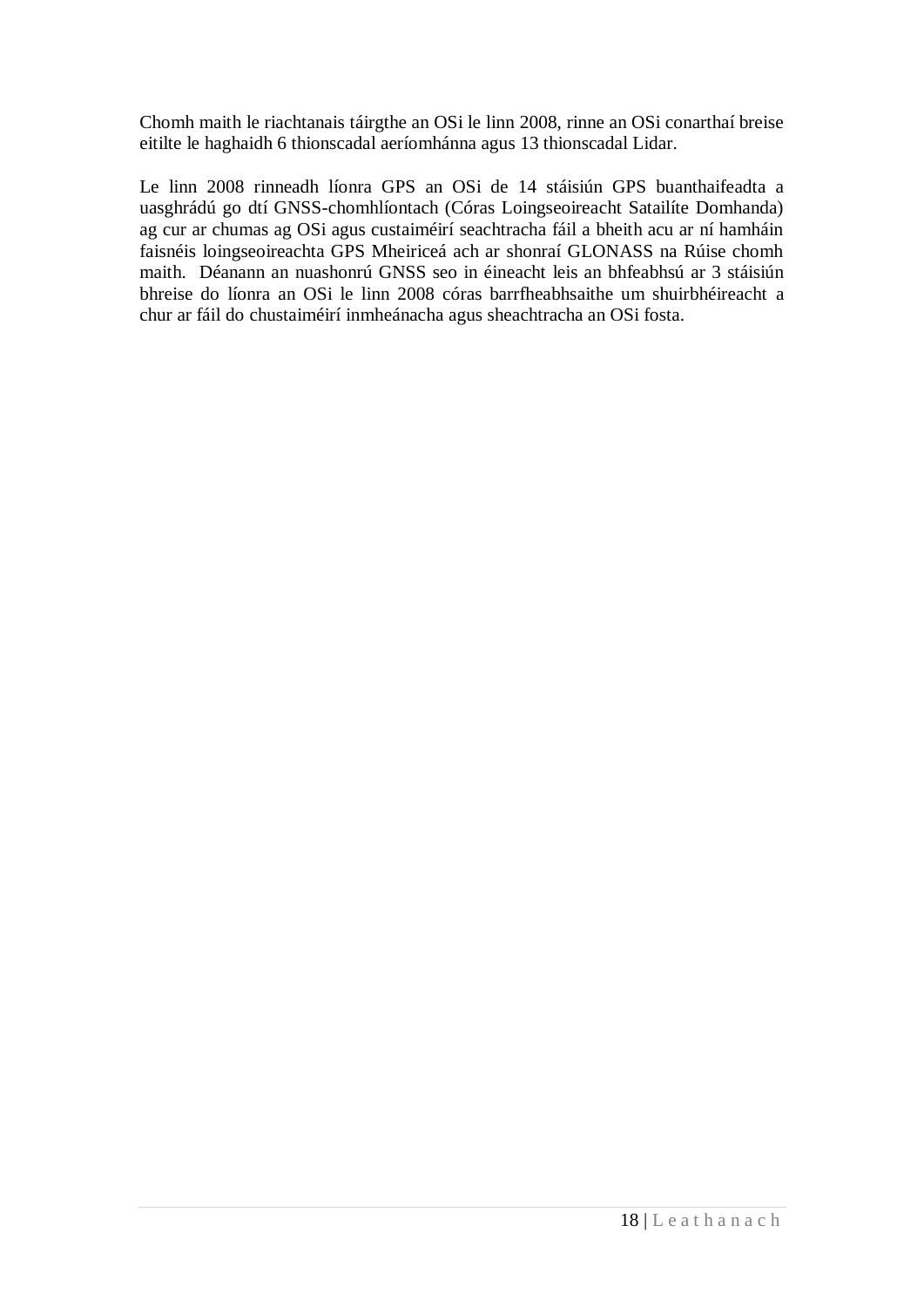Chomh maith le riachtanais táirgthe an OSi le linn 2008, rinne an OSi conarthaí breise eitilte le haghaidh 6 thionscadal aeríomhánna agus 13 thionscadal Lidar.

Le linn 2008 rinneadh líonra GPS an OSi de 14 stáisiún GPS buanthaifeadta a uasghrádú go dtí GNSS-chomhlíontach (Córas Loingseoireacht Satailíte Domhanda) ag cur ar chumas ag OSi agus custaiméirí seachtracha fáil a bheith acu ar ní hamháin faisnéis loingseoireachta GPS Mheiriceá ach ar shonraí GLONASS na Rúise chomh maith. Déanann an nuashonrú GNSS seo in éineacht leis an bhfeabhsú ar 3 stáisiún bhreise do líonra an OSi le linn 2008 córas barrfheabhsaithe um shuirbhéireacht a chur ar fáil do chustaiméirí inmheánacha agus sheachtracha an OSi fosta.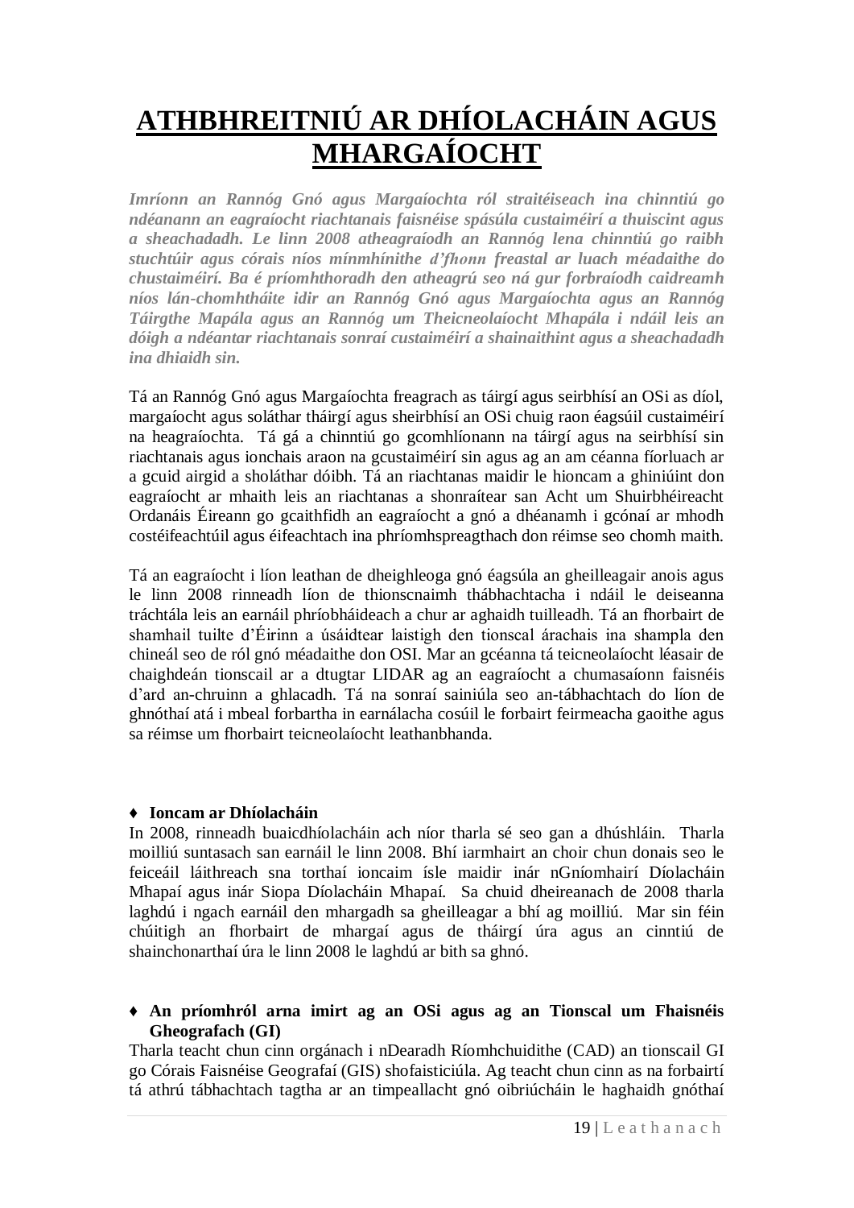# ATHBHREITNIÚ AR DHÍOLACHÁIN AGUS MHARGAÍOCHT

***Imríonn an Rannóg Gnó agus Margaíochta ról straitéiseach ina chinntiú go ndéanann an eagraíocht riachtanais faisnéise spásúla custaiméirí a thuiscint agus a sheachadadh. Le linn 2008 atheagraíodh an Rannóg lena chinntiú go raibh stuchtúir agus córais níos mínmhínithe d'fhonn freastal ar luach méadaithe do chustaiméirí. Ba é príomhthoradh den atheagrú seo ná gur forbraíodh caidreamh níos lán-chomhtháite idir an Rannóg Gnó agus Margaíochta agus an Rannóg Táirgthe Mapála agus an Rannóg um Theicneolaíocht Mhapála i ndáil leis an dóigh a ndéantar riachtanais sonraí custaiméirí a shainaithint agus a sheachadadh ina dhiaidh sin.***

Tá an Rannóg Gnó agus Margaíochta freagrach as táirgí agus seirbhísí an OSi as díol, margaíocht agus soláthar tháirgí agus sheirbhísí an OSi chuig raon éagsúil custaiméirí na heagraíochta. Tá gá a chinntiú go gcomhlíonann na táirgí agus na seirbhísí sin riachtanais agus ionchais araon na gcustaiméirí sin agus ag an am céanna fíorluach ar a gcuid airgid a sholáthar dóibh. Tá an riachtanas maidir le hioncam a ghiniúint don eagraíocht ar mhaith leis an riachtanas a shonraítear san Acht um Shuirbhéireacht Ordanáis Éireann go gcaithfidh an eagraíocht a gnó a dhéanamh i gcónaí ar mhodh costéifeachtúil agus éifeachtach ina phríomhspreagthach don réimse seo chomh maith.

Tá an eagraíocht i líon leathan de dheighleoga gnó éagsúla an gheilleagair anois agus le linn 2008 rinneadh líon de thionscnaimh thábhachtacha i ndáil le deiseanna tráchtála leis an earnáil phríobháideach a chur ar aghaidh tuilleadh. Tá an fhorbairt de shamhail tuilte d'Éirinn a úsáidtear laistigh den tionscal árachais ina shampla den chineál seo de ról gnó méadaithe don OSI. Mar an gcéanna tá teicneolaíocht léasair de chaighdeán tionscail ar a dtugtar LIDAR ag an eagraíocht a chumasaíonn faisnéis d'ard an-chruinn a ghlacadh. Tá na sonraí sainiúla seo an-tábhachtach do líon de ghnóthaí atá i mbeal forbartha in earnálacha cosúil le forbairt feirmeacha gaoithe agus sa réimse um fhorbairt teicneolaíocht leathanbhanda.

♦ **Ioncam ar Dhíolacháin**

In 2008, rinneadh buaicdhíolacháin ach níor tharla sé seo gan a dhúshláin. Tharla moilliú suntasach san earnáil le linn 2008. Bhí iarmhairt an choir chun donais seo le feiceáil láithreach sna torthaí ioncaim ísle maidir inár nGníomhairí Díolacháin Mhapaí agus inár Siopa Díolacháin Mhapaí. Sa chuid dheireanach de 2008 tharla laghdú i ngach earnáil den mhargadh sa gheilleagar a bhí ag moilliú. Mar sin féin chúitigh an fhorbairt de mhargaí agus de tháirgí úra agus an cinntiú de shainchonarthaí úra le linn 2008 le laghdú ar bith sa ghnó.

♦ **An príomhról arna imirt ag an OSi agus ag an Tionscal um Fhaisnéis Gheografach (GI)**

Tharla teacht chun cinn orgánach i nDearadh Ríomhchuidithe (CAD) an tionscail GI go Córais Faisnéise Geografaí (GIS) shofaisticiúla. Ag teacht chun cinn as na forbairtí tá athrú tábhachtach tagtha ar an timpeallacht gnó oibriúcháin le haghaidh gnóthaí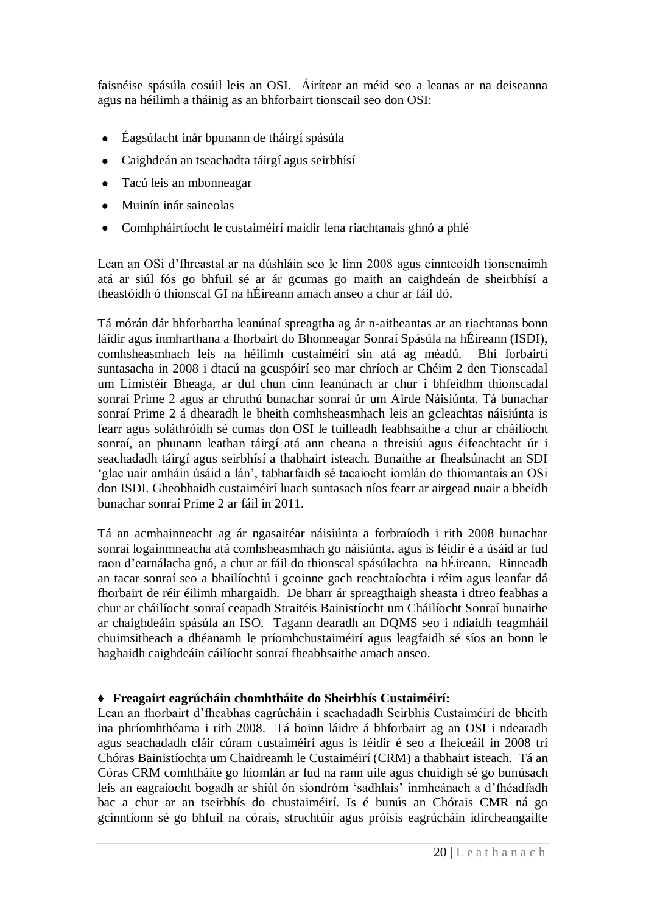faisnéise spásúla cosúil leis an OSI. Áirítear an méid seo a leanas ar na deiseanna agus na héilimh a tháinig as an bhforbairt tionscail seo don OSI:

- Éagsúlacht inár bpunann de tháirgí spásúla
- Caighdeán an tseachadta táirgí agus seirbhísí
- Tacú leis an mbonneagar
- Muinín inár saineolas
- Comhpháirtíocht le custaiméirí maidir lena riachtanais ghnó a phlé

Lean an OSi d'fhreastal ar na dúshláin seo le linn 2008 agus cinnteoidh tionscnaimh atá ar siúl fós go bhfuil sé ar ár gcumas go maith an caighdeán de sheirbhísí a theastóidh ó thionscal GI na hÉireann amach anseo a chur ar fáil dó.

Tá mórán dár bhforbartha leanúnaí spreagtha ag ár n-aitheantas ar an riachtanas bonn láidir agus inmharthana a fhorbairt do Bhonneagar Sonraí Spásúla na hÉireann (ISDI), comhsheasmhach leis na héilimh custaiméirí sin atá ag méadú. Bhí forbairtí suntasacha in 2008 i dtacú na gcuspóirí seo mar chríoch ar Chéim 2 den Tionscadal um Limistéir Bheaga, ar dul chun cinn leanúnach ar chur i bhfeidhm thionscadal sonraí Prime 2 agus ar chruthú bunachar sonraí úr um Airde Náisiúnta. Tá bunachar sonraí Prime 2 á dhearadh le bheith comhsheasmhach leis an gcleachtas náisiúnta is fearr agus soláthróidh sé cumas don OSI le tuilleadh feabhsaithe a chur ar cháilíocht sonraí, an phunann leathan táirgí atá ann cheana a threisiú agus éifeachtacht úr i seachadadh táirgí agus seirbhísí a thabhairt isteach. Bunaithe ar fhealsúnacht an SDI 'glac uair amháin úsáid a lán', tabharfaidh sé tacaíocht iomlán do thiomantais an OSi don ISDI. Gheobhaidh custaiméirí luach suntasach níos fearr ar airgead nuair a bheidh bunachar sonraí Prime 2 ar fáil in 2011.

Tá an acmhainneacht ag ár ngasaitéar náisiúnta a forbraíodh i rith 2008 bunachar sonraí logainmneacha atá comhsheasmhach go náisiúnta, agus is féidir é a úsáid ar fud raon d'earnálacha gnó, a chur ar fáil do thionscal spásúlachta na hÉireann. Rinneadh an tacar sonraí seo a bhailíochtú i gcoinne gach reachtaíochta i réim agus leanfar dá fhorbairt de réir éilimh mhargaidh. De bharr ár spreagthaigh sheasta i dtreo feabhas a chur ar cháilíocht sonraí ceapadh Straitéis Bainistíocht um Cháilíocht Sonraí bunaithe ar chaighdeáin spásúla an ISO. Tagann dearadh an DQMS seo i ndiaidh teagmháil chuimsitheach a dhéanamh le príomhchustaiméirí agus leagfaidh sé síos an bonn le haghaidh caighdeáin cáilíocht sonraí fheabhsaithe amach anseo.

**♦ Freagairt eagrúcháin chomhtháite do Sheirbhís Custaiméirí:**

Lean an fhorbairt d'fheabhas eagrúcháin i seachadadh Seirbhís Custaiméirí de bheith ina phríomhthéama i rith 2008. Tá boinn láidre á bhforbairt ag an OSI i ndearadh agus seachadadh cláir cúram custaiméirí agus is féidir é seo a fheiceáil in 2008 trí Chóras Bainistíochta um Chaidreamh le Custaiméirí (CRM) a thabhairt isteach. Tá an Córas CRM comhtháite go hiomlán ar fud na rann uile agus chuidigh sé go bunúsach leis an eagraíocht bogadh ar shiúl ón siondróm 'sadhlais' inmheánach a d'fhéadfadh bac a chur ar an tseirbhís do chustaiméirí. Is é bunús an Chórais CMR ná go gcinntíonn sé go bhfuil na córais, struchtúir agus próisis eagrúcháin idircheangailte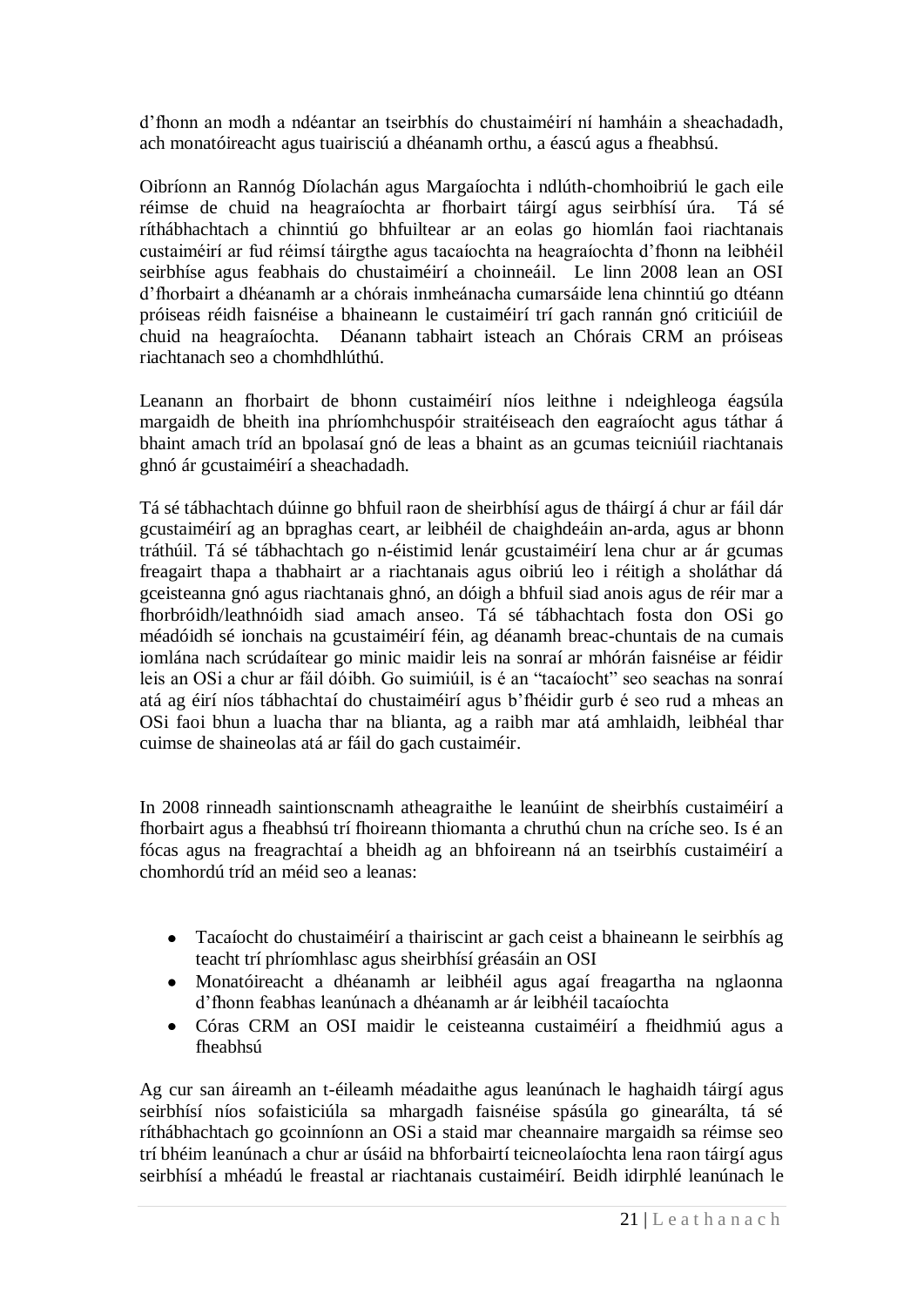d'fhonn an modh a ndéantar an tseirbhís do chustaiméirí ní hamháin a sheachadadh, ach monatóireacht agus tuairisciú a dhéanamh orthu, a éascú agus a fheabhsú.

Oibríonn an Rannóg Díolachán agus Margaíochta i ndlúth-chomhoibriú le gach eile réimse de chuid na heagraíochta ar fhorbairt táirgí agus seirbhísí úra. Tá sé ríthábhachtach a chinntiú go bhfuiltear ar an eolas go hiomlán faoi riachtanais custaiméirí ar fud réimsí táirgthe agus tacaíochta na heagraíochta d'fhonn na leibhéil seirbhíse agus feabhais do chustaiméirí a choinneáil. Le linn 2008 lean an OSI d'fhorbairt a dhéanamh ar a chórais inmheánacha cumarsáide lena chinntiú go dtéann próiseas réidh faisnéise a bhaineann le custaiméirí trí gach rannán gnó criticiúil de chuid na heagraíochta. Déanann tabhairt isteach an Chórais CRM an próiseas riachtanach seo a chomhdhlúthú.

Leanann an fhorbairt de bhonn custaiméirí níos leithne i ndeighleoga éagsúla margaidh de bheith ina phríomhchuspóir straitéiseach den eagraíocht agus táthar á bhaint amach tríd an bpolasaí gnó de leas a bhaint as an gcumas teicniúil riachtanais ghnó ár gcustaiméirí a sheachadadh.

Tá sé tábhachtach dúinne go bhfuil raon de sheirbhísí agus de tháirgí á chur ar fáil dár gcustaiméirí ag an bpraghas ceart, ar leibhéil de chaighdeáin an-arda, agus ar bhonn tráthúil. Tá sé tábhachtach go n-éistimid lenár gcustaiméirí lena chur ar ár gcumas freagairt thapa a thabhairt ar a riachtanais agus oibriú leo i réitigh a sholáthar dá gceisteanna gnó agus riachtanais ghnó, an dóigh a bhfuil siad anois agus de réir mar a fhorbróidh/leathnóidh siad amach anseo. Tá sé tábhachtach fosta don OSi go méadóidh sé ionchais na gcustaiméirí féin, ag déanamh breac-chuntais de na cumais iomlána nach scrúdaítear go minic maidir leis na sonraí ar mhórán faisnéise ar féidir leis an OSi a chur ar fáil dóibh. Go suimiúil, is é an "tacaíocht" seo seachas na sonraí atá ag éirí níos tábhachtaí do chustaiméirí agus b'fhéidir gurb é seo rud a mheas an OSi faoi bhun a luacha thar na blianta, ag a raibh mar atá amhlaidh, leibhéal thar cuimse de shaineolas atá ar fáil do gach custaiméir.

In 2008 rinneadh saintionscnamh atheagraithe le leanúint de sheirbhís custaiméirí a fhorbairt agus a fheabhsú trí fhoireann thiomanta a chruthú chun na críche seo. Is é an fócas agus na freagrachtaí a bheidh ag an bhfoireann ná an tseirbhís custaiméirí a chomhordú tríd an méid seo a leanas:

- Tacaíocht do chustaiméirí a thairiscint ar gach ceist a bhaineann le seirbhís ag teacht trí phríomhlasc agus sheirbhísí gréasáin an OSI
- Monatóireacht a dhéanamh ar leibhéil agus agaí freagartha na nglaonna d'fhonn feabhas leanúnach a dhéanamh ar ár leibhéil tacaíochta
- Córas CRM an OSI maidir le ceisteanna custaiméirí a fheidhmiú agus a fheabhsú

Ag cur san áireamh an t-éileamh méadaithe agus leanúnach le haghaidh táirgí agus seirbhísí níos sofaisticiúla sa mhargadh faisnéise spásúla go ginearálta, tá sé ríthábhachtach go gcoinníonn an OSi a staid mar cheannaire margaidh sa réimse seo trí bhéim leanúnach a chur ar úsáid na bhforbairtí teicneolaíochta lena raon táirgí agus seirbhísí a mhéadú le freastal ar riachtanais custaiméirí. Beidh idirphlé leanúnach le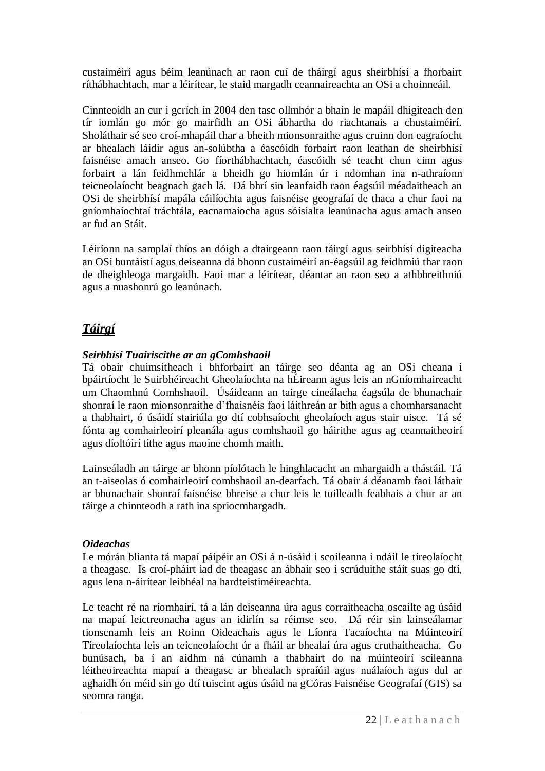custaiméirí agus béim leanúnach ar raon cuí de tháirgí agus sheirbhísí a fhorbairt ríthábhachtach, mar a léirítear, le staid margadh ceannaireachta an OSi a choinneáil.

Cinnteoidh an cur i gcrích in 2004 den tasc ollmhór a bhain le mapáil dhigiteach den tír iomlán go mór go mairfidh an OSi ábhartha do riachtanais a chustaiméirí. Sholáthair sé seo croí-mhapáil thar a bheith mionsonraithe agus cruinn don eagraíocht ar bhealach láidir agus an-solúbtha a éascóidh forbairt raon leathan de sheirbhísí faisnéise amach anseo. Go fíorthábhachtach, éascóidh sé teacht chun cinn agus forbairt a lán feidhmchlár a bheidh go hiomlán úr i ndomhan ina n-athraíonn teicneolaíocht beagnach gach lá. Dá bhrí sin leanfaidh raon éagsúil méadaitheach an OSi de sheirbhísí mapála cáilíochta agus faisnéise geografaí de thaca a chur faoi na gníomhaíochtaí tráchtála, eacnamaíocha agus sóisialta leanúnacha agus amach anseo ar fud an Stáit.

Léiríonn na samplaí thíos an dóigh a dtairgeann raon táirgí agus seirbhísí digiteacha an OSi buntáistí agus deiseanna dá bhonn custaiméirí an-éagsúil ag feidhmiú thar raon de dheighleoga margaidh. Faoi mar a léirítear, déantar an raon seo a athbhreithniú agus a nuashonrú go leanúnach.

## ***Táirgí***

***Seirbhísí Tuairiscithe ar an gComhshaoil***

Tá obair chuimsitheach i bhforbairt an táirge seo déanta ag an OSi cheana i bpáirtíocht le Suirbhéireacht Gheolaíochta na hÉireann agus leis an nGníomhaireacht um Chaomhnú Comhshaoil. Úsáideann an tairge cineálacha éagsúla de bhunachair shonraí le raon mionsonraithe d'fhaisnéis faoi láithreán ar bith agus a chomharsanacht a thabhairt, ó úsáidí stairiúla go dtí cobhsaíocht gheolaíoch agus stair uisce. Tá sé fónta ag comhairleoirí pleanála agus comhshaoil go háirithe agus ag ceannaitheoirí agus díoltóirí tithe agus maoine chomh maith.

Lainseáladh an táirge ar bhonn píolótach le hinghlacacht an mhargaidh a thástáil. Tá an t-aiseolas ó comhairleoirí comhshaoil an-dearfach. Tá obair á déanamh faoi láthair ar bhunachair shonraí faisnéise bhreise a chur leis le tuilleadh feabhais a chur ar an táirge a chinnteodh a rath ina spriocmhargadh.

***Oideachas***

Le mórán blianta tá mapaí páipéir an OSi á n-úsáid i scoileanna i ndáil le tíreolaíocht a theagasc. Is croí-pháirt iad de theagasc an ábhair seo i scrúduithe stáit suas go dtí, agus lena n-áirítear leibhéal na hardteistiméireachta.

Le teacht ré na ríomhairí, tá a lán deiseanna úra agus corraitheacha oscailte ag úsáid na mapaí leictreonacha agus an idirlín sa réimse seo. Dá réir sin lainseálamar tionscnamh leis an Roinn Oideachais agus le Líonra Tacaíochta na Múinteoirí Tíreolaíochta leis an teicneolaíocht úr a fháil ar bhealaí úra agus cruthaitheacha. Go bunúsach, ba í an aidhm ná cúnamh a thabhairt do na múinteoirí scileanna léitheoireachta mapaí a theagasc ar bhealach spraíúil agus nuálaíoch agus dul ar aghaidh ón méid sin go dtí tuiscint agus úsáid na gCóras Faisnéise Geografaí (GIS) sa seomra ranga.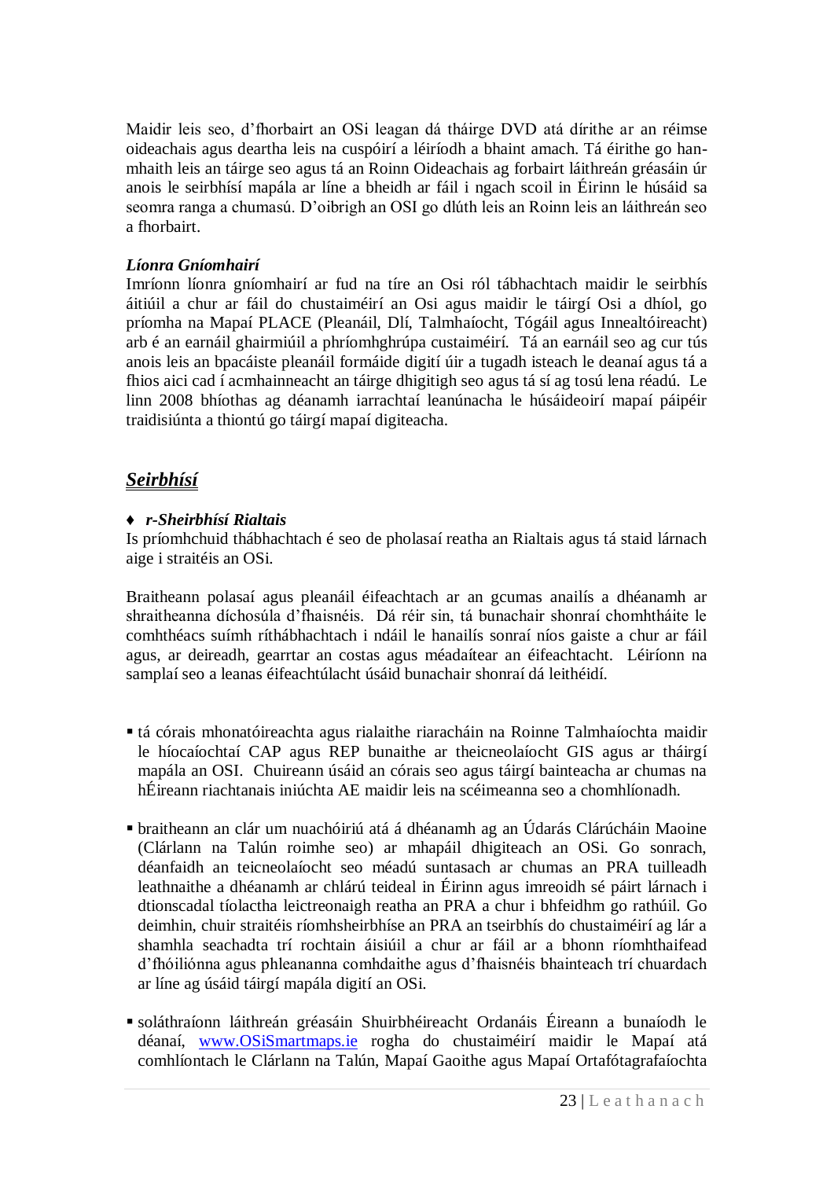Maidir leis seo, d'fhorbairt an OSi leagan dá tháirge DVD atá dírithe ar an réimse oideachais agus deartha leis na cuspóirí a léiríodh a bhaint amach. Tá éirithe go han-mhaith leis an táirge seo agus tá an Roinn Oideachais ag forbairt láithreán gréasáin úr anois le seirbhísí mapála ar líne a bheidh ar fáil i ngach scoil in Éirinn le húsáid sa seomra ranga a chumasú. D'oibrigh an OSI go dlúth leis an Roinn leis an láithreán seo a fhorbairt.

***Líonra Gníomhairí***

Imríonn líonra gníomhairí ar fud na tíre an Osi ról tábhachtach maidir le seirbhís áitiúil a chur ar fáil do chustaiméirí an Osi agus maidir le táirgí Osi a dhíol, go príomha na Mapaí PLACE (Pleanáil, Dlí, Talmhaíocht, Tógáil agus Innealtóireacht) arb é an earnáil ghairmiúil a phríomhghrúpa custaiméirí. Tá an earnáil seo ag cur tús anois leis an bpacáiste pleanáil formáide digití úir a tugadh isteach le deanaí agus tá a fhios aici cad í acmhainneacht an táirge dhigitigh seo agus tá sí ag tosú lena réadú. Le linn 2008 bhíothas ag déanamh iarrachtaí leanúnacha le húsáideoirí mapaí páipéir traidisiúnta a thiontú go táirgí mapaí digiteacha.

## ***Seirbhísí***

♦ ***r-Sheirbhísí Rialtais***

Is príomhchuid thábhachtach é seo de pholasaí reatha an Rialtais agus tá staid lárnach aige i straitéis an OSi.

Braitheann polasaí agus pleanáil éifeachtach ar an gcumas anailís a dhéanamh ar shraitheanna díchosúla d'fhaisnéis. Dá réir sin, tá bunachair shonraí chomhtháite le comhthéacs suímh ríthábhachtach i ndáil le hanailís sonraí níos gaiste a chur ar fáil agus, ar deireadh, gearrtar an costas agus méadaítear an éifeachtacht. Léiríonn na samplaí seo a leanas éifeachtúlacht úsáid bunachair shonraí dá leithéidí.

- tá córais mhonatóireachta agus rialaithe riaracháin na Roinne Talmhaíochta maidir le híocaíochtaí CAP agus REP bunaithe ar theicneolaíocht GIS agus ar tháirgí mapála an OSI. Chuireann úsáid an córais seo agus táirgí bainteacha ar chumas na hÉireann riachtanais iniúchta AE maidir leis na scéimeanna seo a chomhlíonadh.

- braitheann an clár um nuachóiriú atá á dhéanamh ag an Údarás Clárúcháin Maoine (Clárlann na Talún roimhe seo) ar mhapáil dhigiteach an OSi. Go sonrach, déanfaidh an teicneolaíocht seo méadú suntasach ar chumas an PRA tuilleadh leathnaithe a dhéanamh ar chlárú teideal in Éirinn agus imreoidh sé páirt lárnach i dtionscadal tíolactha leictreonaigh reatha an PRA a chur i bhfeidhm go rathúil. Go deimhin, chuir straitéis ríomhsheirbhíse an PRA an tseirbhís do chustaiméirí ag lár a shamhla seachadta trí rochtain áisiúil a chur ar fáil ar a bhonn ríomhthaifead d'fhóiliónna agus phleananna comhdaithe agus d'fhaisnéis bhainteach trí chuardach ar líne ag úsáid táirgí mapála digití an OSi.

- soláthraíonn láithreán gréasáin Shuirbhéireacht Ordanáis Éireann a bunaíodh le déanaí, [www.OSiSmartmaps.ie](http://www.OSiSmartmaps.ie) rogha do chustaiméirí maidir le Mapaí atá comhlíontach le Clárlann na Talún, Mapaí Gaoithe agus Mapaí Ortafótagrafaíochta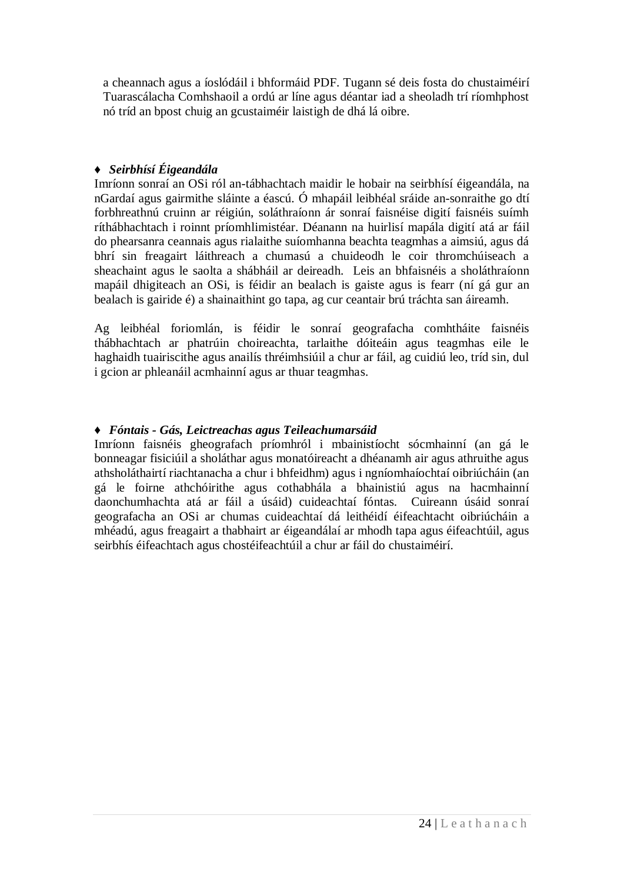a cheannach agus a íoslódáil i bhformáid PDF. Tugann sé deis fosta do chustaiméirí Tuarascálacha Comhshaoil a ordú ar líne agus déantar iad a sheoladh trí ríomhphost nó tríd an bpost chuig an gcustaiméir laistigh de dhá lá oibre.

♦ ***Seirbhísí Éigeandála***

Imríonn sonraí an OSi ról an-tábhachtach maidir le hobair na seirbhísí éigeandála, na nGardaí agus gairmithe sláinte a éascú. Ó mhapáil leibhéal sráide an-sonraithe go dtí forbhreathnú cruinn ar réigiún, soláthraíonn ár sonraí faisnéise digití faisnéis suímh ríthábhachtach i roinnt príomhlimistéar. Déanann na huirlisí mapála digití atá ar fáil do phearsanra ceannais agus rialaithe suíomhanna beachta teagmhas a aimsiú, agus dá bhrí sin freagairt láithreach a chumasú a chuideodh le coir thromchúiseach a sheachaint agus le saolta a shábháil ar deireadh. Leis an bhfaisnéis a sholáthraíonn mapáil dhigiteach an OSi, is féidir an bealach is gaiste agus is fearr (ní gá gur an bealach is gairide é) a shainaithint go tapa, ag cur ceantair brú tráchta san áireamh.

Ag leibhéal foriomlán, is féidir le sonraí geografacha comhtháite faisnéis thábhachtach ar phatrúin choireachta, tarlaithe dóiteáin agus teagmhas eile le haghaidh tuairiscithe agus anailís thréimhsiúil a chur ar fáil, ag cuidiú leo, tríd sin, dul i gcion ar phleanáil acmhainní agus ar thuar teagmhas.

♦ ***Fóntais - Gás, Leictreachas agus Teileachumarsáid***

Imríonn faisnéis gheografach príomhról i mbainistíocht sócmhainní (an gá le bonneagar fisiciúil a sholáthar agus monatóireacht a dhéanamh air agus athruithe agus athsholáthairtí riachtanacha a chur i bhfeidhm) agus i ngníomhaíochtaí oibriúcháin (an gá le foirne athchóirithe agus cothabhála a bhainistiú agus na hacmhainní daonchumhachta atá ar fáil a úsáid) cuideachtaí fóntas. Cuireann úsáid sonraí geografacha an OSi ar chumas cuideachtaí dá leithéidí éifeachtacht oibriúcháin a mhéadú, agus freagairt a thabhairt ar éigeandálaí ar mhodh tapa agus éifeachtúil, agus seirbhís éifeachtach agus chostéifeachtúil a chur ar fáil do chustaiméirí.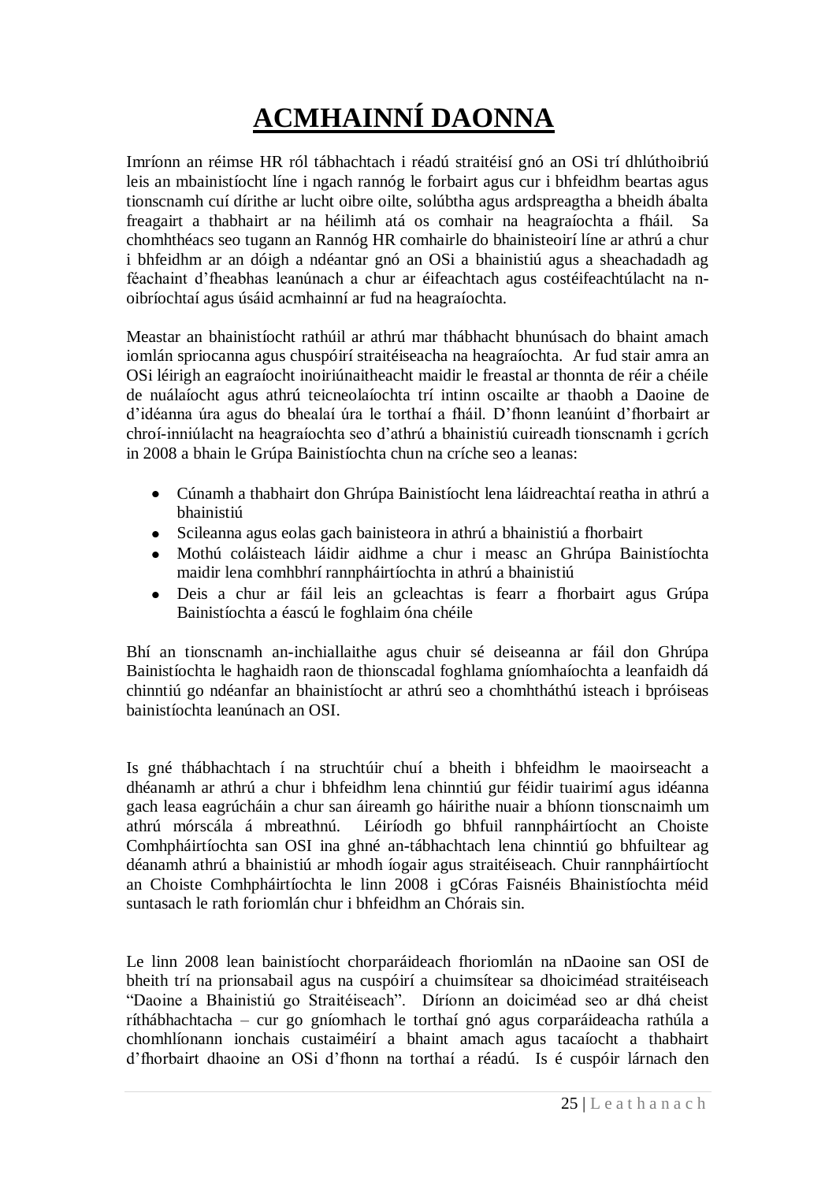# ACMHAINNÍ DAONNA

Imríonn an réimse HR ról tábhachtach i réadú straitéisí gnó an OSi trí dhlúthoibriú leis an mbainistíocht líne i ngach rannóg le forbairt agus cur i bhfeidhm beartas agus tionscnamh cuí dírithe ar lucht oibre oilte, solúbtha agus ardspreagtha a bheidh ábalta freagairt a thabhairt ar na héilimh atá os comhair na heagraíochta a fháil. Sa chomhthéacs seo tugann an Rannóg HR comhairle do bhainisteoirí líne ar athrú a chur i bhfeidhm ar an dóigh a ndéantar gnó an OSi a bhainistiú agus a sheachadadh ag féachaint d'fheabhas leanúnach a chur ar éifeachtach agus costéifeachtúlacht na n-oibríochtaí agus úsáid acmhainní ar fud na heagraíochta.

Meastar an bhainistíocht rathúil ar athrú mar thábhacht bhunúsach do bhaint amach iomlán spriocanna agus chuspóirí straitéiseacha na heagraíochta. Ar fud stair amra an OSi léirigh an eagraíocht inoiriúnaitheacht maidir le freastal ar thonnta de réir a chéile de nuálaíocht agus athrú teicneolaíochta trí intinn oscailte ar thaobh a Daoine de d'idéanna úra agus do bhealaí úra le torthaí a fháil. D'fhonn leanúint d'fhorbairt ar chroí-inniúlacht na heagraíochta seo d'athrú a bhainistiú cuireadh tionscnamh i gcrích in 2008 a bhain le Grúpa Bainistíochta chun na críche seo a leanas:

- Cúnamh a thabhairt don Ghrúpa Bainistíocht lena láidreachtaí reatha in athrú a bhainistiú
- Scileanna agus eolas gach bainisteora in athrú a bhainistiú a fhorbairt
- Mothú coláisteach láidir aidhme a chur i measc an Ghrúpa Bainistíochta maidir lena comhbhrí rannpháirtíochta in athrú a bhainistiú
- Deis a chur ar fáil leis an gcleachtas is fearr a fhorbairt agus Grúpa Bainistíochta a éascú le foghlaim óna chéile

Bhí an tionscnamh an-inchiallaithe agus chuir sé deiseanna ar fáil don Ghrúpa Bainistíochta le haghaidh raon de thionscadal foghlama gníomhaíochta a leanfaidh dá chinntiú go ndéanfar an bhainistíocht ar athrú seo a chomhtháthú isteach i bpróiseas bainistíochta leanúnach an OSI.

Is gné thábhachtach í na struchtúir chuí a bheith i bhfeidhm le maoirseacht a dhéanamh ar athrú a chur i bhfeidhm lena chinntiú gur féidir tuairimí agus idéanna gach leasa eagrúcháin a chur san áireamh go háirithe nuair a bhíonn tionscnaimh um athrú mórscála á mbreathnú. Léiríodh go bhfuil rannpháirtíocht an Choiste Comhpháirtíochta san OSI ina ghné an-tábhachtach lena chinntiú go bhfuiltear ag déanamh athrú a bhainistiú ar mhodh íogair agus straitéiseach. Chuir rannpháirtíocht an Choiste Comhpháirtíochta le linn 2008 i gCóras Faisnéis Bhainistíochta méid suntasach le rath foriomlán chur i bhfeidhm an Chórais sin.

Le linn 2008 lean bainistíocht chorparáideach fhoriomlán na nDaoine san OSI de bheith trí na prionsabail agus na cuspóirí a chuimsítear sa dhoiciméad straitéiseach "Daoine a Bhainistiú go Straitéiseach". Díríonn an doiciméad seo ar dhá cheist ríthábhachtacha – cur go gníomhach le torthaí gnó agus corparáideacha rathúla a chomhlíonann ionchais custaiméirí a bhaint amach agus tacaíocht a thabhairt d'fhorbairt dhaoine an OSi d'fhonn na torthaí a réadú. Is é cuspóir lárnach den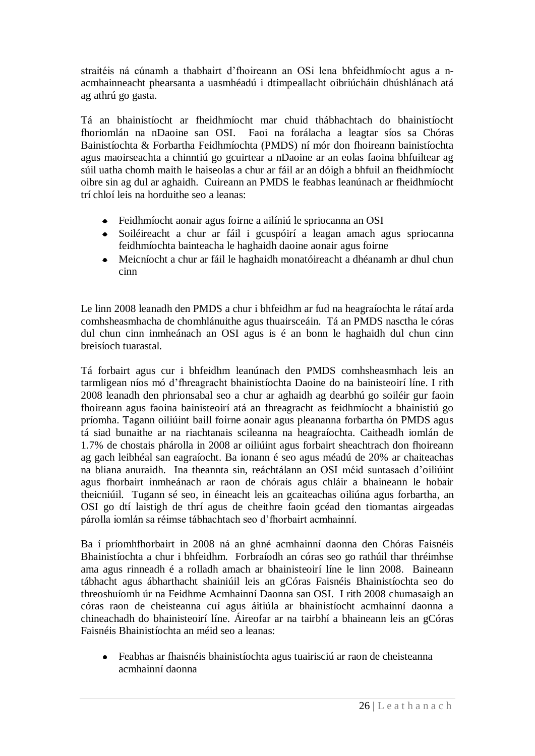straitéis ná cúnamh a thabhairt d'fhoireann an OSi lena bhfeidhmíocht agus a n-acmhainneacht phearsanta a uasmhéadú i dtimpeallacht oibriúcháin dhúshlánach atá ag athrú go gasta.

Tá an bhainistíocht ar fheidhmíocht mar chuid thábhachtach do bhainistíocht fhoriomlán na nDaoine san OSI. Faoi na forálacha a leagtar síos sa Chóras Bainistíochta & Forbartha Feidhmíochta (PMDS) ní mór don fhoireann bainistíochta agus maoirseachta a chinntiú go gcuirtear a nDaoine ar an eolas faoina bhfuiltear ag súil uatha chomh maith le haiseolas a chur ar fáil ar an dóigh a bhfuil an fheidhmíocht oibre sin ag dul ar aghaidh. Cuireann an PMDS le feabhas leanúnach ar fheidhmíocht trí chloí leis na horduithe seo a leanas:

- Feidhmíocht aonair agus foirne a ailíniú le spriocanna an OSI
- Soiléireacht a chur ar fáil i gcuspóirí a leagan amach agus spriocanna feidhmíochta bainteacha le haghaidh daoine aonair agus foirne
- Meicníocht a chur ar fáil le haghaidh monatóireacht a dhéanamh ar dhul chun cinn

Le linn 2008 leanadh den PMDS a chur i bhfeidhm ar fud na heagraíochta le rátaí arda comhsheasmhacha de chomhlánuithe agus thuairsceáin. Tá an PMDS nasctha le córas dul chun cinn inmheánach an OSI agus is é an bonn le haghaidh dul chun cinn breisíoch tuarastal.

Tá forbairt agus cur i bhfeidhm leanúnach den PMDS comhsheasmhach leis an tarmligean níos mó d'fhreagracht bhainistíochta Daoine do na bainisteoirí líne. I rith 2008 leanadh den phrionsabal seo a chur ar aghaidh ag dearbhú go soiléir gur faoin fhoireann agus faoina bainisteoirí atá an fhreagracht as feidhmíocht a bhainistiú go príomha. Tagann oiliúint baill foirne aonair agus pleananna forbartha ón PMDS agus tá siad bunaithe ar na riachtanais scileanna na heagraíochta. Caitheadh iomlán de 1.7% de chostais phárolla in 2008 ar oiliúint agus forbairt sheachtrach don fhoireann ag gach leibhéal san eagraíocht. Ba ionann é seo agus méadú de 20% ar chaiteachas na bliana anuraidh. Ina theannta sin, reáchtálann an OSI méid suntasach d'oiliúint agus fhorbairt inmheánach ar raon de chórais agus chláir a bhaineann le hobair theicniúil. Tugann sé seo, in éineacht leis an gcaiteachas oiliúna agus forbartha, an OSI go dtí laistigh de thrí agus de cheithre faoin gcéad den tiomantas airgeadas párolla iomlán sa réimse tábhachtach seo d'fhorbairt acmhainní.

Ba í príomhfhorbairt in 2008 ná an ghné acmhainní daonna den Chóras Faisnéis Bhainistíochta a chur i bhfeidhm. Forbraíodh an córas seo go rathúil thar thréimhse ama agus rinneadh é a rolladh amach ar bhainisteoirí líne le linn 2008. Baineann tábhacht agus ábharthacht shainiúil leis an gCóras Faisnéis Bhainistíochta seo do threoshuíomh úr na Feidhme Acmhainní Daonna san OSI. I rith 2008 chumasaigh an córas raon de cheisteanna cuí agus áitiúla ar bhainistíocht acmhainní daonna a chineachadh do bhainisteoirí líne. Áireofar ar na tairbhí a bhaineann leis an gCóras Faisnéis Bhainistíochta an méid seo a leanas:

- Feabhas ar fhaisnéis bhainistíochta agus tuairisciú ar raon de cheisteanna acmhainní daonna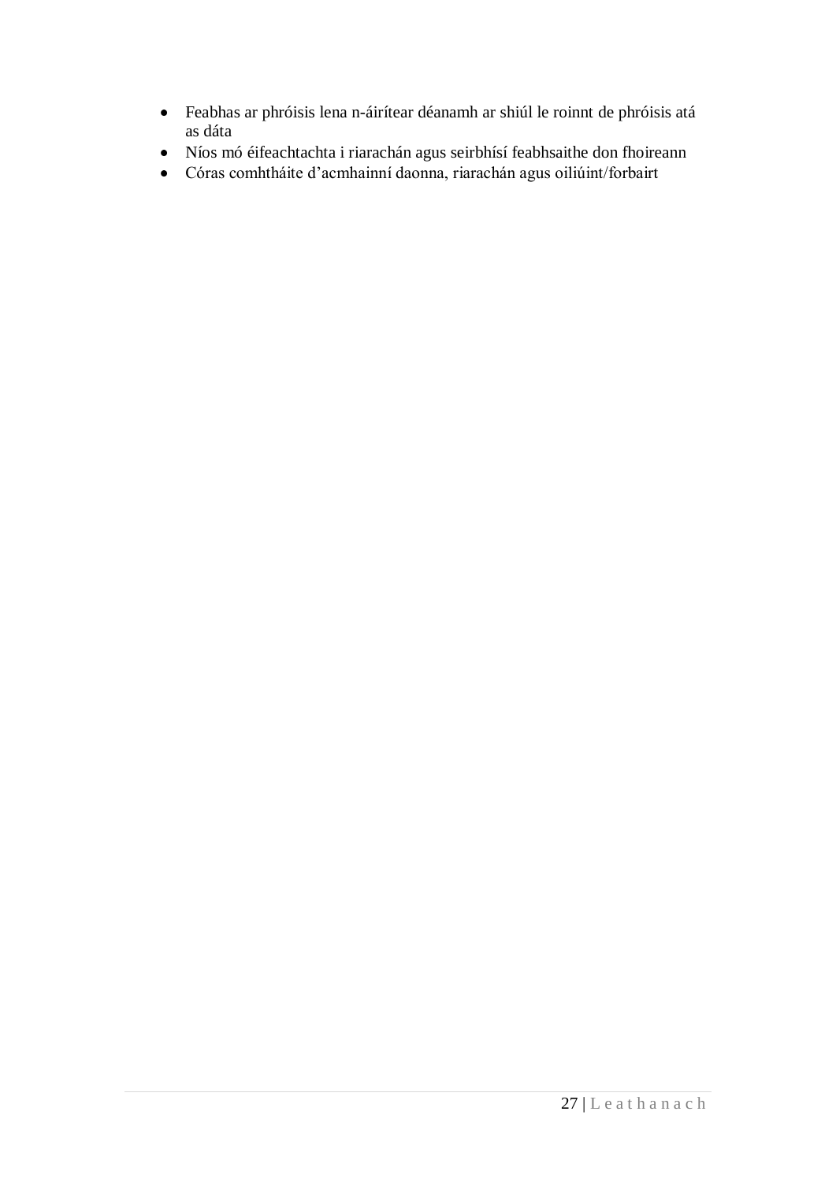- Feabhas ar phróisis lena n-áirítear déanamh ar shiúl le roinnt de phróisis atá as dáta
- Níos mó éifeachtachta i riarachán agus seirbhísí feabhsaithe don fhoireann
- Córas comhtháite d'acmhainní daonna, riarachán agus oiliúint/forbairt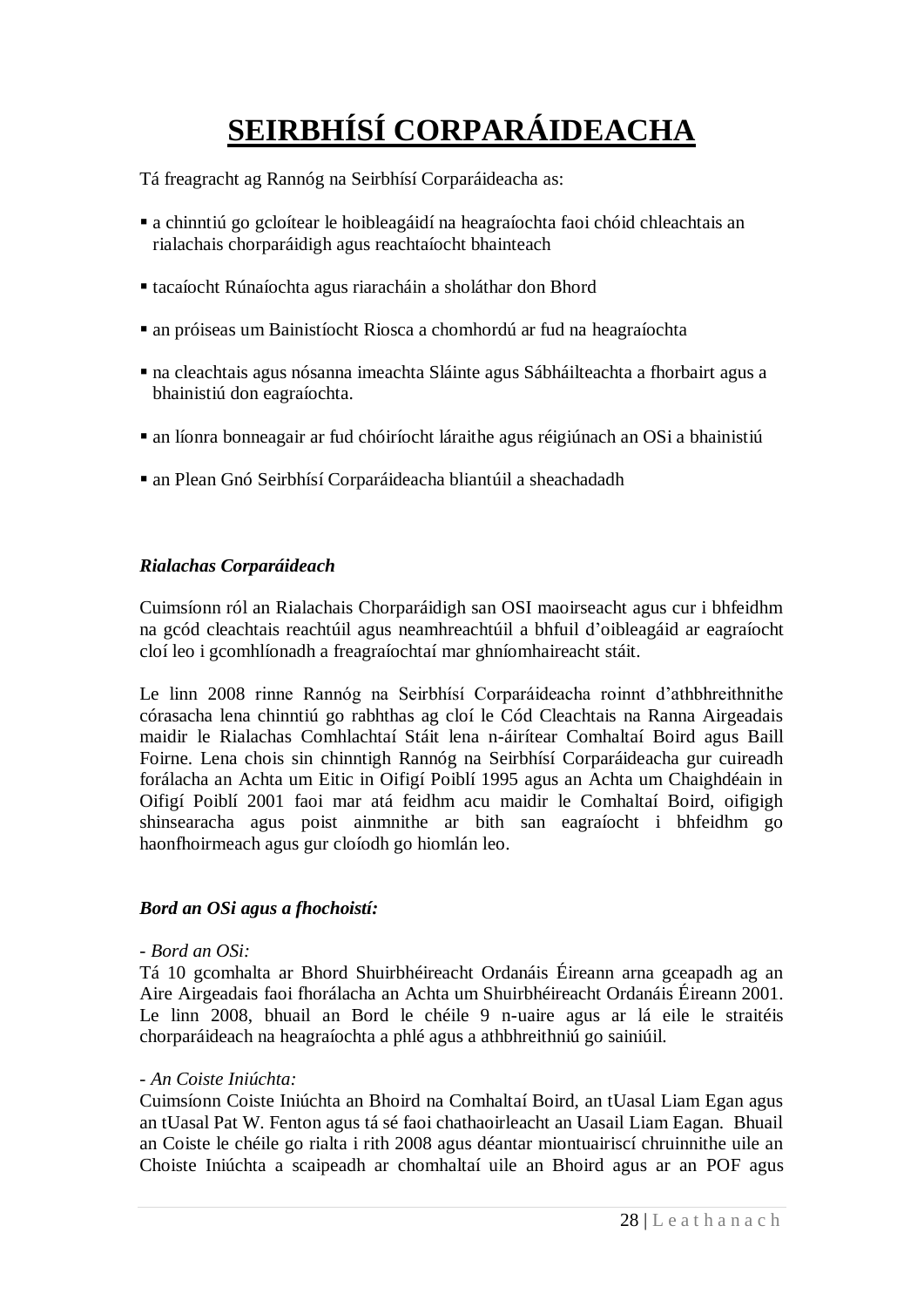# SEIRBHÍSÍ CORPARÁIDEACHA

Tá freagracht ag Rannóg na Seirbhísí Corparáideacha as:

- a chinntiú go gcloítear le hoibleagáidí na heagraíochta faoi chóid chleachtais an rialachais chorparáidigh agus reachtaíocht bhainteach
- tacaíocht Rúnaíochta agus riaracháin a sholáthar don Bhord
- an próiseas um Bainistíocht Riosca a chomhordú ar fud na heagraíochta
- na cleachtais agus nósanna imeachta Sláinte agus Sábháilteachta a fhorbairt agus a bhainistiú don eagraíochta.
- an líonra bonneagair ar fud chóiríocht láraithe agus réigiúnach an OSi a bhainistiú
- an Plean Gnó Seirbhísí Corparáideacha bliantúil a sheachadadh

***Rialachas Corparáideach***

Cuimsíonn ról an Rialachais Chorparáidigh san OSI maoirseacht agus cur i bhfeidhm na gcód cleachtais reachtúil agus neamhreachtúil a bhfuil d'oibleagáid ar eagraíocht cloí leo i gcomhlíonadh a freagraíochtaí mar ghníomhaireacht stáit.

Le linn 2008 rinne Rannóg na Seirbhísí Corparáideacha roinnt d'athbhreithnithe córasacha lena chinntiú go rabhthas ag cloí le Cód Cleachtais na Ranna Airgeadais maidir le Rialachas Comhlachtaí Stáit lena n-áirítear Comhaltaí Boird agus Baill Foirne. Lena chois sin chinntigh Rannóg na Seirbhísí Corparáideacha gur cuireadh forálacha an Achta um Eitic in Oifigí Poiblí 1995 agus an Achta um Chaighdéain in Oifigí Poiblí 2001 faoi mar atá feidhm acu maidir le Comhaltaí Boird, oifigigh shinsearacha agus poist ainmnithe ar bith san eagraíocht i bhfeidhm go haonfhoirmeach agus gur cloíodh go hiomlán leo.

***Bord an OSi agus a fhochoistí:***

- *Bord an OSi:*
Tá 10 gcomhalta ar Bhord Shuirbhéireacht Ordanáis Éireann arna gceapadh ag an Aire Airgeadais faoi fhorálacha an Achta um Shuirbhéireacht Ordanáis Éireann 2001. Le linn 2008, bhuail an Bord le chéile 9 n-uaire agus ar lá eile le straitéis chorparáideach na heagraíochta a phlé agus a athbhreithniú go sainiúil.

- *An Coiste Iniúchta:*
Cuimsíonn Coiste Iniúchta an Bhoird na Comhaltaí Boird, an tUasal Liam Egan agus an tUasal Pat W. Fenton agus tá sé faoi chathaoirleacht an Uasail Liam Eagan. Bhuail an Coiste le chéile go rialta i rith 2008 agus déantar miontuairiscí chruinnithe uile an Choiste Iniúchta a scaipeadh ar chomhaltaí uile an Bhoird agus ar an POF agus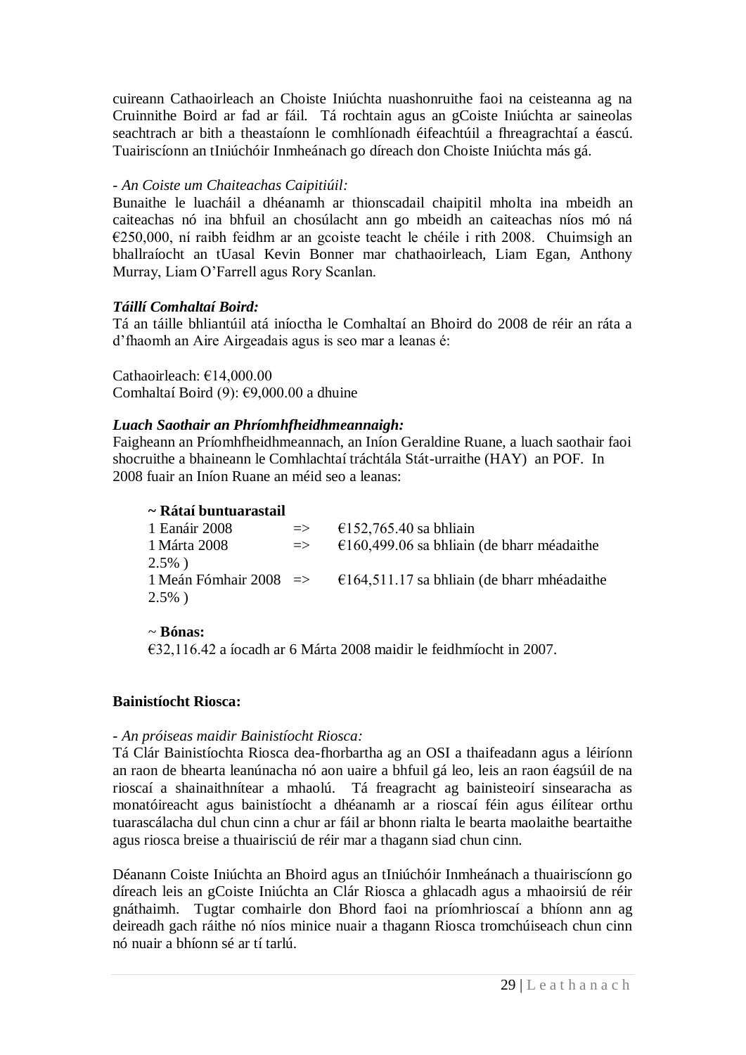cuireann Cathaoirleach an Choiste Iniúchta nuashonruithe faoi na ceisteanna ag na Cruinnithe Boird ar fad ar fáil. Tá rochtain agus an gCoiste Iniúchta ar saineolas seachtrach ar bith a theastaíonn le comhlíonadh éifeachtúil a fhreagrachtaí a éascú. Tuairiscíonn an tIniúchóir Inmheánach go díreach don Choiste Iniúchta más gá.

- *An Coiste um Chaiteachas Caipitiúil:*

Bunaithe le luacháil a dhéanamh ar thionscadail chaipitil mholta ina mbeidh an caiteachas nó ina bhfuil an chosúlacht ann go mbeidh an caiteachas níos mó ná €250,000, ní raibh feidhm ar an gcoiste teacht le chéile i rith 2008. Chuimsigh an bhallraíocht an tUasal Kevin Bonner mar chathaoirleach, Liam Egan, Anthony Murray, Liam O'Farrell agus Rory Scanlan.

***Táillí Comhaltaí Boird:***

Tá an táille bhliantúil atá iníoctha le Comhaltaí an Bhoird do 2008 de réir an ráta a d'fhaomh an Aire Airgeadais agus is seo mar a leanas é:

Cathaoirleach: €14,000.00
Comhaltaí Boird (9): €9,000.00 a dhuine

***Luach Saothair an Phríomhfheidhmeannaigh:***

Faigheann an Príomhfheidhmeannach, an Iníon Geraldine Ruane, a luach saothair faoi shocruithe a bhaineann le Comhlachtaí tráchtála Stát-urraithe (HAY) an POF. In 2008 fuair an Iníon Ruane an méid seo a leanas:

**~ Rátaí buntuarastail**

1 Eanáir 2008 => €152,765.40 sa bhliain
1 Márta 2008 => €160,499.06 sa bhliain (de bharr méadaithe 2.5% )
1 Meán Fómhair 2008 => €164,511.17 sa bhliain (de bharr mhéadaithe 2.5% )

~ **Bónas:**

€32,116.42 a íocadh ar 6 Márta 2008 maidir le feidhmíocht in 2007.

**Bainistíocht Riosca:**

- *An próiseas maidir Bainistíocht Riosca:*

Tá Clár Bainistíochta Riosca dea-fhorbartha ag an OSI a thaifeadann agus a léiríonn an raon de bhearta leanúnacha nó aon uaire a bhfuil gá leo, leis an raon éagsúil de na rioscaí a shainaithnítear a mhaolú. Tá freagracht ag bainisteoirí sinsearacha as monatóireacht agus bainistíocht a dhéanamh ar a rioscaí féin agus éilítear orthu tuarascálacha dul chun cinn a chur ar fáil ar bhonn rialta le bearta maolaithe beartaithe agus riosca breise a thuairisciú de réir mar a thagann siad chun cinn.

Déanann Coiste Iniúchta an Bhoird agus an tIniúchóir Inmheánach a thuairiscíonn go díreach leis an gCoiste Iniúchta an Clár Riosca a ghlacadh agus a mhaoirsiú de réir gnáthaimh. Tugtar comhairle don Bhord faoi na príomhrioscaí a bhíonn ann ag deireadh gach ráithe nó níos minice nuair a thagann Riosca tromchúiseach chun cinn nó nuair a bhíonn sé ar tí tarlú.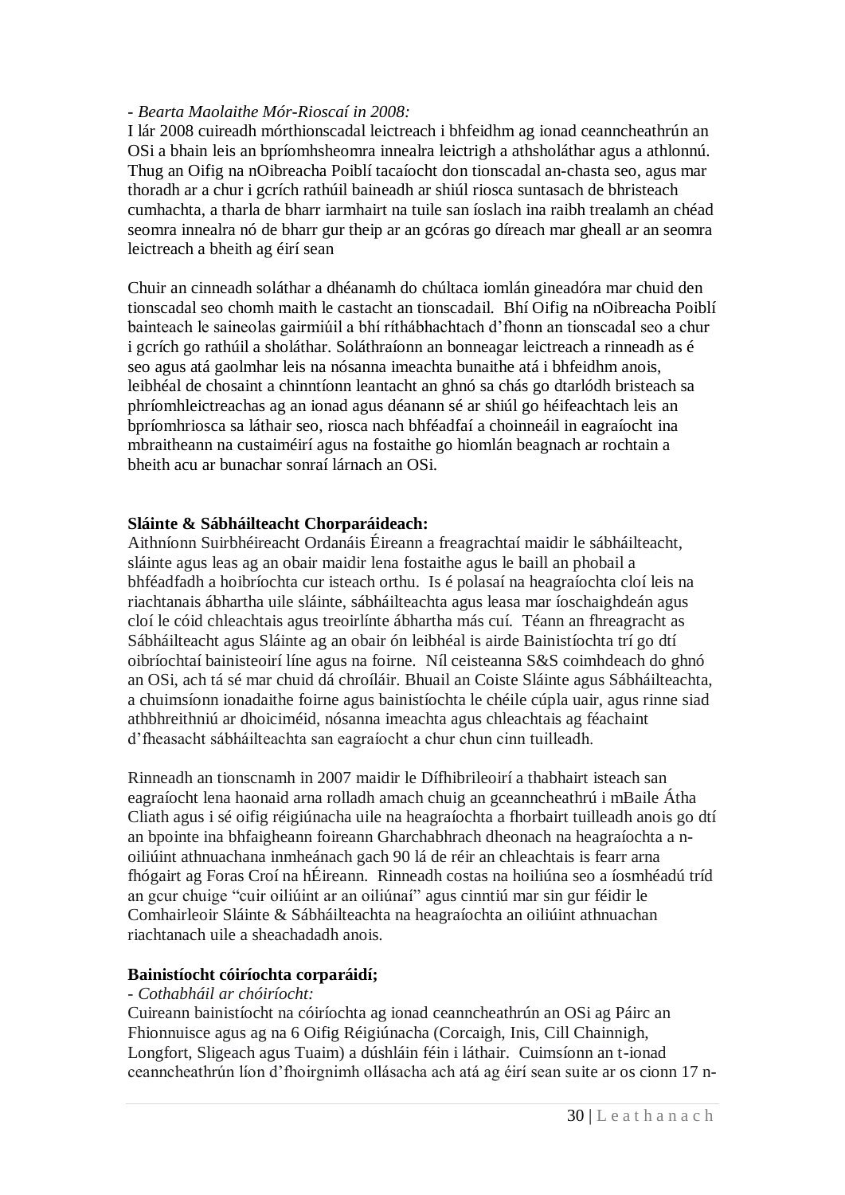*- Bearta Maolaithe Mór-Rioscaí in 2008:*
I lár 2008 cuireadh mórthionscadal leictreach i bhfeidhm ag ionad ceanncheathrún an OSi a bhain leis an bpríomhsheomra innealra leictrigh a athsholáthar agus a athlonnú. Thug an Oifig na nOibreacha Poiblí tacaíocht don tionscadal an-chasta seo, agus mar thoradh ar a chur i gcrích rathúil baineadh ar shiúl riosca suntasach de bhristeach cumhachta, a tharla de bharr iarmhairt na tuile san íoslach ina raibh trealamh an chéad seomra innealra nó de bharr gur theip ar an gcóras go díreach mar gheall ar an seomra leictreach a bheith ag éirí sean

Chuir an cinneadh soláthar a dhéanamh do chúltaca iomlán gineadóra mar chuid den tionscadal seo chomh maith le castacht an tionscadail. Bhí Oifig na nOibreacha Poiblí bainteach le saineolas gairmiúil a bhí ríthábhachtach d'fhonn an tionscadal seo a chur i gcrích go rathúil a sholáthar. Soláthraíonn an bonneagar leictreach a rinneadh as é seo agus atá gaolmhar leis na nósanna imeachta bunaithe atá i bhfeidhm anois, leibhéal de chosaint a chinntíonn leantacht an ghnó sa chás go dtarlódh bristeach sa phríomhleictreachas ag an ionad agus déanann sé ar shiúl go héifeachtach leis an bpríomhriosca sa láthair seo, riosca nach bhféadfaí a choinneáil in eagraíocht ina mbraitheann na custaiméirí agus na fostaithe go hiomlán beagnach ar rochtain a bheith acu ar bunachar sonraí lárnach an OSi.

**Sláinte & Sábháilteacht Chorparáideach:**
Aithníonn Suirbhéireacht Ordanáis Éireann a freagrachtaí maidir le sábháilteacht, sláinte agus leas ag an obair maidir lena fostaithe agus le baill an phobail a bhféadfadh a hoibríochta cur isteach orthu. Is é polasaí na heagraíochta cloí leis na riachtanais ábhartha uile sláinte, sábháilteachta agus leasa mar íoschaighdeán agus cloí le cóid chleachtais agus treoirlínte ábhartha más cuí. Téann an fhreagracht as Sábháilteacht agus Sláinte ag an obair ón leibhéal is airde Bainistíochta trí go dtí oibríochtaí bainisteoirí líne agus na foirne. Níl ceisteanna S&S coimhdeach do ghnó an OSi, ach tá sé mar chuid dá chroíláir. Bhuail an Coiste Sláinte agus Sábháilteachta, a chuimsíonn ionadaithe foirne agus bainistíochta le chéile cúpla uair, agus rinne siad athbhreithniú ar dhoiciméid, nósanna imeachta agus chleachtais ag féachaint d'fheasacht sábháilteachta san eagraíocht a chur chun cinn tuilleadh.

Rinneadh an tionscnamh in 2007 maidir le Dífhibrileoirí a thabhairt isteach san eagraíocht lena haonaid arna rolladh amach chuig an gceanncheathrú i mBaile Átha Cliath agus i sé oifig réigiúnacha uile na heagraíochta a fhorbairt tuilleadh anois go dtí an bpointe ina bhfaigheann foireann Gharchabhrach dheonach na heagraíochta a n-oiliúint athnuachana inmheánach gach 90 lá de réir an chleachtais is fearr arna fhógairt ag Foras Croí na hÉireann. Rinneadh costas na hoiliúna seo a íosmhéadú tríd an gcur chuige "cuir oiliúint ar an oiliúnaí" agus cinntiú mar sin gur féidir le Comhairleoir Sláinte & Sábháilteachta na heagraíochta an oiliúint athnuachan riachtanach uile a sheachadadh anois.

**Bainistíocht cóiríochta corparáidí;**
*- Cothabháil ar chóiríocht:*
Cuireann bainistíocht na cóiríochta ag ionad ceanncheathrún an OSi ag Páirc an Fhionnuisce agus ag na 6 Oifig Réigiúnacha (Corcaigh, Inis, Cill Chainnigh, Longfort, Sligeach agus Tuaim) a dúshláin féin i láthair. Cuimsíonn an t-ionad ceanncheathrún líon d'fhoirgnimh ollásacha ach atá ag éirí sean suite ar os cionn 17 n-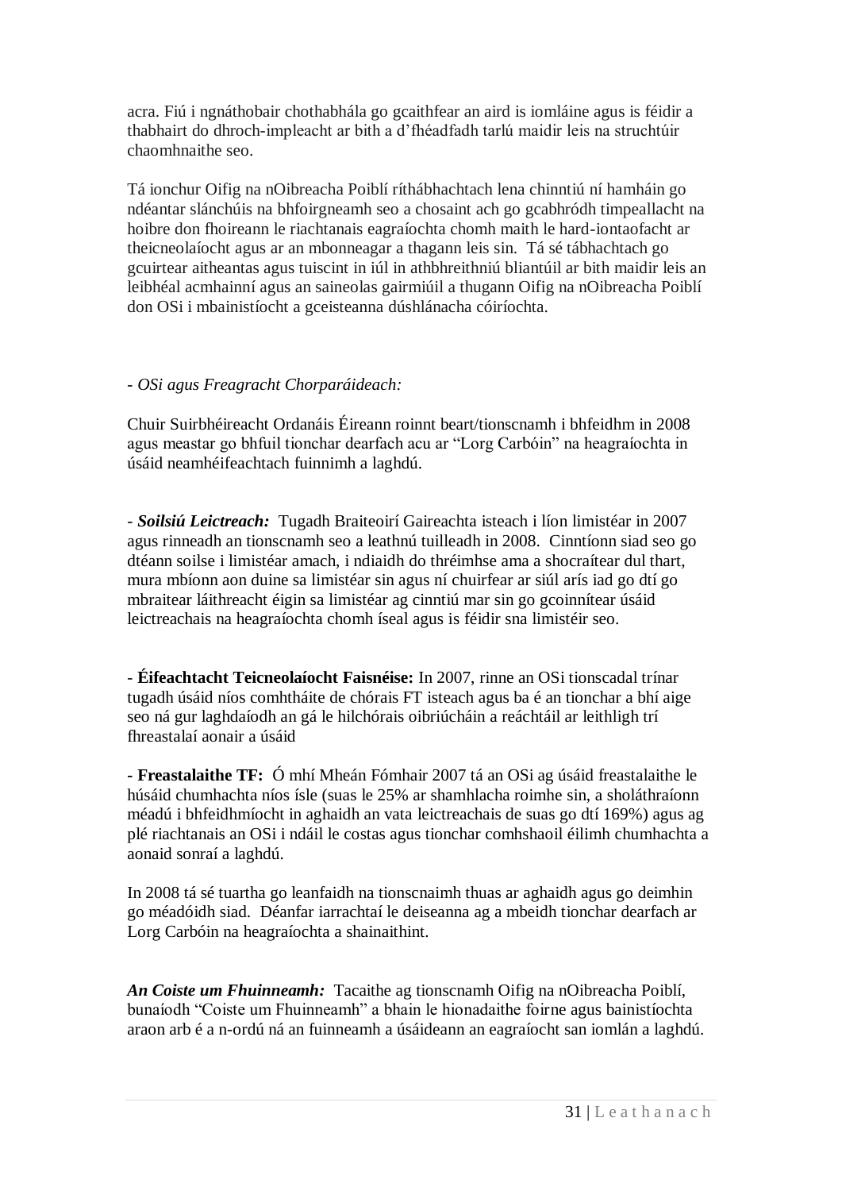acra. Fiú i ngnáthobair chothabhála go gcaithfear an aird is iomláine agus is féidir a thabhairt do dhroch-impleacht ar bith a d'fhéadfadh tarlú maidir leis na struchtúir chaomhnaithe seo.

Tá ionchur Oifig na nOibreacha Poiblí ríthábhachtach lena chinntiú ní hamháin go ndéantar slánchúis na bhfoirgneamh seo a chosaint ach go gcabhródh timpeallacht na hoibre don fhoireann le riachtanais eagraíochta chomh maith le hard-iontaofacht ar theicneolaíocht agus ar an mbonneagar a thagann leis sin. Tá sé tábhachtach go gcuirtear aitheantas agus tuiscint in iúl in athbhreithniú bliantúil ar bith maidir leis an leibhéal acmhainní agus an saineolas gairmiúil a thugann Oifig na nOibreacha Poiblí don OSi i mbainistíocht a gceisteanna dúshlánacha cóiríochta.

- *OSi agus Freagracht Chorparáideach:*

Chuir Suirbhéireacht Ordanáis Éireann roinnt beart/tionscnamh i bhfeidhm in 2008 agus meastar go bhfuil tionchar dearfach acu ar "Lorg Carbóin" na heagraíochta in úsáid neamhéifeachtach fuinnimh a laghdú.

- ***Soilsiú Leictreach:*** Tugadh Braiteoirí Gaireachta isteach i líon limistéar in 2007 agus rinneadh an tionscnamh seo a leathnú tuilleadh in 2008. Cinntíonn siad seo go dtéann soilse i limistéar amach, i ndiaidh do thréimhse ama a shocraítear dul thart, mura mbíonn aon duine sa limistéar sin agus ní chuirfear ar siúl arís iad go dtí go mbraitear láithreacht éigin sa limistéar ag cinntiú mar sin go gcoinnítear úsáid leictreachais na heagraíochta chomh íseal agus is féidir sna limistéir seo.

- **Éifeachtacht Teicneolaíocht Faisnéise:** In 2007, rinne an OSi tionscadal trínar tugadh úsáid níos comhtháite de chórais FT isteach agus ba é an tionchar a bhí aige seo ná gur laghdaíodh an gá le hilchórais oibriúcháin a reáchtáil ar leithligh trí fhreastalaí aonair a úsáid

**- Freastalaithe TF:** Ó mhí Mheán Fómhair 2007 tá an OSi ag úsáid freastalaithe le húsáid chumhachta níos ísle (suas le 25% ar shamhlacha roimhe sin, a sholáthraíonn méadú i bhfeidhmíocht in aghaidh an vata leictreachais de suas go dtí 169%) agus ag plé riachtanais an OSi i ndáil le costas agus tionchar comhshaoil éilimh chumhachta a aonaid sonraí a laghdú.

In 2008 tá sé tuartha go leanfaidh na tionscnaimh thuas ar aghaidh agus go deimhin go méadóidh siad. Déanfar iarrachtaí le deiseanna ag a mbeidh tionchar dearfach ar Lorg Carbóin na heagraíochta a shainaithint.

***An Coiste um Fhuinneamh:*** Tacaithe ag tionscnamh Oifig na nOibreacha Poiblí, bunaíodh "Coiste um Fhuinneamh" a bhain le hionadaithe foirne agus bainistíochta araon arb é a n-ordú ná an fuinneamh a úsáideann an eagraíocht san iomlán a laghdú.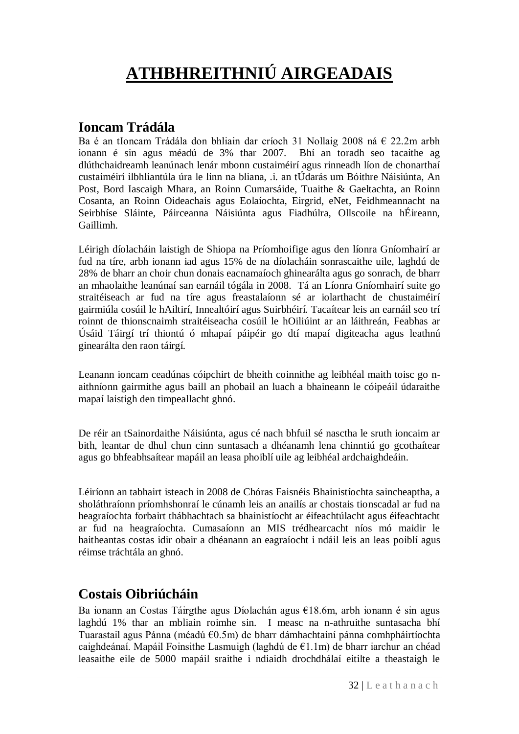# ATHBHREITHNIÚ AIRGEADAIS

## Ioncam Trádála

Ba é an tIoncam Trádála don bhliain dar críoch 31 Nollaig 2008 ná € 22.2m arbh ionann é sin agus méadú de 3% thar 2007. Bhí an toradh seo tacaithe ag dlúthchaidreamh leanúnach lenár mbonn custaiméirí agus rinneadh líon de chonarthaí custaiméirí ilbhliantúla úra le linn na bliana, .i. an tÚdarás um Bóithre Náisiúnta, An Post, Bord Iascaigh Mhara, an Roinn Cumarsáide, Tuaithe & Gaeltachta, an Roinn Cosanta, an Roinn Oideachais agus Eolaíochta, Eirgrid, eNet, Feidhmeannacht na Seirbhíse Sláinte, Páirceanna Náisiúnta agus Fiadhúlra, Ollscoile na hÉireann, Gaillimh.

Léirigh díolacháin laistigh de Shiopa na Príomhoifige agus den líonra Gníomhairí ar fud na tíre, arbh ionann iad agus 15% de na díolacháin sonrascaithe uile, laghdú de 28% de bharr an choir chun donais eacnamaíoch ghinearálta agus go sonrach, de bharr an mhaolaithe leanúnaí san earnáil tógála in 2008. Tá an Líonra Gníomhairí suite go straitéiseach ar fud na tíre agus freastalaíonn sé ar iolarthacht de chustaiméirí gairmiúla cosúil le hAiltirí, Innealtóirí agus Suirbhéirí. Tacaítear leis an earnáil seo trí roinnt de thionscnaimh straitéiseacha cosúil le hOiliúint ar an láithreán, Feabhas ar Úsáid Táirgí trí thiontú ó mhapaí páipéir go dtí mapaí digiteacha agus leathnú ginearálta den raon táirgí.

Leanann ioncam ceadúnas cóipchirt de bheith coinnithe ag leibhéal maith toisc go n-aithníonn gairmithe agus baill an phobail an luach a bhaineann le cóipeáil údaraithe mapaí laistigh den timpeallacht ghnó.

De réir an tSainordaithe Náisiúnta, agus cé nach bhfuil sé nasctha le sruth ioncaim ar bith, leantar de dhul chun cinn suntasach a dhéanamh lena chinntiú go gcothaítear agus go bhfeabhsaítear mapáil an leasa phoiblí uile ag leibhéal ardchaighdeáin.

Léiríonn an tabhairt isteach in 2008 de Chóras Faisnéis Bhainistíochta saincheaptha, a sholáthraíonn príomhshonraí le cúnamh leis an anailís ar chostais tionscadal ar fud na heagraíochta forbairt thábhachtach sa bhainistíocht ar éifeachtúlacht agus éifeachtacht ar fud na heagraíochta. Cumasaíonn an MIS trédhearcacht níos mó maidir le haitheantas costas idir obair a dhéanann an eagraíocht i ndáil leis an leas poiblí agus réimse tráchtála an ghnó.

## Costais Oibriúcháin

Ba ionann an Costas Táirgthe agus Díolachán agus €18.6m, arbh ionann é sin agus laghdú 1% thar an mbliain roimhe sin. I measc na n-athruithe suntasacha bhí Tuarastail agus Pánna (méadú €0.5m) de bharr dámhachtainí pánna comhpháirtíochta caighdeánaí. Mapáil Foinsithe Lasmuigh (laghdú de €1.1m) de bharr iarchur an chéad leasaithe eile de 5000 mapáil sraithe i ndiaidh drochdhálaí eitilte a theastaigh le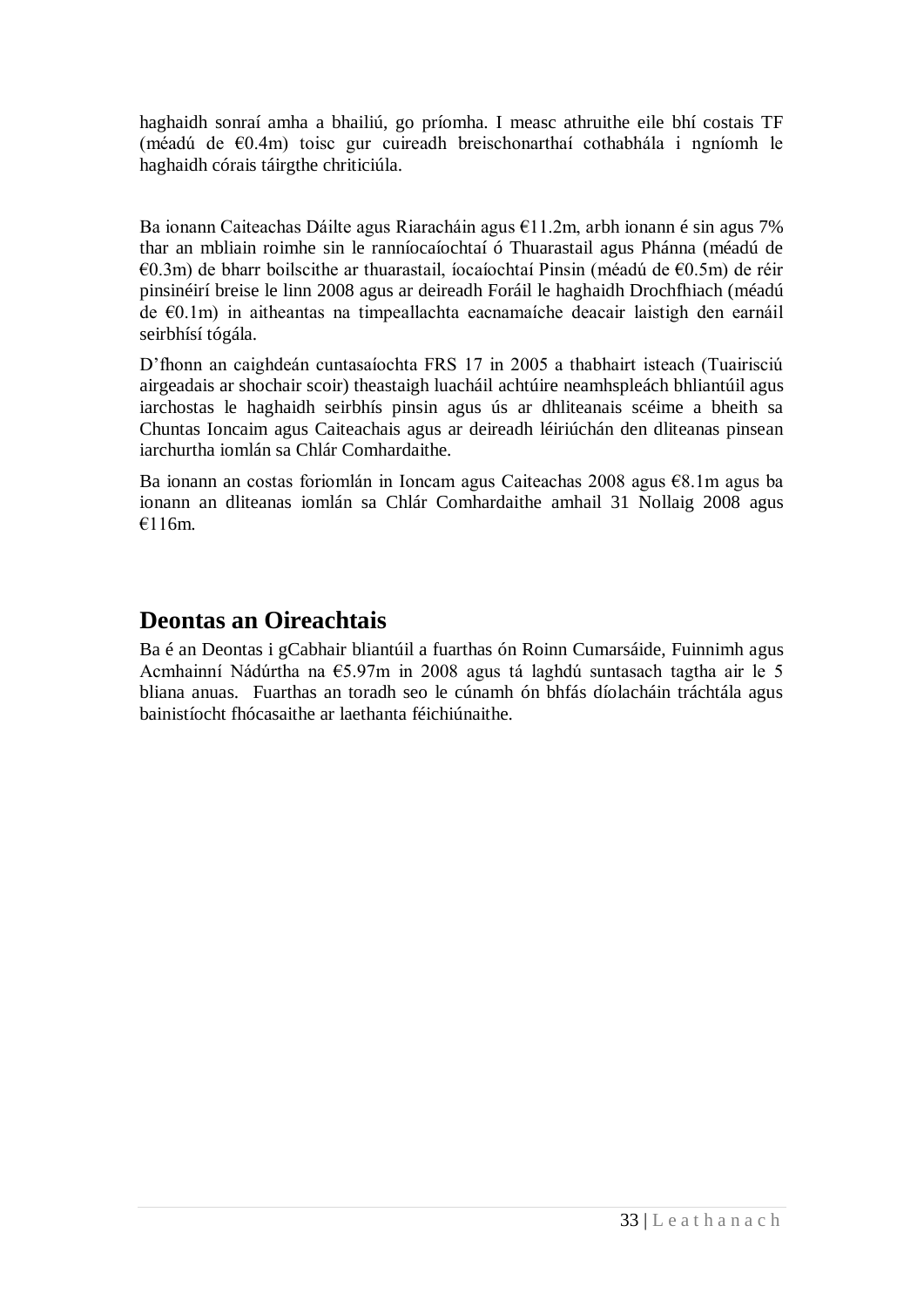haghaidh sonraí amha a bhailiú, go príomha. I measc athruithe eile bhí costais TF (méadú de €0.4m) toisc gur cuireadh breischonarthaí cothabhála i ngníomh le haghaidh córais táirgthe chriticiúla.

Ba ionann Caiteachas Dáilte agus Riaracháin agus €11.2m, arbh ionann é sin agus 7% thar an mbliain roimhe sin le ranníocaíochtaí ó Thuarastail agus Phánna (méadú de €0.3m) de bharr boilscithe ar thuarastail, íocaíochtaí Pinsin (méadú de €0.5m) de réir pinsinéirí breise le linn 2008 agus ar deireadh Foráil le haghaidh Drochfhiach (méadú de €0.1m) in aitheantas na timpeallachta eacnamaíche deacair laistigh den earnáil seirbhísí tógála.

D'fhonn an caighdeán cuntasaíochta FRS 17 in 2005 a thabhairt isteach (Tuairisciú airgeadais ar shochair scoir) theastaigh luacháil achtúire neamhspleách bhliantúil agus iarchostas le haghaidh seirbhís pinsin agus ús ar dhliteanais scéime a bheith sa Chuntas Ioncaim agus Caiteachais agus ar deireadh léiriúchán den dliteanas pinsean iarchurtha iomlán sa Chlár Comhardaithe.

Ba ionann an costas foriomlán in Ioncam agus Caiteachas 2008 agus €8.1m agus ba ionann an dliteanas iomlán sa Chlár Comhardaithe amhail 31 Nollaig 2008 agus €116m.

## Deontas an Oireachtais

Ba é an Deontas i gCabhair bliantúil a fuarthas ón Roinn Cumarsáide, Fuinnimh agus Acmhainní Nádúrtha na €5.97m in 2008 agus tá laghdú suntasach tagtha air le 5 bliana anuas. Fuarthas an toradh seo le cúnamh ón bhfás díolacháin tráchtála agus bainistíocht fhócasaithe ar laethanta féichiúnaithe.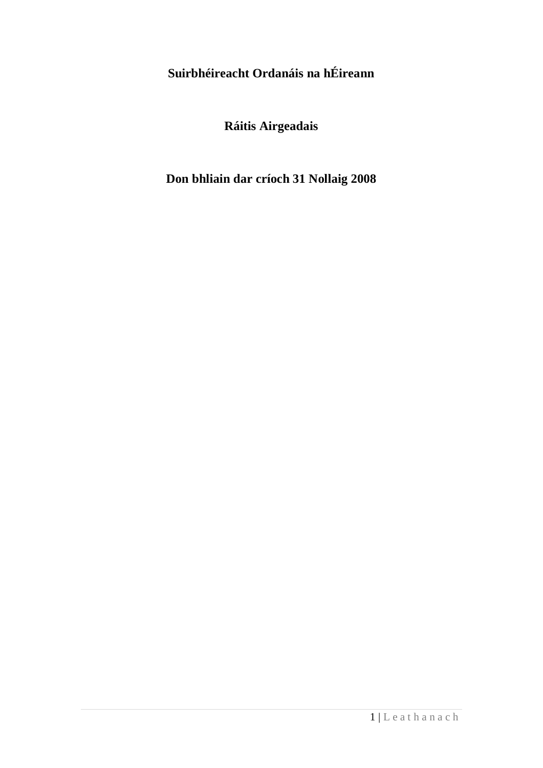# Suirbhéireacht Ordanáis na hÉireann

# Ráitis Airgeadais

# Don bhliain dar críoch 31 Nollaig 2008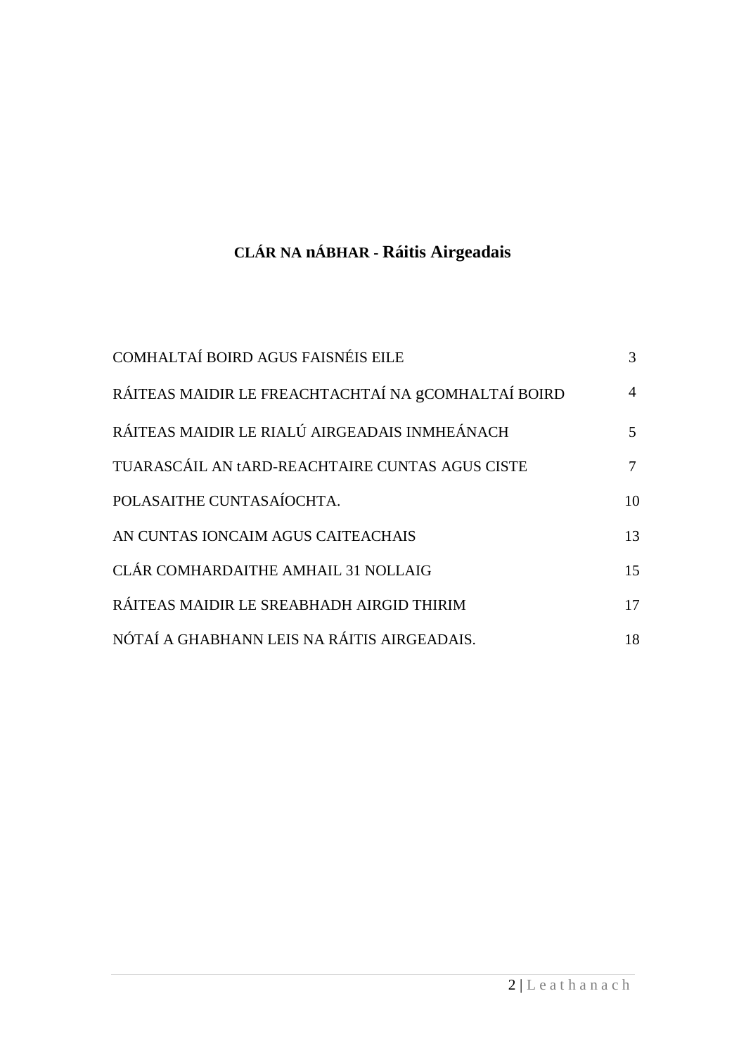# **CLÁR NA nÁBHAR - Ráitis Airgeadais**

| | |
|---|---|
| COMHALTAÍ BOIRD AGUS FAISNÉIS EILE | 3 |
| RÁITEAS MAIDIR LE FREACHTACHTAÍ NA gCOMHALTAÍ BOIRD | 4 |
| RÁITEAS MAIDIR LE RIALÚ AIRGEADAIS INMHEÁNACH | 5 |
| TUARASCÁIL AN tARD-REACHTAIRE CUNTAS AGUS CISTE | 7 |
| POLASAITHE CUNTASAÍOCHTA. | 10 |
| AN CUNTAS IONCAIM AGUS CAITEACHAIS | 13 |
| CLÁR COMHARDAITHE AMHAIL 31 NOLLAIG | 15 |
| RÁITEAS MAIDIR LE SREABHADH AIRGID THIRIM | 17 |
| NÓTAÍ A GHABHANN LEIS NA RÁITIS AIRGEADAIS. | 18 |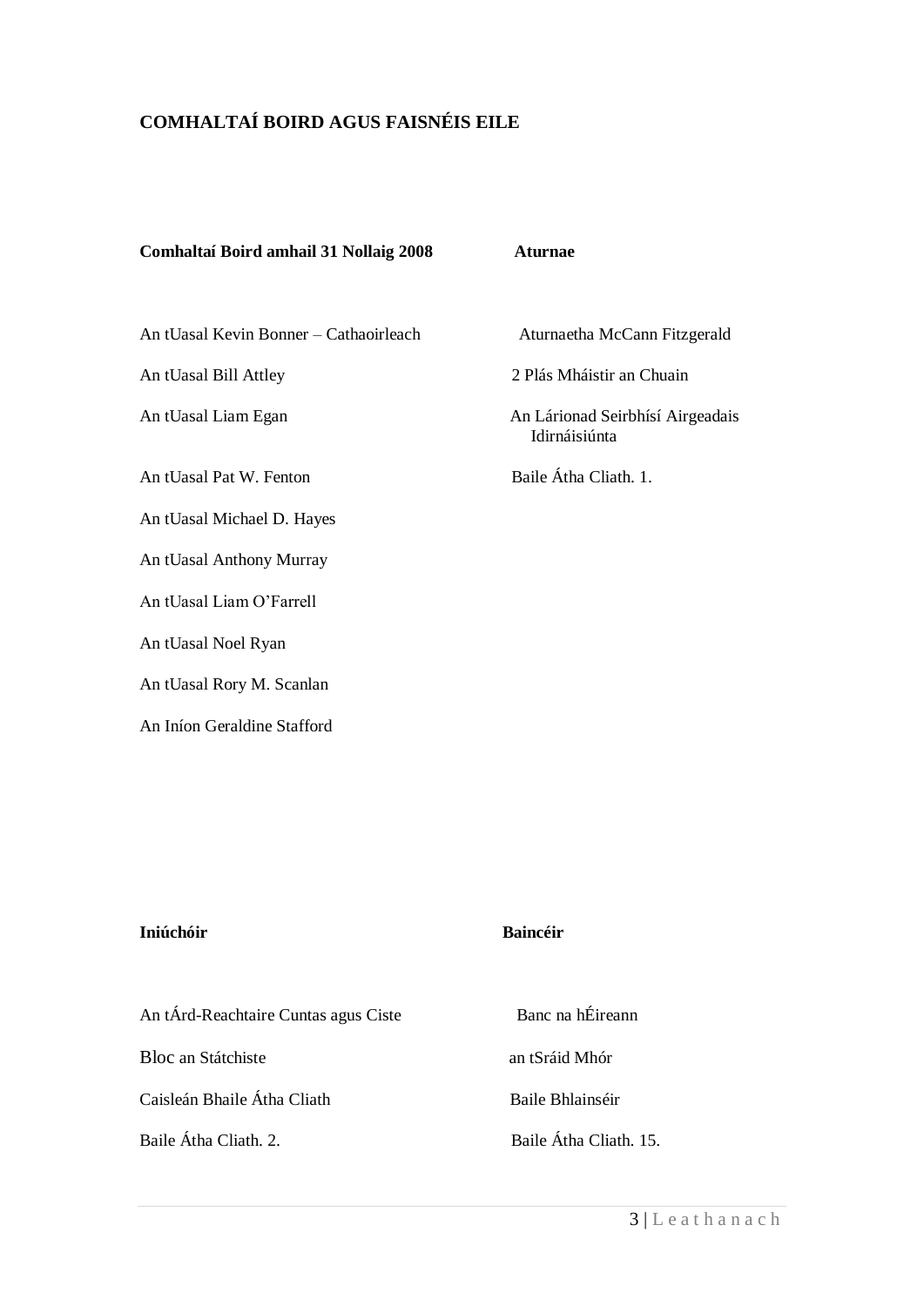## COMHALTAÍ BOIRD AGUS FAISNÉIS EILE

**Comhaltaí Boird amhail 31 Nollaig 2008**

An tUasal Kevin Bonner – Cathaoirleach

An tUasal Bill Attley

An tUasal Liam Egan

An tUasal Pat W. Fenton

An tUasal Michael D. Hayes

An tUasal Anthony Murray

An tUasal Liam O'Farrell

An tUasal Noel Ryan

An tUasal Rory M. Scanlan

An Iníon Geraldine Stafford

**Aturnae**

Aturnaetha McCann Fitzgerald

2 Plás Mháistir an Chuain

An Lárionad Seirbhísí Airgeadais Idirnáisiúnta

Baile Átha Cliath. 1.

**Iniúchóir**

An tÁrd-Reachtaire Cuntas agus Ciste

Bloc an Státchiste

Caisleán Bhaile Átha Cliath

Baile Átha Cliath. 2.

**Baincéir**

Banc na hÉireann

an tSráid Mhór

Baile Bhlainséir

Baile Átha Cliath. 15.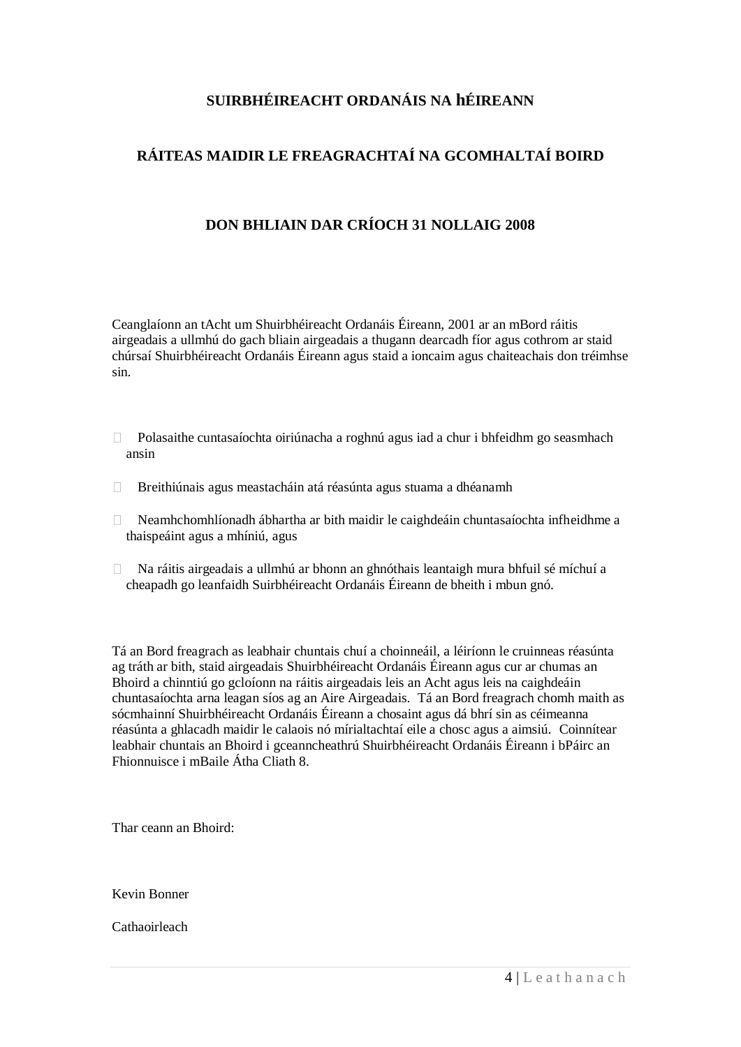**SUIRBHÉIREACHT ORDANÁIS NA hÉIREANN**

**RÁITEAS MAIDIR LE FREAGRACHTAÍ NA GCOMHALTAÍ BOIRD**

**DON BHLIAIN DAR CRÍOCH 31 NOLLAIG 2008**

Ceanglaíonn an tAcht um Shuirbhéireacht Ordanáis Éireann, 2001 ar an mBord ráitis airgeadais a ullmhú do gach bliain airgeadais a thugann dearcadh fíor agus cothrom ar staid chúrsaí Shuirbhéireacht Ordanáis Éireann agus staid a ioncaim agus chaiteachais don tréimhse sin.

- Polasaithe cuntasaíochta oiriúnacha a roghnú agus iad a chur i bhfeidhm go seasmhach ansin
- Breithiúnais agus meastacháin atá réasúnta agus stuama a dhéanamh
- Neamhchomhlíonadh ábhartha ar bith maidir le caighdeáin chuntasaíochta infheidhme a thaispeáint agus a mhíniú, agus
- Na ráitis airgeadais a ullmhú ar bhonn an ghnóthais leantaigh mura bhfuil sé míchuí a cheapadh go leanfaidh Suirbhéireacht Ordanáis Éireann de bheith i mbun gnó.

Tá an Bord freagrach as leabhair chuntais chuí a choinneáil, a léiríonn le cruinneas réasúnta ag tráth ar bith, staid airgeadais Shuirbhéireacht Ordanáis Éireann agus cur ar chumas an Bhoird a chinntiú go gcloíonn na ráitis airgeadais leis an Acht agus leis na caighdeáin chuntasaíochta arna leagan síos ag an Aire Airgeadais. Tá an Bord freagrach chomh maith as sócmhainní Shuirbhéireacht Ordanáis Éireann a chosaint agus dá bhrí sin as céimeanna réasúnta a ghlacadh maidir le calaois nó mírialtachtaí eile a chosc agus a aimsiú. Coinnítear leabhair chuntais an Bhoird i gceanncheathrú Shuirbhéireacht Ordanáis Éireann i bPáirc an Fhionnuisce i mBaile Átha Cliath 8.

Thar ceann an Bhoird:

Kevin Bonner

Cathaoirleach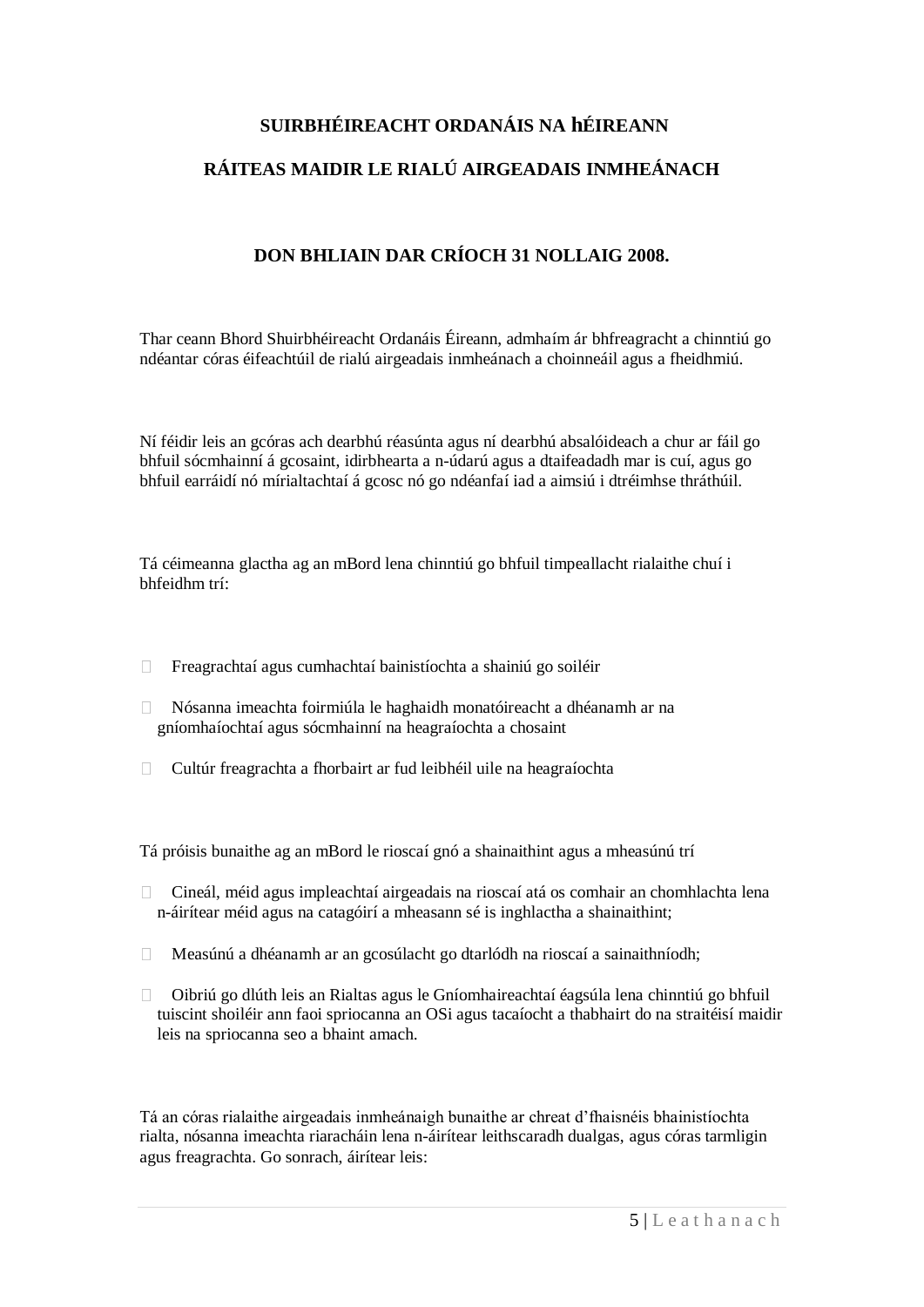# SUIRBHÉIREACHT ORDANÁIS NA hÉIREANN

## RÁITEAS MAIDIR LE RIALÚ AIRGEADAIS INMHEÁNACH

## DON BHLIAIN DAR CRÍOCH 31 NOLLAIG 2008.

Thar ceann Bhord Shuirbhéireacht Ordanáis Éireann, admhaím ár bhfreagracht a chinntiú go ndéantar córas éifeachtúil de rialú airgeadais inmheánach a choinneáil agus a fheidhmiú.

Ní féidir leis an gcóras ach dearbhú réasúnta agus ní dearbhú absalóideach a chur ar fáil go bhfuil sócmhainní á gcosaint, idirbhearta a n-údarú agus a dtaifeadadh mar is cuí, agus go bhfuil earráidí nó mírialtachtaí á gcosc nó go ndéanfaí iad a aimsiú i dtréimhse thráthúil.

Tá céimeanna glactha ag an mBord lena chinntiú go bhfuil timpeallacht rialaithe chuí i bhfeidhm trí:

- Freagrachtaí agus cumhachtaí bainistíochta a shainiú go soiléir
- Nósanna imeachta foirmiúla le haghaidh monatóireacht a dhéanamh ar na gníomhaíochtaí agus sócmhainní na heagraíochta a chosaint
- Cultúr freagrachta a fhorbairt ar fud leibhéil uile na heagraíochta

Tá próisis bunaithe ag an mBord le rioscaí gnó a shainaithint agus a mheasúnú trí

- Cineál, méid agus impleachtaí airgeadais na rioscaí atá os comhair an chomhlachta lena n-áirítear méid agus na catagóirí a mheasann sé is inghlactha a shainaithint;
- Measúnú a dhéanamh ar an gcosúlacht go dtarlódh na rioscaí a sainaithníodh;
- Oibriú go dlúth leis an Rialtas agus le Gníomhaireachtaí éagsúla lena chinntiú go bhfuil tuiscint shoiléir ann faoi spriocanna an OSi agus tacaíocht a thabhairt do na straitéisí maidir leis na spriocanna seo a bhaint amach.

Tá an córas rialaithe airgeadais inmheánaigh bunaithe ar chreat d'fhaisnéis bhainistíochta rialta, nósanna imeachta riaracháin lena n-áirítear leithscaradh dualgas, agus córas tarmligin agus freagrachta. Go sonrach, áirítear leis: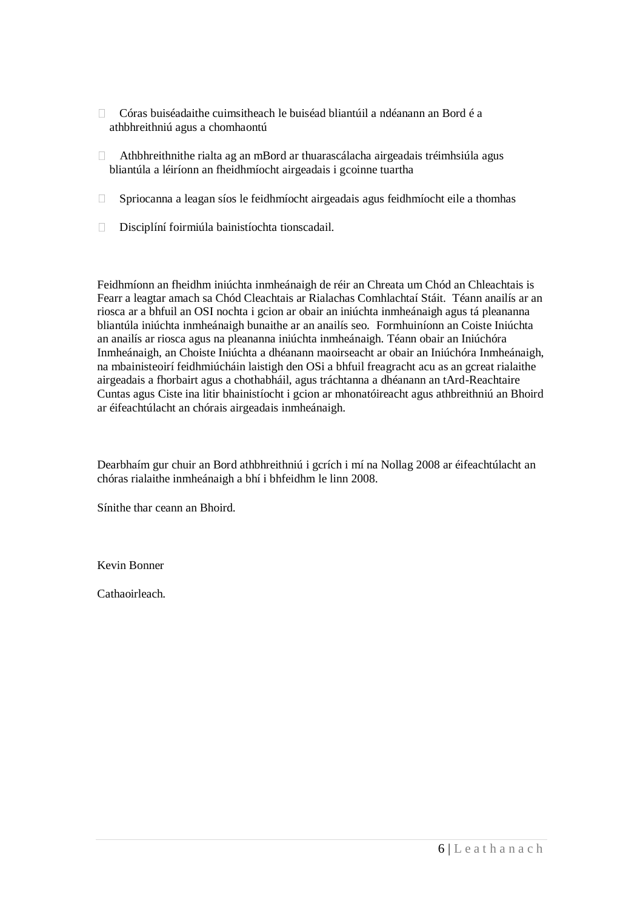- Córas buiséadaithe cuimsitheach le buiséad bliantúil a ndéanann an Bord é a athbhreithniú agus a chomhaontú

- Athbhreithnithe rialta ag an mBord ar thuarascálacha airgeadais tréimhsiúla agus bliantúla a léiríonn an fheidhmíocht airgeadais i gcoinne tuartha

- Spriocanna a leagan síos le feidhmíocht airgeadais agus feidhmíocht eile a thomhas

- Disciplíní foirmiúla bainistíochta tionscadail.

Feidhmíonn an fheidhm iniúchta inmheánaigh de réir an Chreata um Chód an Chleachtais is Fearr a leagtar amach sa Chód Cleachtais ar Rialachas Comhlachtaí Stáit. Téann anailís ar an riosca ar a bhfuil an OSI nochta i gcion ar obair an iniúchta inmheánaigh agus tá pleananna bliantúla iniúchta inmheánaigh bunaithe ar an anailís seo. Formhuiníonn an Coiste Iniúchta an anailís ar riosca agus na pleananna iniúchta inmheánaigh. Téann obair an Iniúchóra Inmheánaigh, an Choiste Iniúchta a dhéanann maoirseacht ar obair an Iniúchóra Inmheánaigh, na mbainisteoirí feidhmiúcháin laistigh den OSi a bhfuil freagracht acu as an gcreat rialaithe airgeadais a fhorbairt agus a chothabháil, agus tráchtanna a dhéanann an tArd-Reachtaire Cuntas agus Ciste ina litir bhainistíocht i gcion ar mhonatóireacht agus athbreithniú an Bhoird ar éifeachtúlacht an chórais airgeadais inmheánaigh.

Dearbhaím gur chuir an Bord athbhreithniú i gcrích i mí na Nollag 2008 ar éifeachtúlacht an chóras rialaithe inmheánaigh a bhí i bhfeidhm le linn 2008.

Sínithe thar ceann an Bhoird.

Kevin Bonner

Cathaoirleach.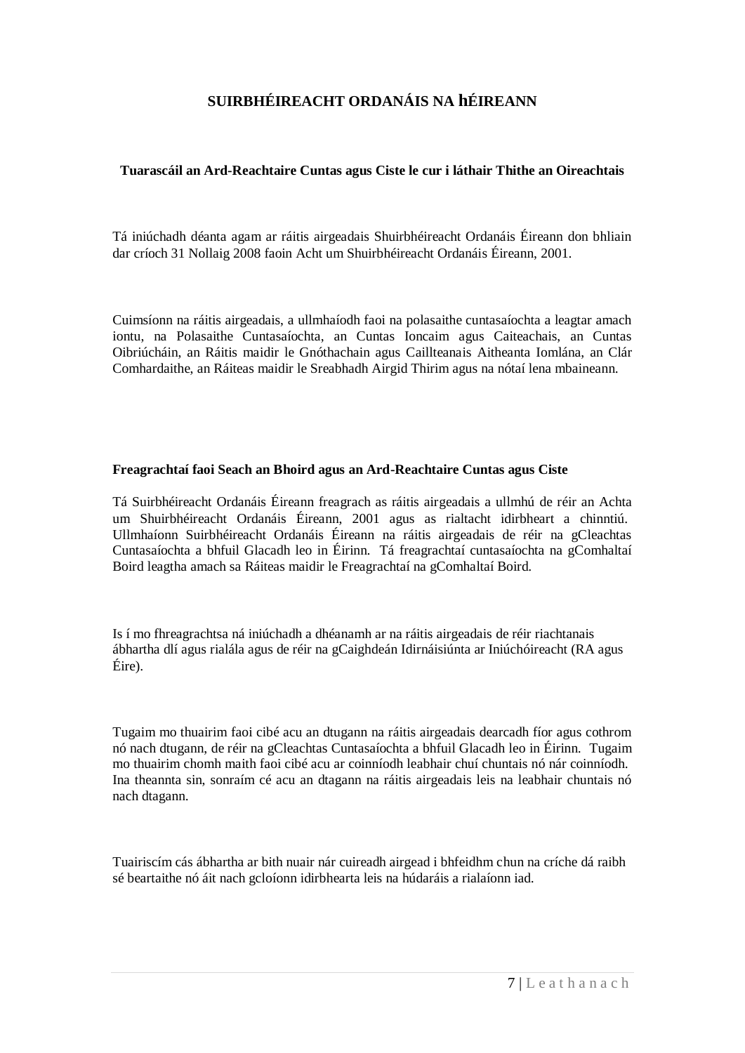# SUIRBHÉIREACHT ORDANÁIS NA hÉIREANN

**Tuarascáil an Ard-Reachtaire Cuntas agus Ciste le cur i láthair Thithe an Oireachtais**

Tá iniúchadh déanta agam ar ráitis airgeadais Shuirbhéireacht Ordanáis Éireann don bhliain dar críoch 31 Nollaig 2008 faoin Acht um Shuirbhéireacht Ordanáis Éireann, 2001.

Cuimsíonn na ráitis airgeadais, a ullmhaíodh faoi na polasaithe cuntasaíochta a leagtar amach iontu, na Polasaithe Cuntasaíochta, an Cuntas Ioncaim agus Caiteachais, an Cuntas Oibriúcháin, an Ráitis maidir le Gnóthachain agus Caillteanais Aitheanta Iomlána, an Clár Comhardaithe, an Ráiteas maidir le Sreabhadh Airgid Thirim agus na nótaí lena mbaineann.

**Freagrachtaí faoi Seach an Bhoird agus an Ard-Reachtaire Cuntas agus Ciste**

Tá Suirbhéireacht Ordanáis Éireann freagrach as ráitis airgeadais a ullmhú de réir an Achta um Shuirbhéireacht Ordanáis Éireann, 2001 agus as rialtacht idirbheart a chinntiú. Ullmhaíonn Suirbhéireacht Ordanáis Éireann na ráitis airgeadais de réir na gCleachtas Cuntasaíochta a bhfuil Glacadh leo in Éirinn. Tá freagrachtaí cuntasaíochta na gComhaltaí Boird leagtha amach sa Ráiteas maidir le Freagrachtaí na gComhaltaí Boird.

Is í mo fhreagrachtsa ná iniúchadh a dhéanamh ar na ráitis airgeadais de réir riachtanais ábhartha dlí agus rialála agus de réir na gCaighdeán Idirnáisiúnta ar Iniúchóireacht (RA agus Éire).

Tugaim mo thuairim faoi cibé acu an dtugann na ráitis airgeadais dearcadh fíor agus cothrom nó nach dtugann, de réir na gCleachtas Cuntasaíochta a bhfuil Glacadh leo in Éirinn. Tugaim mo thuairim chomh maith faoi cibé acu ar coinníodh leabhair chuí chuntais nó nár coinníodh. Ina theannta sin, sonraím cé acu an dtagann na ráitis airgeadais leis na leabhair chuntais nó nach dtagann.

Tuairiscím cás ábhartha ar bith nuair nár cuireadh airgead i bhfeidhm chun na críche dá raibh sé beartaithe nó áit nach gcloíonn idirbhearta leis na húdaráis a rialaíonn iad.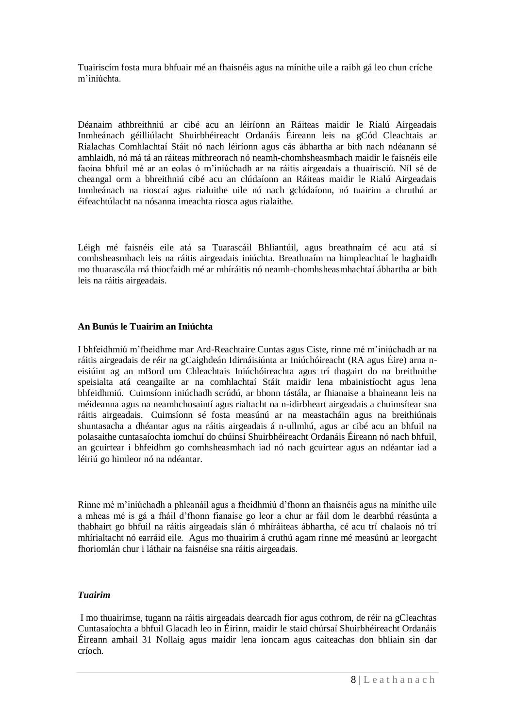Tuairiscím fosta mura bhfuair mé an fhaisnéis agus na mínithe uile a raibh gá leo chun críche m'iniúchta.

Déanaim athbhreithniú ar cibé acu an léiríonn an Ráiteas maidir le Rialú Airgeadais Inmheánach géilliúlacht Shuirbhéireacht Ordanáis Éireann leis na gCód Cleachtais ar Rialachas Comhlachtaí Stáit nó nach léiríonn agus cás ábhartha ar bith nach ndéanann sé amhlaidh, nó má tá an ráiteas míthreorach nó neamh-chomhsheasmhach maidir le faisnéis eile faoina bhfuil mé ar an eolas ó m'iniúchadh ar na ráitis airgeadais a thuairisciú. Níl sé de cheangal orm a bhreithniú cibé acu an clúdaíonn an Ráiteas maidir le Rialú Airgeadais Inmheánach na rioscaí agus rialuithe uile nó nach gclúdaíonn, nó tuairim a chruthú ar éifeachtúlacht na nósanna imeachta riosca agus rialaithe.

Léigh mé faisnéis eile atá sa Tuarascáil Bhliantúil, agus breathnaím cé acu atá sí comhsheasmhach leis na ráitis airgeadais iniúchta. Breathnaím na himpleachtaí le haghaidh mo thuarascála má thiocfaidh mé ar mhíráitis nó neamh-chomhsheasmhachtaí ábhartha ar bith leis na ráitis airgeadais.

**An Bunús le Tuairim an Iniúchta**

I bhfeidhmiú m'fheidhme mar Ard-Reachtaire Cuntas agus Ciste, rinne mé m'iniúchadh ar na ráitis airgeadais de réir na gCaighdeán Idirnáisiúnta ar Iniúchóireacht (RA agus Éire) arna n-eisiúint ag an mBord um Chleachtais Iniúchóireachta agus trí thagairt do na breithnithe speisialta atá ceangailte ar na comhlachtaí Stáit maidir lena mbainistíocht agus lena bhfeidhmiú. Cuimsíonn iniúchadh scrúdú, ar bhonn tástála, ar fhianaise a bhaineann leis na méideanna agus na neamhchosaintí agus rialtacht na n-idirbheart airgeadais a chuimsítear sna ráitis airgeadais. Cuimsíonn sé fosta measúnú ar na meastacháin agus na breithiúnais shuntasacha a dhéantar agus na ráitis airgeadais á n-ullmhú, agus ar cibé acu an bhfuil na polasaithe cuntasaíochta iomchuí do chúinsí Shuirbhéireacht Ordanáis Éireann nó nach bhfuil, an gcuirtear i bhfeidhm go comhsheasmhach iad nó nach gcuirtear agus an ndéantar iad a léiriú go himleor nó na ndéantar.

Rinne mé m'iniúchadh a phleanáil agus a fheidhmiú d'fhonn an fhaisnéis agus na mínithe uile a mheas mé is gá a fháil d'fhonn fianaise go leor a chur ar fáil dom le dearbhú réasúnta a thabhairt go bhfuil na ráitis airgeadais slán ó mhíráiteas ábhartha, cé acu trí chalaois nó trí mhírialtacht nó earráid eile. Agus mo thuairim á cruthú agam rinne mé measúnú ar leorgacht fhoriomlán chur i láthair na faisnéise sna ráitis airgeadais.

***Tuairim***

I mo thuairimse, tugann na ráitis airgeadais dearcadh fíor agus cothrom, de réir na gCleachtas Cuntasaíochta a bhfuil Glacadh leo in Éirinn, maidir le staid chúrsaí Shuirbhéireacht Ordanáis Éireann amhail 31 Nollaig agus maidir lena ioncam agus caiteachas don bhliain sin dar críoch.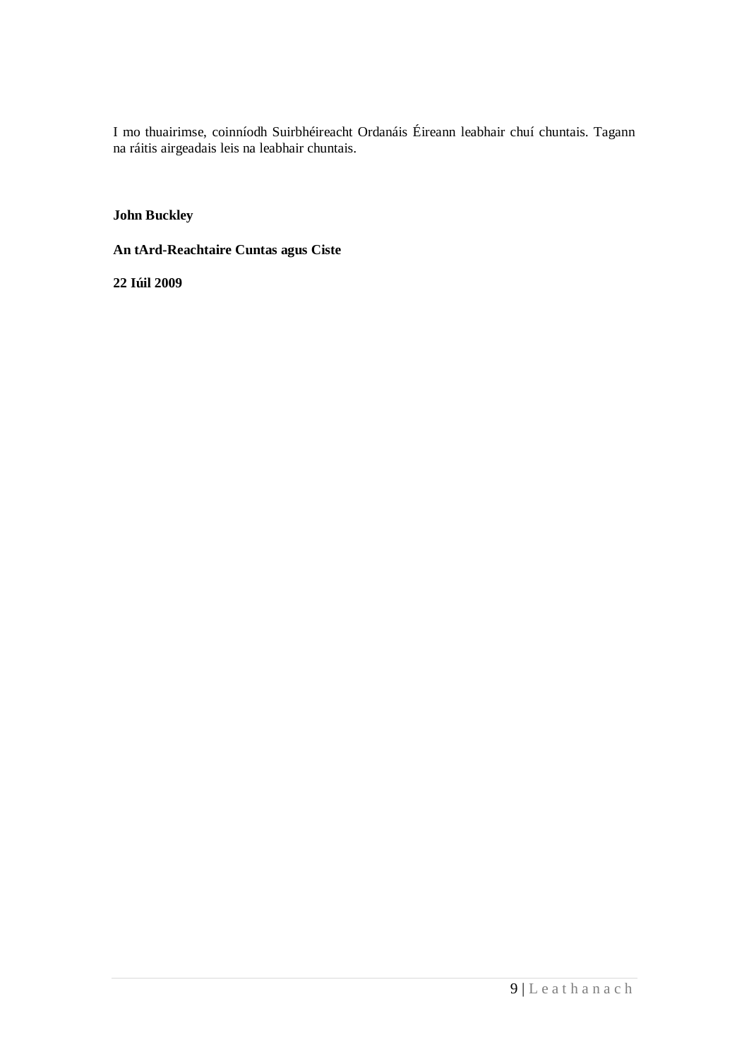I mo thuairimse, coinníodh Suirbhéireacht Ordanáis Éireann leabhair chuí chuntais. Tagann na ráitis airgeadais leis na leabhair chuntais.

**John Buckley**

**An tArd-Reachtaire Cuntas agus Ciste**

**22 Iúil 2009**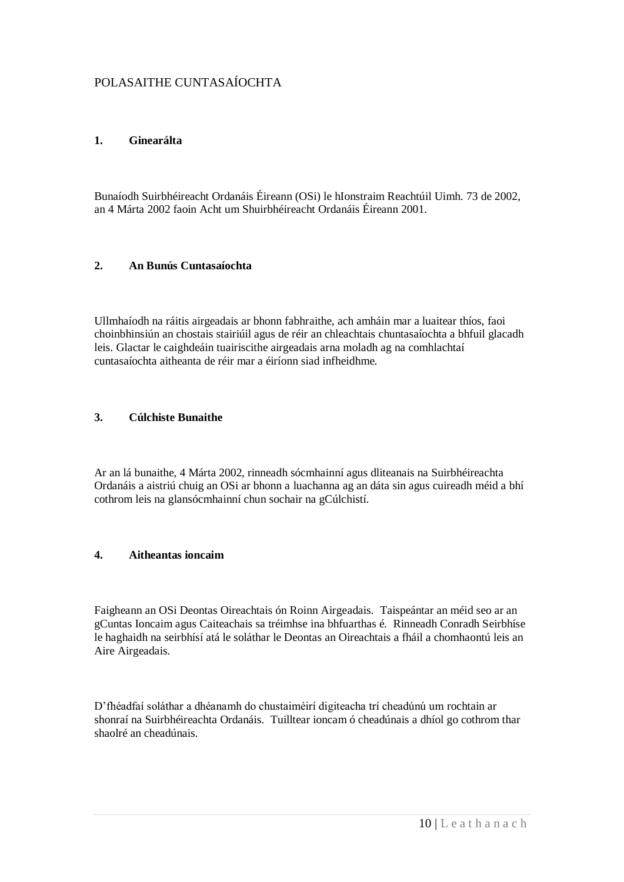POLASAITHE CUNTASAÍOCHTA

### 1. Ginearálta

Bunaíodh Suirbhéireacht Ordanáis Éireann (OSi) le hIonstraim Reachtúil Uimh. 73 de 2002, an 4 Márta 2002 faoin Acht um Shuirbhéireacht Ordanáis Éireann 2001.

### 2. An Bunús Cuntasaíochta

Ullmhaíodh na ráitis airgeadais ar bhonn fabhraithe, ach amháin mar a luaitear thíos, faoi choinbhinsiún an chostais stairiúil agus de réir an chleachtais chuntasaíochta a bhfuil glacadh leis. Glactar le caighdeáin tuairiscithe airgeadais arna moladh ag na comhlachtaí cuntasaíochta aitheanta de réir mar a éiríonn siad infheidhme.

### 3. Cúlchiste Bunaithe

Ar an lá bunaithe, 4 Márta 2002, rinneadh sócmhainní agus dliteanais na Suirbhéireachta Ordanáis a aistriú chuig an OSi ar bhonn a luachanna ag an dáta sin agus cuireadh méid a bhí cothrom leis na glansócmhainní chun sochair na gCúlchistí.

### 4. Aitheantas ioncaim

Faigheann an OSi Deontas Oireachtais ón Roinn Airgeadais. Taispeántar an méid seo ar an gCuntas Ioncaim agus Caiteachais sa tréimhse ina bhfuarthas é. Rinneadh Conradh Seirbhíse le haghaidh na seirbhísí atá le soláthar le Deontas an Oireachtais a fháil a chomhaontú leis an Aire Airgeadais.

D'fhéadfaí soláthar a dhéanamh do chustaiméirí digiteacha trí cheadúnú um rochtain ar shonraí na Suirbhéireachta Ordanáis. Tuilltear ioncam ó cheadúnais a dhíol go cothrom thar shaolré an cheadúnais.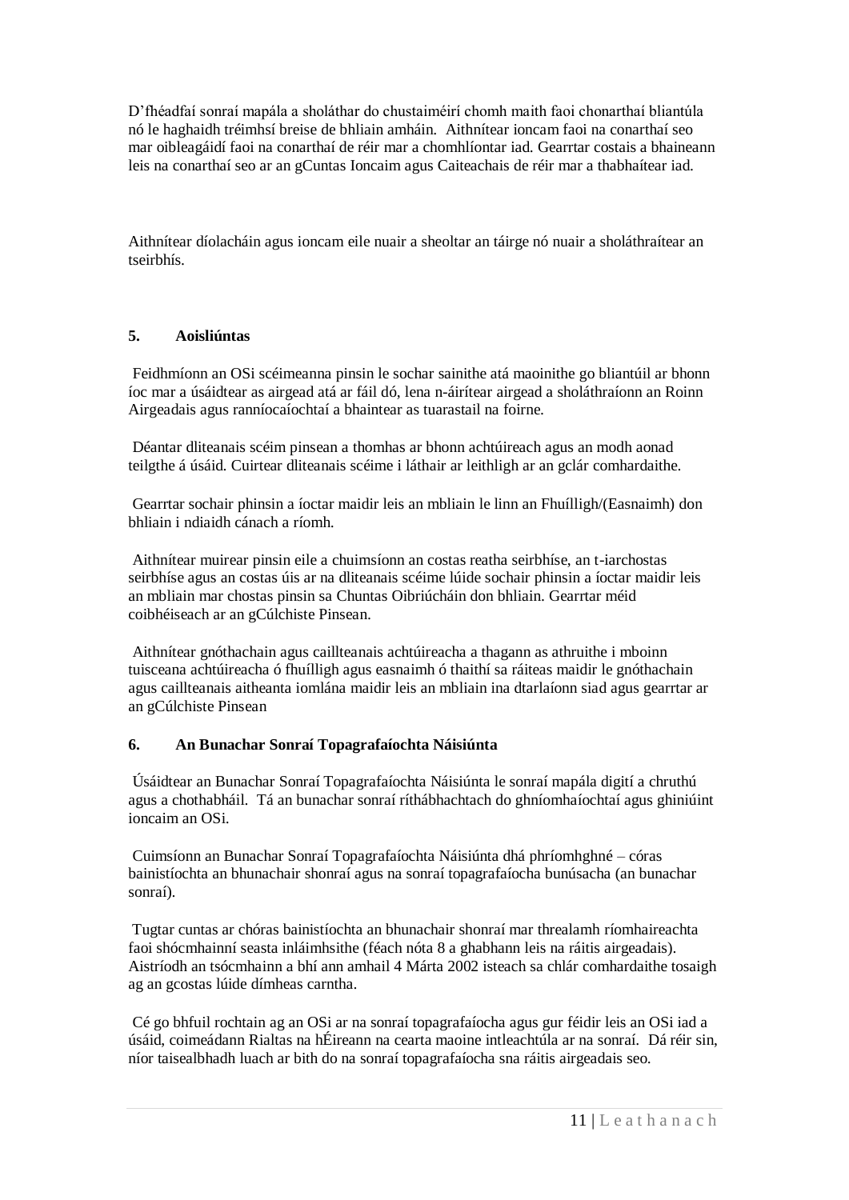D'fhéadfaí sonraí mapála a sholáthar do chustaiméirí chomh maith faoi chonarthaí bliantúla nó le haghaidh tréimhsí breise de bhliain amháin. Aithnítear ioncam faoi na conarthaí seo mar oibleagáidí faoi na conarthaí de réir mar a chomhlíontar iad. Gearrtar costais a bhaineann leis na conarthaí seo ar an gCuntas Ioncaim agus Caiteachais de réir mar a thabhaítear iad.

Aithnítear díolacháin agus ioncam eile nuair a sheoltar an táirge nó nuair a sholáthraítear an tseirbhís.

## 5. Aoisliúntas

Feidhmíonn an OSi scéimeanna pinsin le sochar sainithe atá maoinithe go bliantúil ar bhonn íoc mar a úsáidtear as airgead atá ar fáil dó, lena n-áirítear airgead a sholáthraíonn an Roinn Airgeadais agus ranníocaíochtaí a bhaintear as tuarastail na foirne.

Déantar dliteanais scéim pinsean a thomhas ar bhonn achtúireach agus an modh aonad teilgthe á úsáid. Cuirtear dliteanais scéime i láthair ar leithligh ar an gclár comhardaithe.

Gearrtar sochair phinsin a íoctar maidir leis an mbliain le linn an Fhuílligh/(Easnaimh) don bhliain i ndiaidh cánach a ríomh.

Aithnítear muirear pinsin eile a chuimsíonn an costas reatha seirbhíse, an t-iarchostas seirbhíse agus an costas úis ar na dliteanais scéime lúide sochair phinsin a íoctar maidir leis an mbliain mar chostas pinsin sa Chuntas Oibriúcháin don bhliain. Gearrtar méid coibhéiseach ar an gCúlchiste Pinsean.

Aithnítear gnóthachain agus caillteanais achtúireacha a thagann as athruithe i mboinn tuisceana achtúireacha ó fhuílligh agus easnaimh ó thaithí sa ráiteas maidir le gnóthachain agus caillteanais aitheanta iomlána maidir leis an mbliain ina dtarlaíonn siad agus gearrtar ar an gCúlchiste Pinsean

## 6. An Bunachar Sonraí Topagrafaíochta Náisiúnta

Úsáidtear an Bunachar Sonraí Topagrafaíochta Náisiúnta le sonraí mapála digití a chruthú agus a chothabháil. Tá an bunachar sonraí ríthábhachtach do ghníomhaíochtaí agus ghiniúint ioncaim an OSi.

Cuimsíonn an Bunachar Sonraí Topagrafaíochta Náisiúnta dhá phríomhghné – córas bainistíochta an bhunachair shonraí agus na sonraí topagrafaíocha bunúsacha (an bunachar sonraí).

Tugtar cuntas ar chóras bainistíochta an bhunachair shonraí mar threalamh ríomhaireachta faoi shócmhainní seasta inláimhsithe (féach nóta 8 a ghabhann leis na ráitis airgeadais). Aistríodh an tsócmhainn a bhí ann amhail 4 Márta 2002 isteach sa chlár comhardaithe tosaigh ag an gcostas lúide dímheas carntha.

Cé go bhfuil rochtain ag an OSi ar na sonraí topagrafaíocha agus gur féidir leis an OSi iad a úsáid, coimeádann Rialtas na hÉireann na cearta maoine intleachtúla ar na sonraí. Dá réir sin, níor taisealbhadh luach ar bith do na sonraí topagrafaíocha sna ráitis airgeadais seo.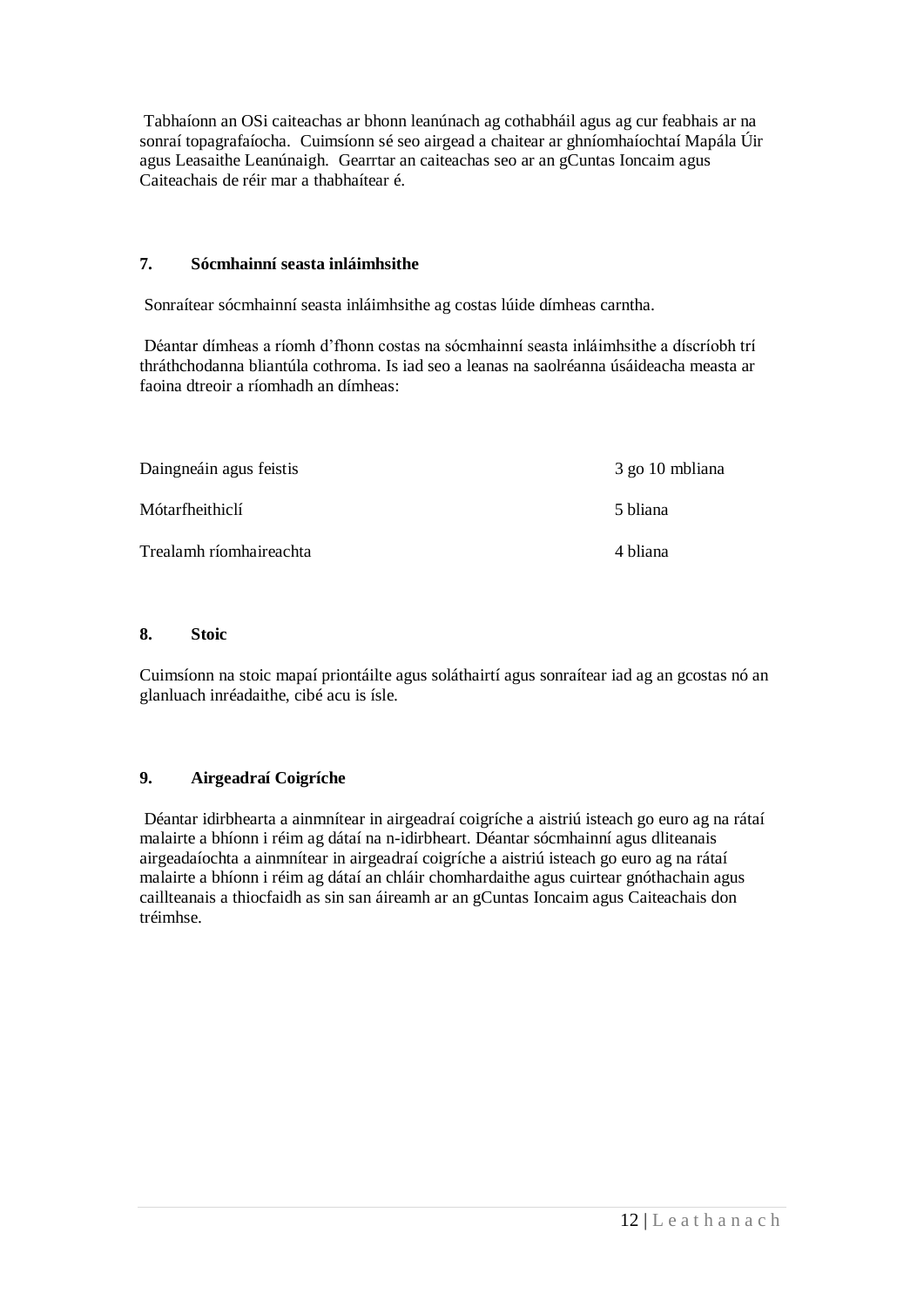Tabhaíonn an OSi caiteachas ar bhonn leanúnach ag cothabháil agus ag cur feabhais ar na sonraí topagrafaíocha. Cuimsíonn sé seo airgead a chaitear ar ghníomhaíochtaí Mapála Úir agus Leasaithe Leanúnaigh. Gearrtar an caiteachas seo ar an gCuntas Ioncaim agus Caiteachais de réir mar a thabhaítear é.

#### 7. Sócmhainní seasta inláimhsithe

Sonraítear sócmhainní seasta inláimhsithe ag costas lúide dímheas carntha.

Déantar dímheas a ríomh d'fhonn costas na sócmhainní seasta inláimhsithe a díscríobh trí thráthchodanna bliantúla cothroma. Is iad seo a leanas na saolréanna úsáideacha measta ar faoina dtreoir a ríomhadh an dímheas:

| | |
|---|---|
| Daingneáin agus feistis | 3 go 10 mbliana |
| Mótarfheithiclí | 5 bliana |
| Trealamh ríomhaireachta | 4 bliana |

#### 8. Stoic

Cuimsíonn na stoic mapaí priontáilte agus soláthairtí agus sonraítear iad ag an gcostas nó an glanluach inréadaithe, cibé acu is ísle.

#### 9. Airgeadraí Coigríche

Déantar idirbhearta a ainmnítear in airgeadraí coigríche a aistriú isteach go euro ag na rátaí malairte a bhíonn i réim ag dátaí na n-idirbheart. Déantar sócmhainní agus dliteanais airgeadaíochta a ainmnítear in airgeadraí coigríche a aistriú isteach go euro ag na rátaí malairte a bhíonn i réim ag dátaí an chláir chomhardaithe agus cuirtear gnóthachain agus caillteanais a thiocfaidh as sin san áireamh ar an gCuntas Ioncaim agus Caiteachais don tréimhse.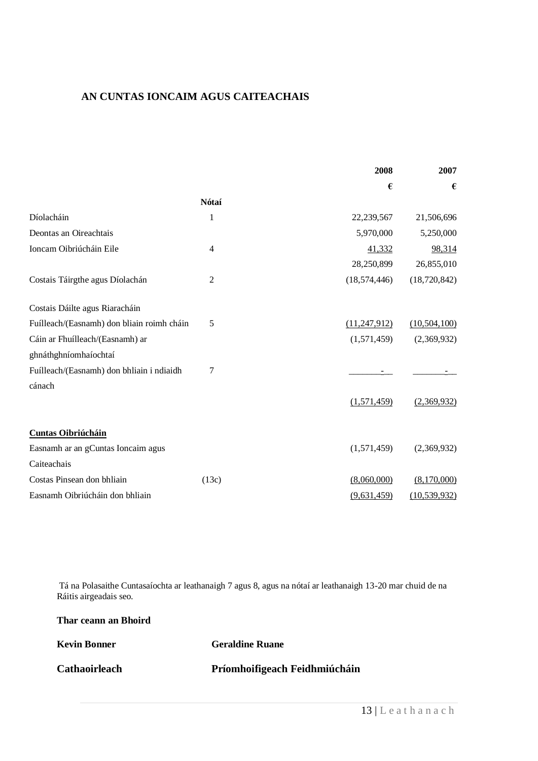# AN CUNTAS IONCAIM AGUS CAITEACHAIS

| | Nótaí | 2008 € | 2007 € |
|---|---|---|---|
| Díolacháin | 1 | 22,239,567 | 21,506,696 |
| Deontas an Oireachtais | | 5,970,000 | 5,250,000 |
| Ioncam Oibriúcháin Eile | 4 | 41,332 | 98,314 |
| | | 28,250,899 | 26,855,010 |
| Costais Táirgthe agus Díolachán | 2 | (18,574,446) | (18,720,842) |
| Costais Dáilte agus Riaracháin | | | |
| Fuílleach/(Easnamh) don bliain roimh cháin | 5 | (11,247,912) | (10,504,100) |
| Cáin ar Fhuílleach/(Easnamh) ar ghnáthghníomhaíochtaí | | (1,571,459) | (2,369,932) |
| Fuílleach/(Easnamh) don bhliain i ndiaidh cánach | 7 | - | - |
| | | (1,571,459) | (2,369,932) |
| **Cuntas Oibriúcháin** | | | |
| Easnamh ar an gCuntas Ioncaim agus Caiteachais | | (1,571,459) | (2,369,932) |
| Costas Pinsean don bhliain | (13c) | (8,060,000) | (8,170,000) |
| Easnamh Oibriúcháin don bhliain | | (9,631,459) | (10,539,932) |

Tá na Polasaithe Cuntasaíochta ar leathanaigh 7 agus 8, agus na nótaí ar leathanaigh 13-20 mar chuid de na Ráitis airgeadais seo.

**Thar ceann an Bhoird**

| | |
|---|---|
| **Kevin Bonner** | **Geraldine Ruane** |
| **Cathaoirleach** | **Príomhoifigeach Feidhmiúcháin** |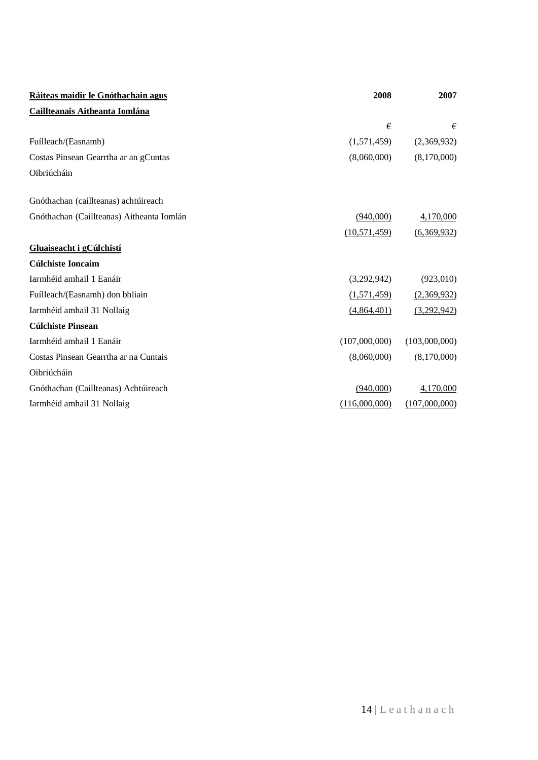| **Ráiteas maidir le Gnóthachain agus Caillteanais Aitheanta Iomlána** | **2008** | **2007** |
|---|---|---|
| | € | € |
| Fuílleach/(Easnamh) | (1,571,459) | (2,369,932) |
| Costas Pinsean Gearrtha ar an gCuntas Oibriúcháin | (8,060,000) | (8,170,000) |
| | | |
| Gnóthachan (caillteanas) achtúireach | | |
| Gnóthachan (Caillteanas) Aitheanta Iomlán | (940,000) | 4,170,000 |
| | (10,571,459) | (6,369,932) |
| **Gluaiseacht i gCúlchistí** | | |
| **Cúlchiste Ioncaim** | | |
| Iarmhéid amhail 1 Eanáir | (3,292,942) | (923,010) |
| Fuílleach/(Easnamh) don bhliain | (1,571,459) | (2,369,932) |
| Iarmhéid amhail 31 Nollaig | (4,864,401) | (3,292,942) |
| **Cúlchiste Pinsean** | | |
| Iarmhéid amhail 1 Eanáir | (107,000,000) | (103,000,000) |
| Costas Pinsean Gearrtha ar na Cuntais Oibriúcháin | (8,060,000) | (8,170,000) |
| Gnóthachan (Caillteanas) Achtúireach | (940,000) | 4,170,000 |
| Iarmhéid amhail 31 Nollaig | (116,000,000) | (107,000,000) |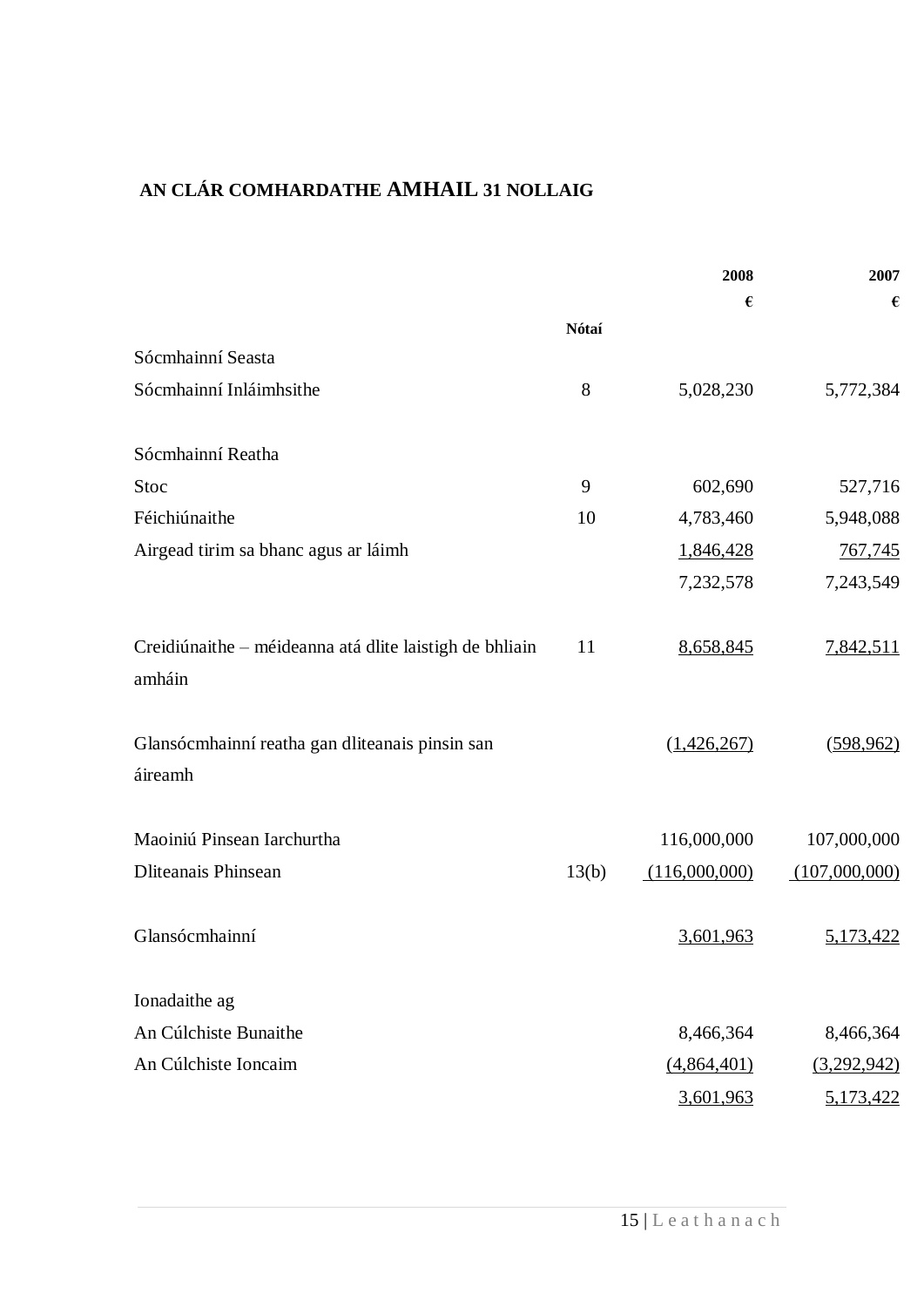## AN CLÁR COMHARDATHE AMHAIL 31 NOLLAIG

| | Nótaí | 2008<br>€ | 2007<br>€ |
|---|---|---|---|
| Sócmhainní Seasta | | | |
| Sócmhainní Inláimhsithe | 8 | 5,028,230 | 5,772,384 |
| | | | |
| Sócmhainní Reatha | | | |
| Stoc | 9 | 602,690 | 527,716 |
| Féichiúnaithe | 10 | 4,783,460 | 5,948,088 |
| Airgead tirim sa bhanc agus ar láimh | | 1,846,428 | 767,745 |
| | | 7,232,578 | 7,243,549 |
| | | | |
| Creidiúnaithe – méideanna atá dlite laistigh de bhliain amháin | 11 | 8,658,845 | 7,842,511 |
| | | | |
| Glansócmhainní reatha gan dliteanais pinsin san áireamh | | (1,426,267) | (598,962) |
| | | | |
| Maoiniú Pinsean Iarchurtha | | 116,000,000 | 107,000,000 |
| Dliteanais Phinsean | 13(b) | (116,000,000) | (107,000,000) |
| | | | |
| Glansócmhainní | | 3,601,963 | 5,173,422 |
| | | | |
| Ionadaithe ag | | | |
| An Cúlchiste Bunaithe | | 8,466,364 | 8,466,364 |
| An Cúlchiste Ioncaim | | (4,864,401) | (3,292,942) |
| | | 3,601,963 | 5,173,422 |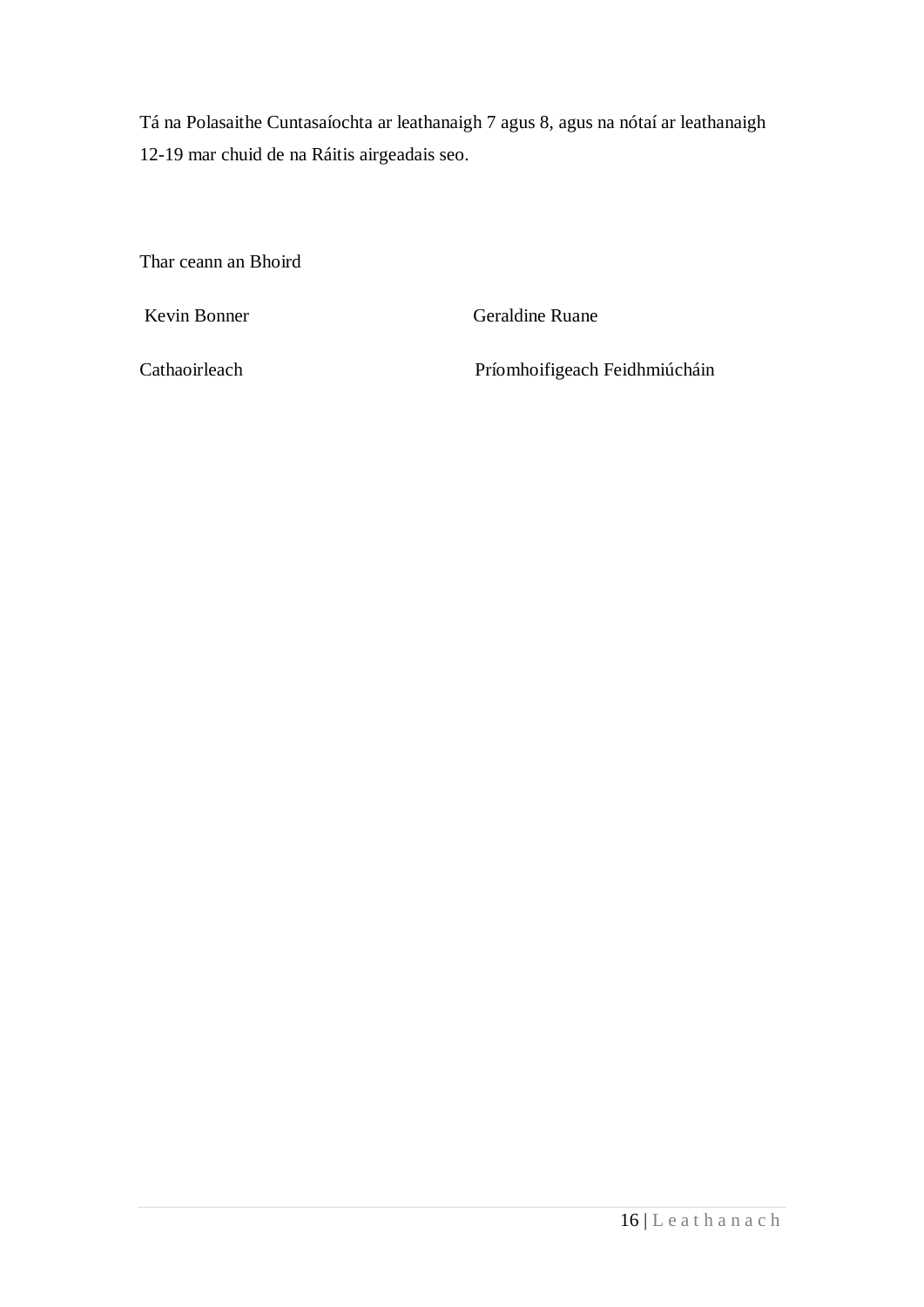Tá na Polasaithe Cuntasaíochta ar leathanaigh 7 agus 8, agus na nótaí ar leathanaigh 12-19 mar chuid de na Ráitis airgeadais seo.

Thar ceann an Bhoird

| Kevin Bonner | Geraldine Ruane |
|---|---|
| Cathaoirleach | Príomhoifigeach Feidhmiúcháin |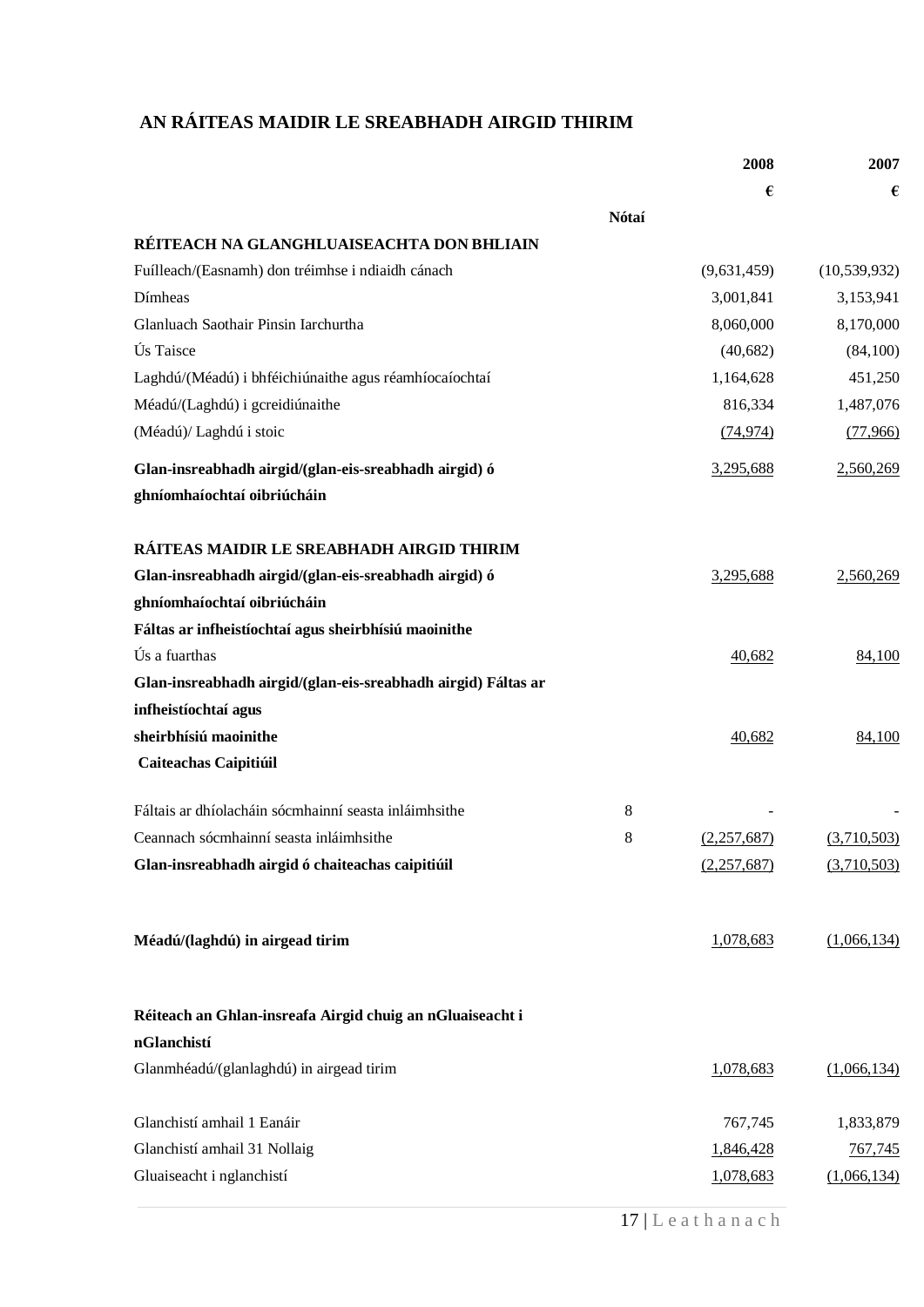## AN RÁITEAS MAIDIR LE SREABHADH AIRGID THIRIM

| | Nótaí | 2008 € | 2007 € |
|---|---|---|---|
| **RÉITEACH NA GLANGHLUAISEACHTA DON BHLIAIN** | | | |
| Fuílleach/(Easnamh) don tréimhse i ndiaidh cánach | | (9,631,459) | (10,539,932) |
| Dímheas | | 3,001,841 | 3,153,941 |
| Glanluach Saothair Pinsin Iarchurtha | | 8,060,000 | 8,170,000 |
| Ús Taisce | | (40,682) | (84,100) |
| Laghdú/(Méadú) i bhféichiúnaithe agus réamhíocaíochtaí | | 1,164,628 | 451,250 |
| Méadú/(Laghdú) i gcreidiúnaithe | | 816,334 | 1,487,076 |
| (Méadú)/ Laghdú i stoic | | (74,974) | (77,966) |
| **Glan-insreabhadh airgid/(glan-eis-sreabhadh airgid) ó ghníomhaíochtaí oibriúcháin** | | 3,295,688 | 2,560,269 |
| | | | |
| **RÁITEAS MAIDIR LE SREABHADH AIRGID THIRIM** | | | |
| **Glan-insreabhadh airgid/(glan-eis-sreabhadh airgid) ó ghníomhaíochtaí oibriúcháin** | | 3,295,688 | 2,560,269 |
| **Fáltas ar infheistíochtaí agus sheirbhísiú maoinithe** | | | |
| Ús a fuarthas | | 40,682 | 84,100 |
| **Glan-insreabhadh airgid/(glan-eis-sreabhadh airgid) Fáltas ar infheistíochtaí agus sheirbhísiú maoinithe** | | 40,682 | 84,100 |
| **Caiteachas Caipitiúil** | | | |
| Fáltais ar dhíolacháin sócmhainní seasta inláimhsithe | 8 | - | - |
| Ceannach sócmhainní seasta inláimhsithe | 8 | (2,257,687) | (3,710,503) |
| **Glan-insreabhadh airgid ó chaiteachas caipitiúil** | | (2,257,687) | (3,710,503) |
| | | | |
| **Méadú/(laghdú) in airgead tirim** | | 1,078,683 | (1,066,134) |
| | | | |
| **Réiteach an Ghlan-insreafa Airgid chuig an nGluaiseacht i nGlanchistí** | | | |
| Glanmhéadú/(glanlaghdú) in airgead tirim | | 1,078,683 | (1,066,134) |
| | | | |
| Glanchistí amhail 1 Eanáir | | 767,745 | 1,833,879 |
| Glanchistí amhail 31 Nollaig | | 1,846,428 | 767,745 |
| Gluaiseacht i nglanchistí | | 1,078,683 | (1,066,134) |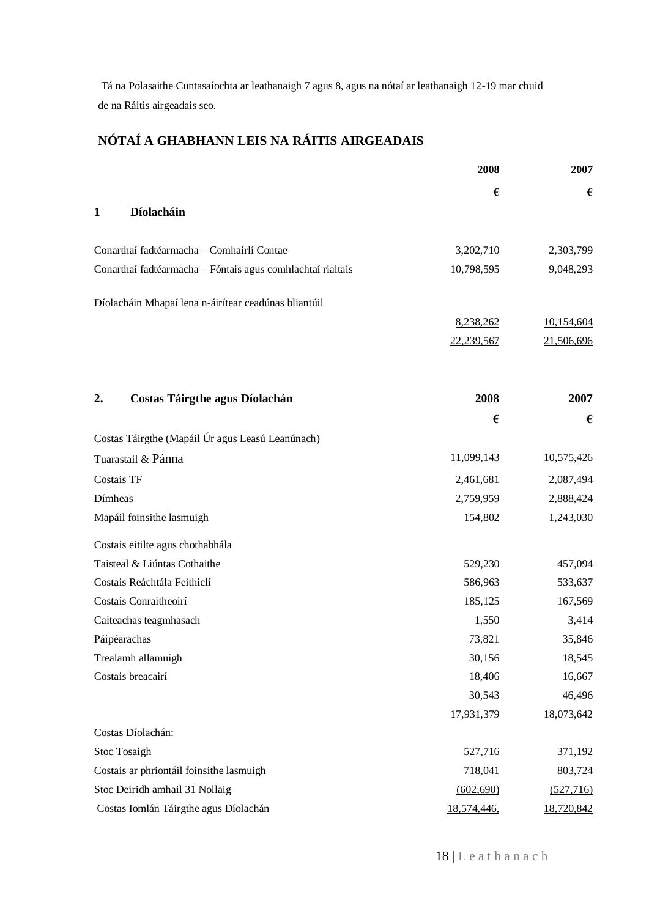Tá na Polasaithe Cuntasaíochta ar leathanaigh 7 agus 8, agus na nótaí ar leathanaigh 12-19 mar chuid de na Ráitis airgeadais seo.

## NÓTAÍ A GHABHANN LEIS NA RÁITIS AIRGEADAIS

| | 2008 | 2007 |
|---|---|---|
| | € | € |
| **1 Díolacháin** | | |
| Conarthaí fadtéarmacha – Comhairlí Contae | 3,202,710 | 2,303,799 |
| Conarthaí fadtéarmacha – Fóntais agus comhlachtaí rialtais | 10,798,595 | 9,048,293 |
| Díolacháin Mhapaí lena n-áirítear ceadúnas bliantúil | | |
| | 8,238,262 | 10,154,604 |
| | 22,239,567 | 21,506,696 |

| **2. Costas Táirgthe agus Díolachán** | **2008** | **2007** |
|---|---|---|
| | € | € |
| Costas Táirgthe (Mapáil Úr agus Leasú Leanúnach) | | |
| Tuarastail & Pánna | 11,099,143 | 10,575,426 |
| Costais TF | 2,461,681 | 2,087,494 |
| Dímheas | 2,759,959 | 2,888,424 |
| Mapáil foinsithe lasmuigh | 154,802 | 1,243,030 |
| Costais eitilte agus chothabhála | | |
| Taisteal & Liúntas Cothaithe | 529,230 | 457,094 |
| Costais Reáchtála Feithiclí | 586,963 | 533,637 |
| Costais Conraitheoirí | 185,125 | 167,569 |
| Caiteachas teagmhasach | 1,550 | 3,414 |
| Páipéarachas | 73,821 | 35,846 |
| Trealamh allamuigh | 30,156 | 18,545 |
| Costais breacairí | 18,406 | 16,667 |
| | 30,543 | 46,496 |
| | 17,931,379 | 18,073,642 |
| Costas Díolachán: | | |
| Stoc Tosaigh | 527,716 | 371,192 |
| Costais ar phriontáil foinsithe lasmuigh | 718,041 | 803,724 |
| Stoc Deiridh amhail 31 Nollaig | (602,690) | (527,716) |
| Costas Iomlán Táirgthe agus Díolachán | 18,574,446, | 18,720,842 |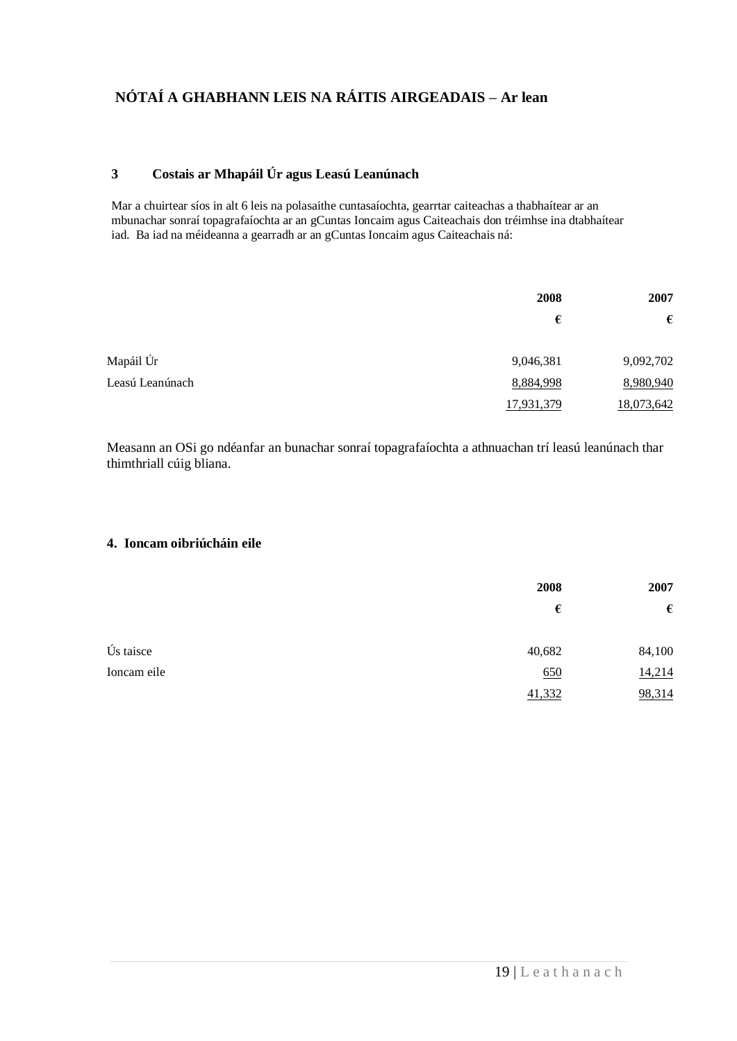## NÓTAÍ A GHABHANN LEIS NA RÁITIS AIRGEADAIS – Ar lean

### 3 Costais ar Mhapáil Úr agus Leasú Leanúnach

Mar a chuirtear síos in alt 6 leis na polasaithe cuntasaíochta, gearrtar caiteachas a thabhaítear ar an mbunachar sonraí topagrafaíochta ar an gCuntas Ioncaim agus Caiteachais don tréimhse ina dtabhaítear iad. Ba iad na méideanna a gearradh ar an gCuntas Ioncaim agus Caiteachais ná:

| | 2008 | 2007 |
|---|---|---|
| | € | € |
| Mapáil Úr | 9,046,381 | 9,092,702 |
| Leasú Leanúnach | 8,884,998 | 8,980,940 |
| | 17,931,379 | 18,073,642 |

Measann an OSi go ndéanfar an bunachar sonraí topagrafaíochta a athnuachan trí leasú leanúnach thar thimthriall cúig bliana.

### 4. Ioncam oibriúcháin eile

| | 2008 | 2007 |
|---|---|---|
| | € | € |
| Ús taisce | 40,682 | 84,100 |
| Ioncam eile | 650 | 14,214 |
| | 41,332 | 98,314 |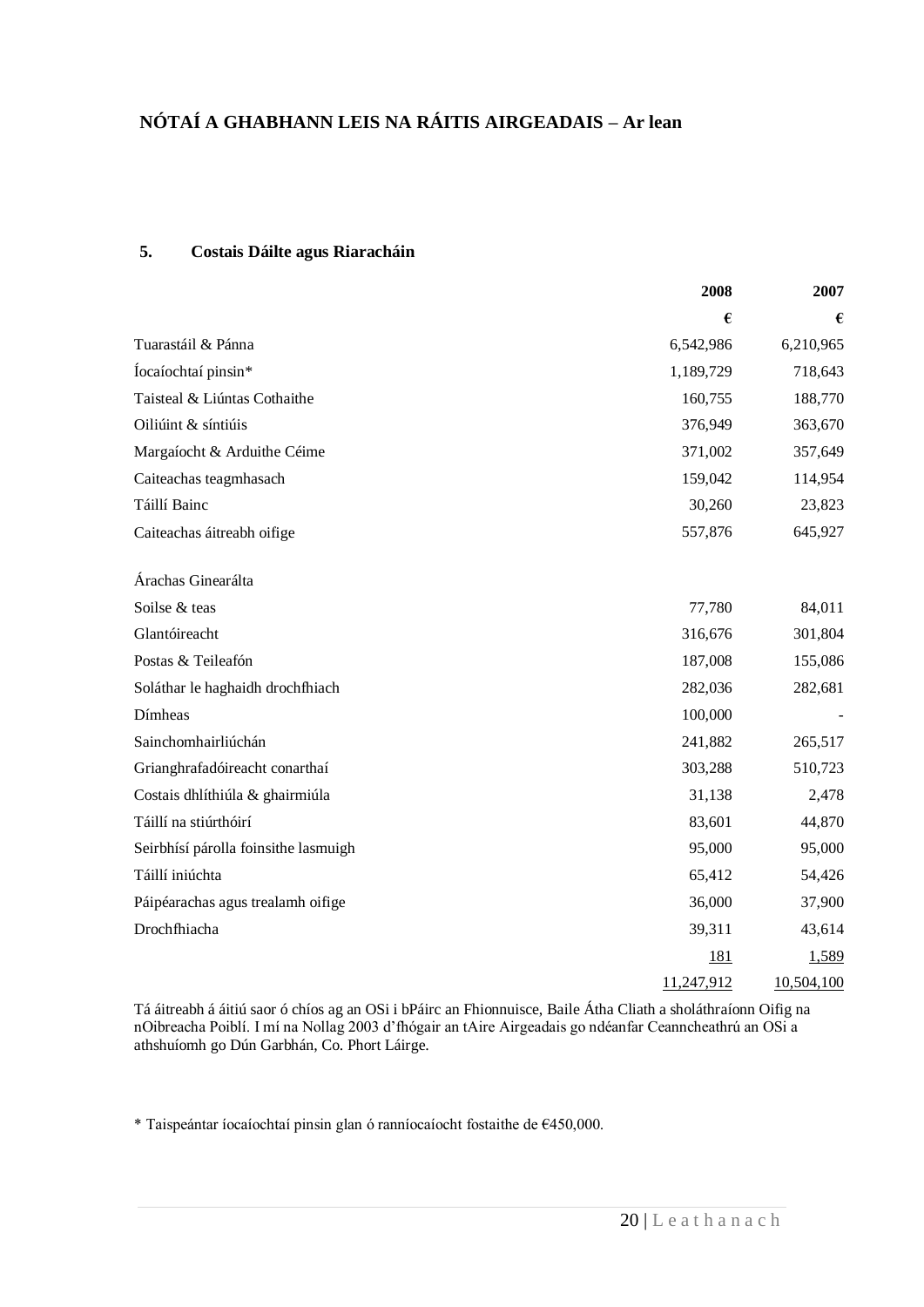## NÓTAÍ A GHABHANN LEIS NA RÁITIS AIRGEADAIS – Ar lean

### 5. Costais Dáilte agus Riaracháin

| | 2008 | 2007 |
|---|---|---|
| | € | € |
| Tuarastáil & Pánna | 6,542,986 | 6,210,965 |
| Íocaíochtaí pinsin* | 1,189,729 | 718,643 |
| Taisteal & Liúntas Cothaithe | 160,755 | 188,770 |
| Oiliúint & síntiúis | 376,949 | 363,670 |
| Margaíocht & Arduithe Céime | 371,002 | 357,649 |
| Caiteachas teagmhasach | 159,042 | 114,954 |
| Táillí Bainc | 30,260 | 23,823 |
| Caiteachas áitreabh oifige | 557,876 | 645,927 |
| Árachas Ginearálta | | |
| Soilse & teas | 77,780 | 84,011 |
| Glantóireacht | 316,676 | 301,804 |
| Postas & Teileafón | 187,008 | 155,086 |
| Soláthar le haghaidh drochfhiach | 282,036 | 282,681 |
| Dímheas | 100,000 | - |
| Sainchomhairliúchán | 241,882 | 265,517 |
| Grianghrafadóireacht conarthaí | 303,288 | 510,723 |
| Costais dhlíthiúla & ghairmiúla | 31,138 | 2,478 |
| Táillí na stiúrthóirí | 83,601 | 44,870 |
| Seirbhísí párolla foinsithe lasmuigh | 95,000 | 95,000 |
| Táillí iniúchta | 65,412 | 54,426 |
| Páipéarachas agus trealamh oifige | 36,000 | 37,900 |
| Drochfhiacha | 39,311 | 43,614 |
| | 181 | 1,589 |
| | 11,247,912 | 10,504,100 |

Tá áitreabh á áitiú saor ó chíos ag an OSi i bPáirc an Fhionnuisce, Baile Átha Cliath a sholáthraíonn Oifig na nOibreacha Poiblí. I mí na Nollag 2003 d'fhógair an tAire Airgeadais go ndéanfar Ceanncheathrú an OSi a athshuíomh go Dún Garbhán, Co. Phort Láirge.

* Taispeántar íocaíochtaí pinsin glan ó ranníocaíocht fostaithe de €450,000.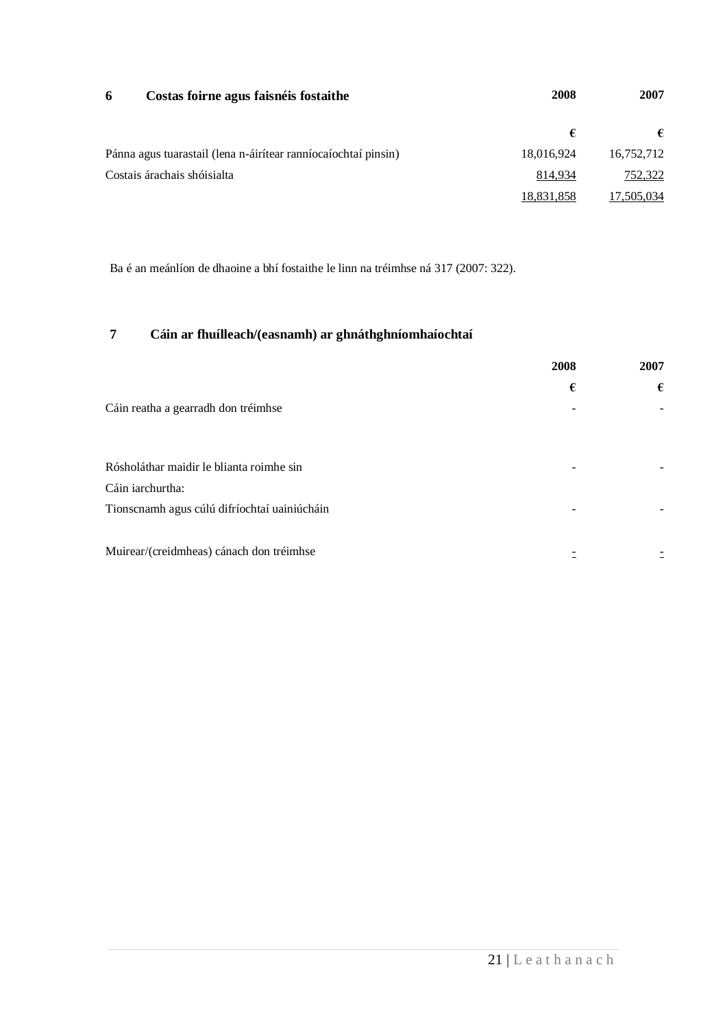## 6 Costas foirne agus faisnéis fostaithe

| | 2008 | 2007 |
|---|---|---|
| | € | € |
| Pánna agus tuarastail (lena n-áirítear ranníocaíochtaí pinsin) | 18,016,924 | 16,752,712 |
| Costais árachais shóisialta | 814,934 | 752,322 |
| | 18,831,858 | 17,505,034 |

Ba é an meánlíon de dhaoine a bhí fostaithe le linn na tréimhse ná 317 (2007: 322).

## 7 Cáin ar fhuílleach/(easnamh) ar ghnáthghníomhaíochtaí

| | 2008 | 2007 |
|---|---|---|
| | € | € |
| Cáin reatha a gearradh don tréimhse | - | - |
| Rósholáthar maidir le blianta roimhe sin | - | - |
| Cáin iarchurtha: | | |
| Tionscnamh agus cúlú difríochtaí uainiúcháin | - | - |
| Muirear/(creidmheas) cánach don tréimhse | - | - |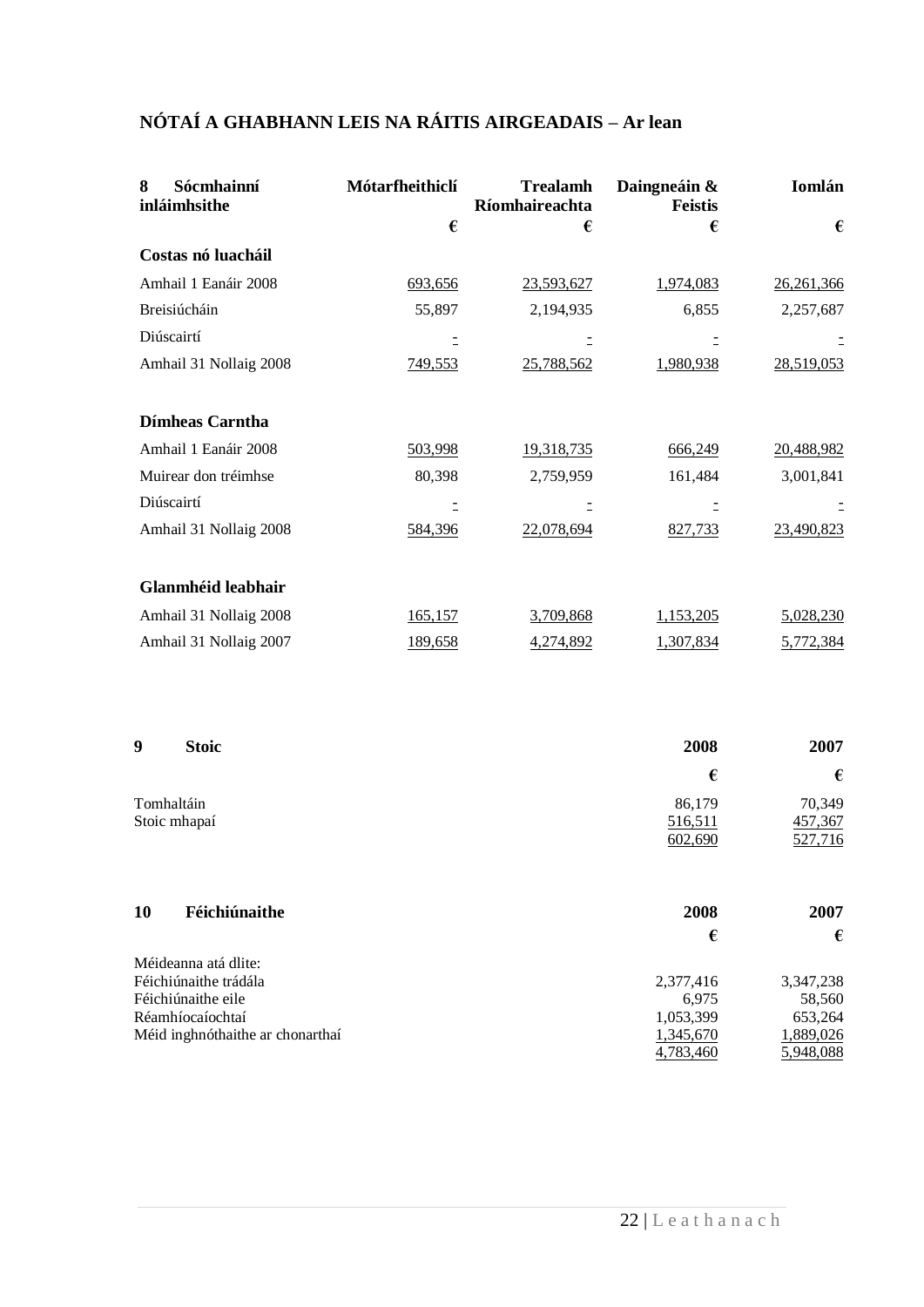## NÓTAÍ A GHABHANN LEIS NA RÁITIS AIRGEADAIS – Ar lean

| **8 Sócmhainní inláimhsithe** | **Mótarfheithiclí** | **Trealamh Ríomhaireachta** | **Daingneáin & Feistis** | **Iomlán** |
|---|---|---|---|---|
| | **€** | **€** | **€** | **€** |
| **Costas nó luacháil** | | | | |
| Amhail 1 Eanáir 2008 | 693,656 | 23,593,627 | 1,974,083 | 26,261,366 |
| Breisiúcháin | 55,897 | 2,194,935 | 6,855 | 2,257,687 |
| Diúscairtí | - | - | - | - |
| Amhail 31 Nollaig 2008 | 749,553 | 25,788,562 | 1,980,938 | 28,519,053 |
| **Dímheas Carntha** | | | | |
| Amhail 1 Eanáir 2008 | 503,998 | 19,318,735 | 666,249 | 20,488,982 |
| Muirear don tréimhse | 80,398 | 2,759,959 | 161,484 | 3,001,841 |
| Diúscairtí | - | - | - | - |
| Amhail 31 Nollaig 2008 | 584,396 | 22,078,694 | 827,733 | 23,490,823 |
| **Glanmhéid leabhair** | | | | |
| Amhail 31 Nollaig 2008 | 165,157 | 3,709,868 | 1,153,205 | 5,028,230 |
| Amhail 31 Nollaig 2007 | 189,658 | 4,274,892 | 1,307,834 | 5,772,384 |

| **9 Stoic** | **2008** | **2007** |
|---|---|---|
| | **€** | **€** |
| Tomhaltáin | 86,179 | 70,349 |
| Stoic mhapaí | 516,511 | 457,367 |
| | 602,690 | 527,716 |

| **10 Féichiúnaithe** | **2008** | **2007** |
|---|---|---|
| | **€** | **€** |
| Méideanna atá dlite: | | |
| Féichiúnaithe trádála | 2,377,416 | 3,347,238 |
| Féichiúnaithe eile | 6,975 | 58,560 |
| Réamhíocaíochtaí | 1,053,399 | 653,264 |
| Méid inghnóthaithe ar chonarthaí | 1,345,670 | 1,889,026 |
| | 4,783,460 | 5,948,088 |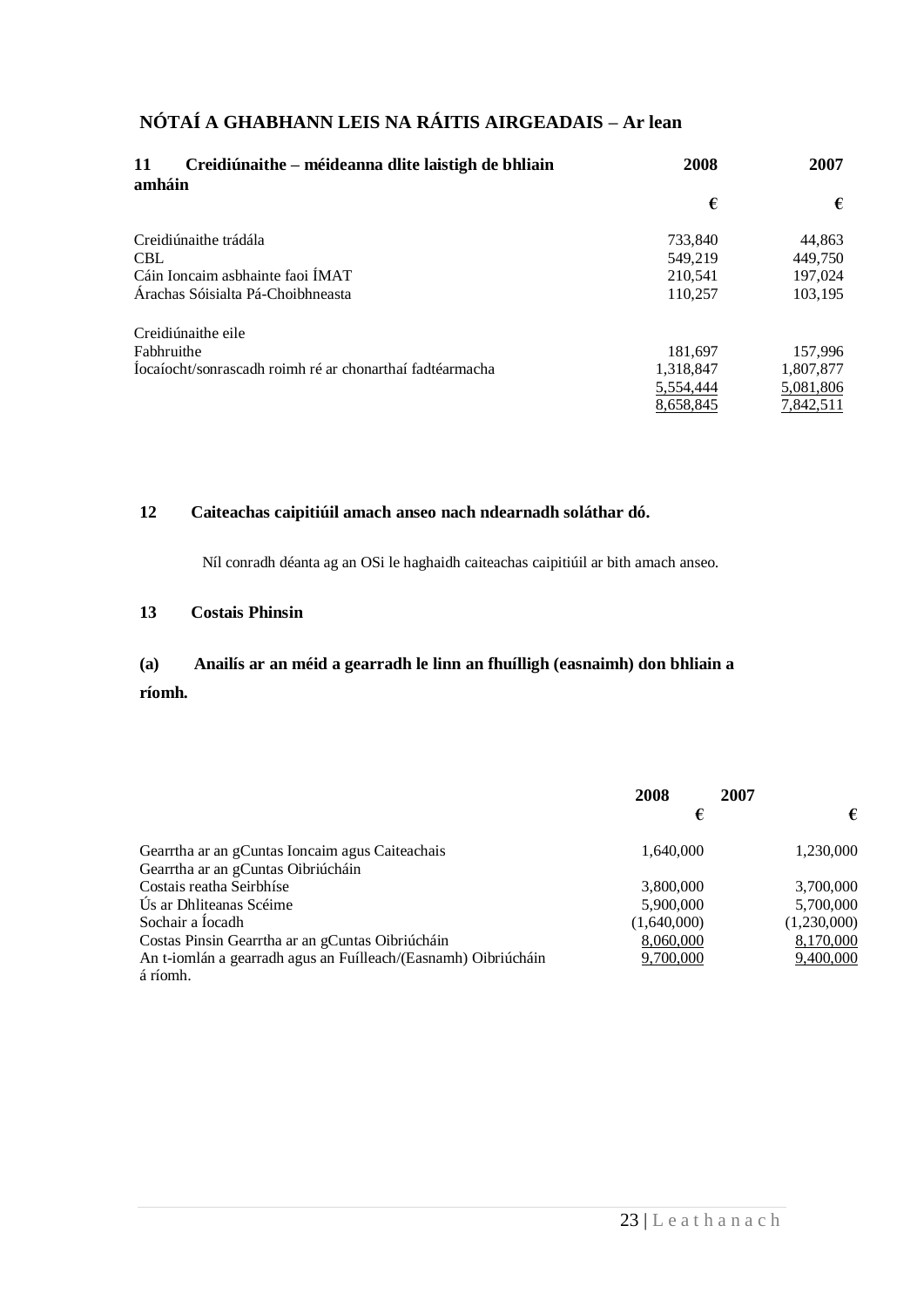## NÓTAÍ A GHABHANN LEIS NA RÁITIS AIRGEADAIS – Ar lean

| **11 Creidiúnaithe – méideanna dlite laistigh de bhliain amháin** | **2008** | **2007** |
|---|---|---|
| | **€** | **€** |
| Creidiúnaithe trádála | 733,840 | 44,863 |
| CBL | 549,219 | 449,750 |
| Cáin Ioncaim asbhainte faoi ÍMAT | 210,541 | 197,024 |
| Árachas Sóisialta Pá-Choibhneasta | 110,257 | 103,195 |
| | | |
| Creidiúnaithe eile | | |
| Fabhruithe | 181,697 | 157,996 |
| Íocaíocht/sonrascadh roimh ré ar chonarthaí fadtéarmacha | 1,318,847 | 1,807,877 |
| | 5,554,444 | 5,081,806 |
| | 8,658,845 | 7,842,511 |

### 12 Caiteachas caipitiúil amach anseo nach ndearnadh soláthar dó.

Níl conradh déanta ag an OSi le haghaidh caiteachas caipitiúil ar bith amach anseo.

### 13 Costais Phinsin

#### (a) Anailís ar an méid a gearradh le linn an fhuílligh (easnaimh) don bhliain a ríomh.

| | **2008** | **2007** |
|---|---|---|
| | **€** | **€** |
| Gearrtha ar an gCuntas Ioncaim agus Caiteachais | 1,640,000 | 1,230,000 |
| Gearrtha ar an gCuntas Oibriúcháin | | |
| Costais reatha Seirbhíse | 3,800,000 | 3,700,000 |
| Ús ar Dhliteanas Scéime | 5,900,000 | 5,700,000 |
| Sochair a Íocadh | (1,640,000) | (1,230,000) |
| Costas Pinsin Gearrtha ar an gCuntas Oibriúcháin | 8,060,000 | 8,170,000 |
| An t-iomlán a gearradh agus an Fuílleach/(Easnamh) Oibriúcháin á ríomh. | 9,700,000 | 9,400,000 |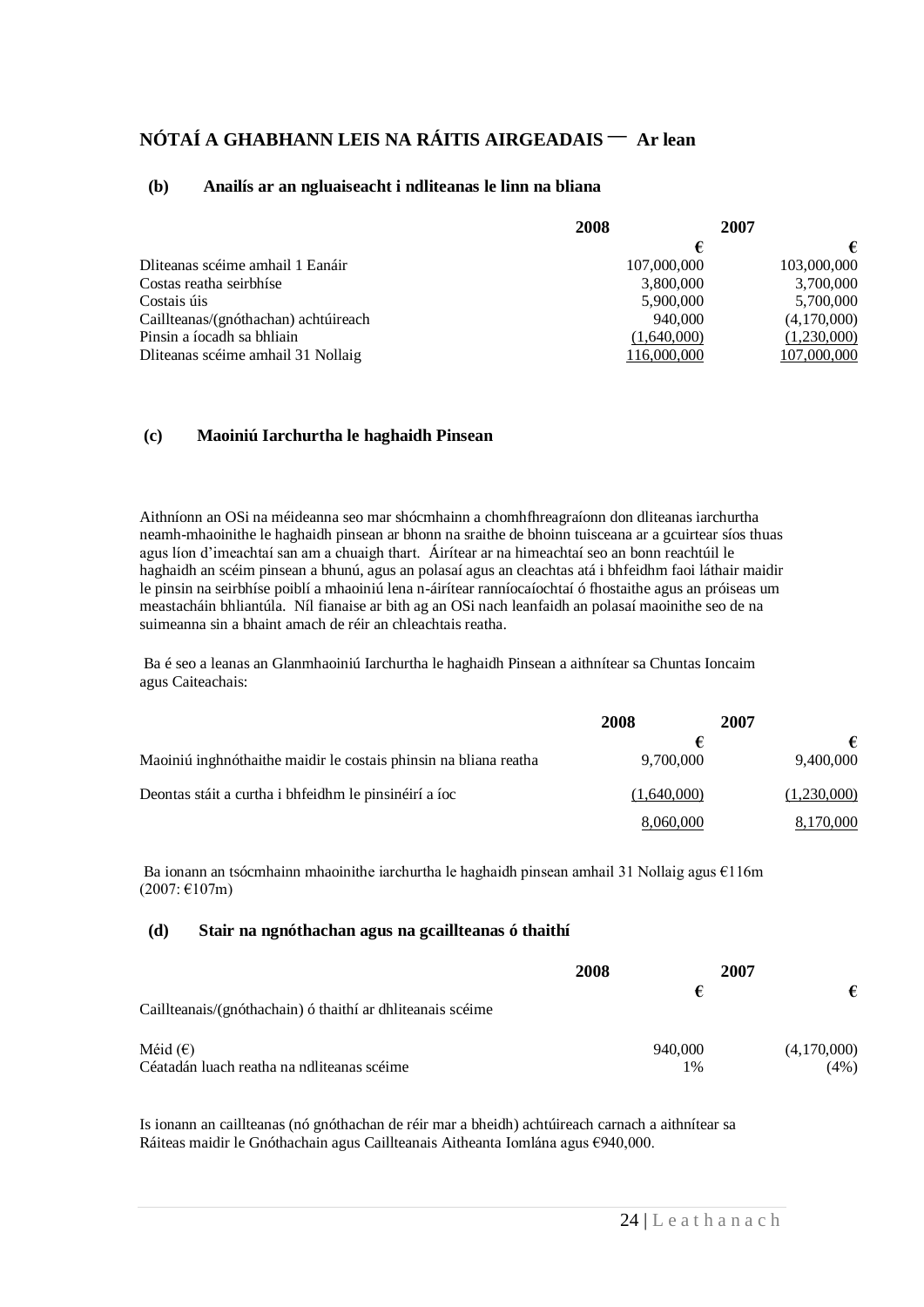## NÓTAÍ A GHABHANN LEIS NA RÁITIS AIRGEADAIS — Ar lean

### (b) Anailís ar an ngluaiseacht i ndliteanas le linn na bliana

| | 2008 | 2007 |
|---|---|---|
| | € | € |
| Dliteanas scéime amhail 1 Eanáir | 107,000,000 | 103,000,000 |
| Costas reatha seirbhíse | 3,800,000 | 3,700,000 |
| Costais úis | 5,900,000 | 5,700,000 |
| Caillteanas/(gnóthachan) achtúireach | 940,000 | (4,170,000) |
| Pinsin a íocadh sa bhliain | (1,640,000) | (1,230,000) |
| Dliteanas scéime amhail 31 Nollaig | 116,000,000 | 107,000,000 |

### (c) Maoiniú Iarchurtha le haghaidh Pinsean

Aithníonn an OSi na méideanna seo mar shócmhainn a chomhfhreagraíonn don dliteanas iarchurtha neamh-mhaoinithe le haghaidh pinsean ar bhonn na sraithe de bhoinn tuisceana ar a gcuirtear síos thuas agus líon d'imeachtaí san am a chuaigh thart. Áirítear ar na himeachtaí seo an bonn reachtúil le haghaidh an scéim pinsean a bhunú, agus an polasaí agus an cleachtas atá i bhfeidhm faoi láthair maidir le pinsin na seirbhíse poiblí a mhaoiniú lena n-áirítear ranníocaíochtaí ó fhostaithe agus an próiseas um meastacháin bhliantúla. Níl fianaise ar bith ag an OSi nach leanfaidh an polasaí maoinithe seo de na suimeanna sin a bhaint amach de réir an chleachtais reatha.

Ba é seo a leanas an Glanmhaoiniú Iarchurtha le haghaidh Pinsean a aithnítear sa Chuntas Ioncaim agus Caiteachais:

| | 2008 | 2007 |
|---|---|---|
| | € | € |
| Maoiniú inghnóthaithe maidir le costais phinsin na bliana reatha | 9,700,000 | 9,400,000 |
| Deontas stáit a curtha i bhfeidhm le pinsinéirí a íoc | (1,640,000) | (1,230,000) |
| | 8,060,000 | 8,170,000 |

Ba ionann an tsócmhainn mhaoinithe iarchurtha le haghaidh pinsean amhail 31 Nollaig agus €116m (2007: €107m)

### (d) Stair na ngnóthachan agus na gcaillteanas ó thaithí

| | 2008 | 2007 |
|---|---|---|
| | € | € |
| Caillteanais/(gnóthachain) ó thaithí ar dhliteanais scéime | | |
| Méid (€) | 940,000 | (4,170,000) |
| Céatadán luach reatha na ndliteanas scéime | 1% | (4%) |

Is ionann an caillteanas (nó gnóthachan de réir mar a bheidh) achtúireach carnach a aithnítear sa Ráiteas maidir le Gnóthachain agus Caillteanais Aitheanta Iomlána agus €940,000.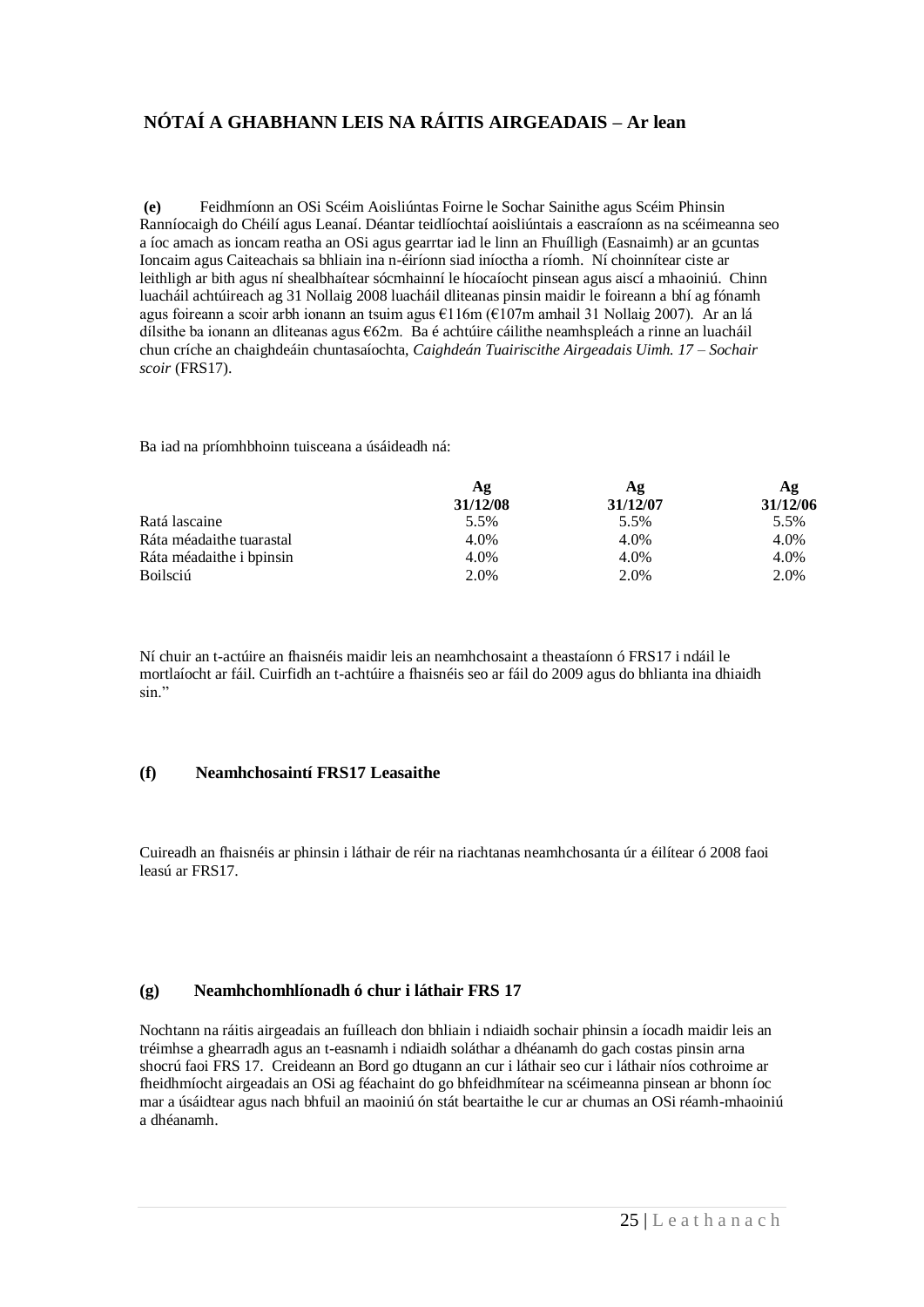## NÓTAÍ A GHABHANN LEIS NA RÁITIS AIRGEADAIS – Ar lean

**(e)** Feidhmíonn an OSi Scéim Aoisliúntas Foirne le Sochar Sainithe agus Scéim Phinsin Ranníocaigh do Chéilí agus Leanaí. Déantar teidlíochtaí aoisliúntais a eascraíonn as na scéimeanna seo a íoc amach as ioncam reatha an OSi agus gearrtar iad le linn an Fhuílligh (Easnaimh) ar an gcuntas Ioncaim agus Caiteachais sa bhliain ina n-éiríonn siad iníoctha a ríomh. Ní choinnítear ciste ar leithligh ar bith agus ní shealbhaítear sócmhainní le híocaíocht pinsean agus aiscí a mhaoiniú. Chinn luacháil achtúireach ag 31 Nollaig 2008 luacháil dliteanas pinsin maidir le foireann a bhí ag fónamh agus foireann a scoir arbh ionann an tsuim agus €116m (€107m amhail 31 Nollaig 2007). Ar an lá dílsithe ba ionann an dliteanas agus €62m. Ba é achtúire cáilithe neamhspleách a rinne an luacháil chun críche an chaighdeáin chuntasaíochta, *Caighdeán Tuairiscithe Airgeadais Uimh. 17 – Sochair scoir* (FRS17).

Ba iad na príomhbhoinn tuisceana a úsáideadh ná:

| | Ag 31/12/08 | Ag 31/12/07 | Ag 31/12/06 |
|---|---|---|---|
| Ratá lascaine | 5.5% | 5.5% | 5.5% |
| Ráta méadaithe tuarastal | 4.0% | 4.0% | 4.0% |
| Ráta méadaithe i bpinsin | 4.0% | 4.0% | 4.0% |
| Boilsciú | 2.0% | 2.0% | 2.0% |

Ní chuir an t-actúire an fhaisnéis maidir leis an neamhchosaint a theastaíonn ó FRS17 i ndáil le mortlaíocht ar fáil. Cuirfidh an t-achtúire a fhaisnéis seo ar fáil do 2009 agus do bhlianta ina dhiaidh sin."

### (f) Neamhchosaintí FRS17 Leasaithe

Cuireadh an fhaisnéis ar phinsin i láthair de réir na riachtanas neamhchosanta úr a éilítear ó 2008 faoi leasú ar FRS17.

### (g) Neamhchomhlíonadh ó chur i láthair FRS 17

Nochtann na ráitis airgeadais an fuílleach don bhliain i ndiaidh sochair phinsin a íocadh maidir leis an tréimhse a ghearradh agus an t-easnamh i ndiaidh soláthar a dhéanamh do gach costas pinsin arna shocrú faoi FRS 17. Creideann an Bord go dtugann an cur i láthair seo cur i láthair níos cothroime ar fheidhmíocht airgeadais an OSi ag féachaint do go bhfeidhmítear na scéimeanna pinsean ar bhonn íoc mar a úsáidtear agus nach bhfuil an maoiniú ón stát beartaithe le cur ar chumas an OSi réamh-mhaoiniú a dhéanamh.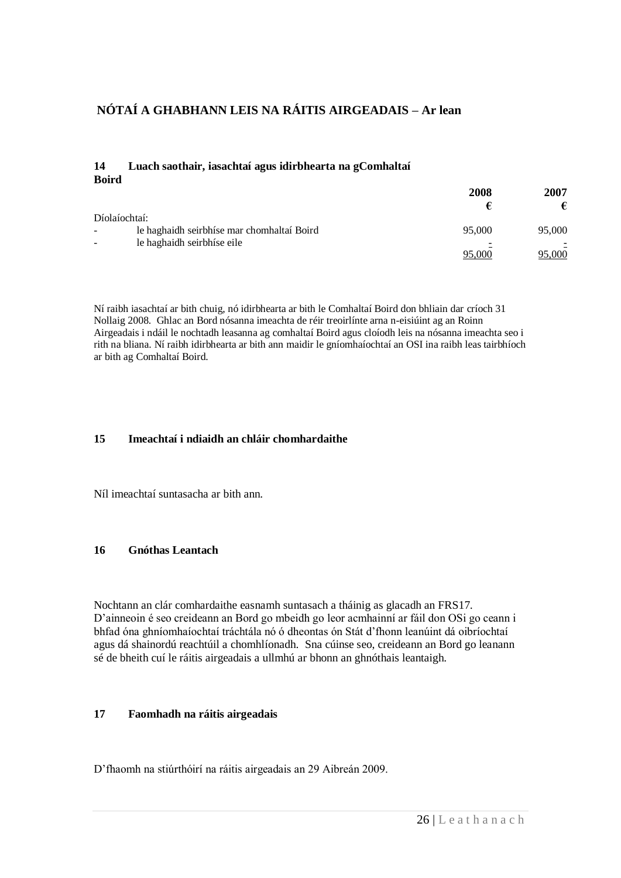## NÓTAÍ A GHABHANN LEIS NA RÁITIS AIRGEADAIS – Ar lean

### 14 Luach saothair, iasachtaí agus idirbhearta na gComhaltaí Boird

| | 2008 | 2007 |
|---|---|---|
| | € | € |
| Díolaíochtaí: | | |
| - le haghaidh seirbhíse mar chomhaltaí Boird | 95,000 | 95,000 |
| - le haghaidh seirbhíse eile | - | - |
| | 95,000 | 95,000 |

Ní raibh iasachtaí ar bith chuig, nó idirbhearta ar bith le Comhaltaí Boird don bhliain dar críoch 31 Nollaig 2008. Ghlac an Bord nósanna imeachta de réir treoirlínte arna n-eisiúint ag an Roinn Airgeadais i ndáil le nochtadh leasanna ag comhaltaí Boird agus cloíodh leis na nósanna imeachta seo i rith na bliana. Ní raibh idirbhearta ar bith ann maidir le gníomhaíochtaí an OSI ina raibh leas tairbhíoch ar bith ag Comhaltaí Boird.

### 15 Imeachtaí i ndiaidh an chláir chomhardaithe

Níl imeachtaí suntasacha ar bith ann.

### 16 Gnóthas Leantach

Nochtann an clár comhardaithe easnamh suntasach a tháinig as glacadh an FRS17. D'ainneoin é seo creideann an Bord go mbeidh go leor acmhainní ar fáil don OSi go ceann i bhfad óna ghníomhaíochtaí tráchtála nó ó dheontas ón Stát d'fhonn leanúint dá oibríochtaí agus dá shainordú reachtúil a chomhlíonadh. Sna cúinse seo, creideann an Bord go leanann sé de bheith cuí le ráitis airgeadais a ullmhú ar bhonn an ghnóthais leantaigh.

### 17 Faomhadh na ráitis airgeadais

D'fhaomh na stiúrthóirí na ráitis airgeadais an 29 Aibreán 2009.